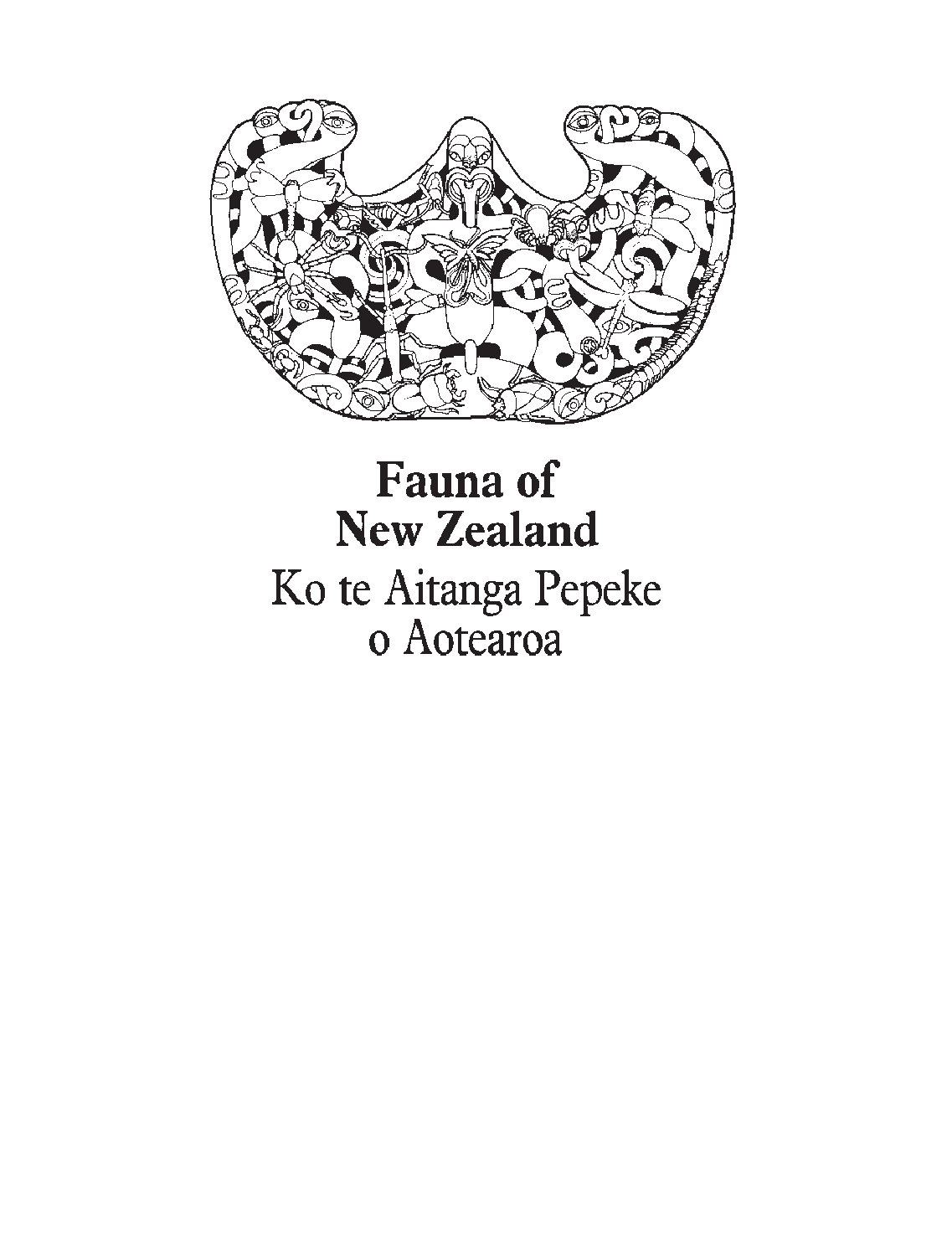# Fauna of New Zealand

## Ko te Aitanga Pepeke o Aotearoa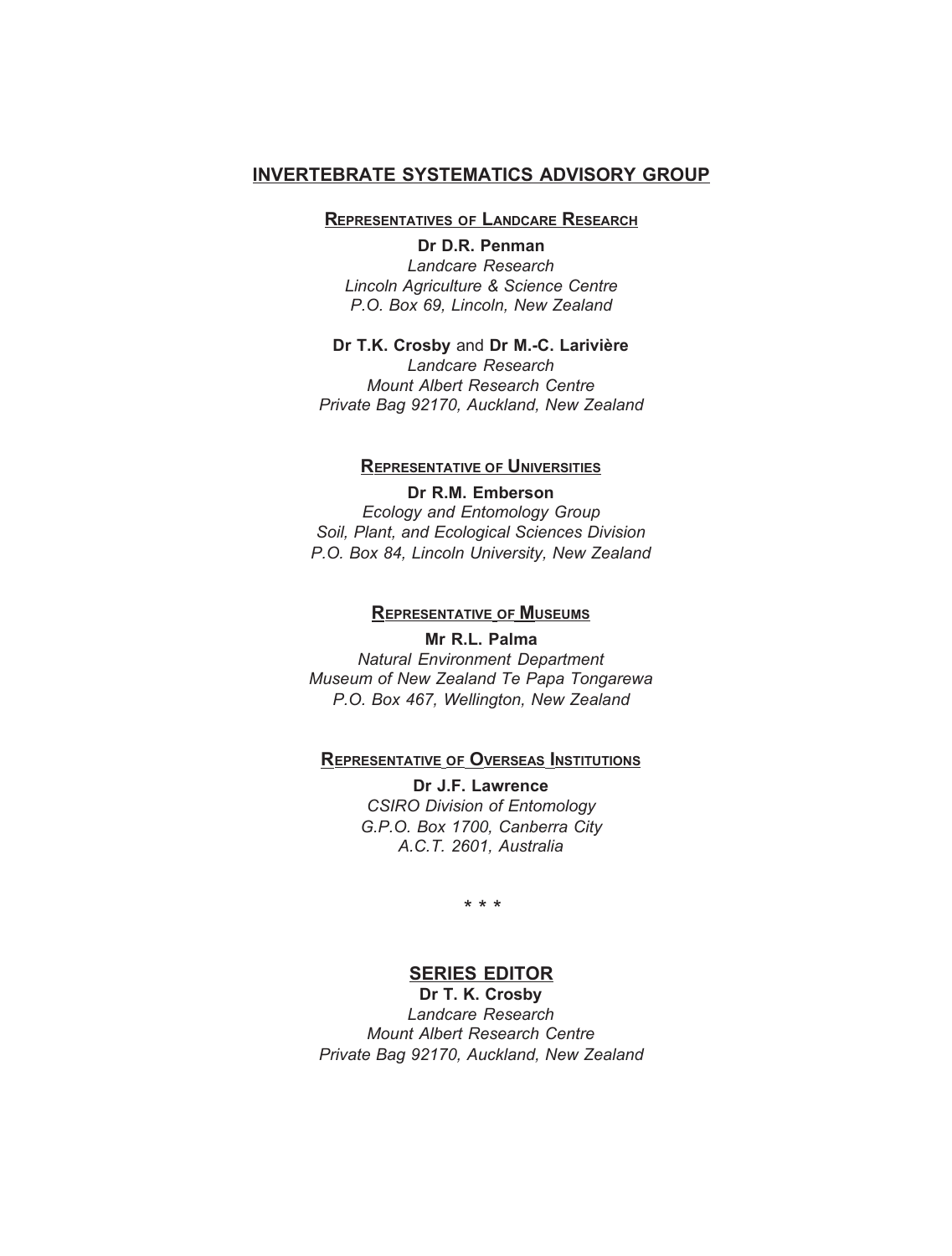## INVERTEBRATE SYSTEMATICS ADVISORY GROUP

### Representatives of Landcare Research

**Dr D.R. Penman**
*Landcare Research*
*Lincoln Agriculture & Science Centre*
*P.O. Box 69, Lincoln, New Zealand*

**Dr T.K. Crosby** and **Dr M.-C. Larivière**
*Landcare Research*
*Mount Albert Research Centre*
*Private Bag 92170, Auckland, New Zealand*

### Representative of Universities

**Dr R.M. Emberson**
*Ecology and Entomology Group*
*Soil, Plant, and Ecological Sciences Division*
*P.O. Box 84, Lincoln University, New Zealand*

### Representative of Museums

**Mr R.L. Palma**
*Natural Environment Department*
*Museum of New Zealand Te Papa Tongarewa*
*P.O. Box 467, Wellington, New Zealand*

### Representative of Overseas Institutions

**Dr J.F. Lawrence**
*CSIRO Division of Entomology*
*G.P.O. Box 1700, Canberra City*
*A.C.T. 2601, Australia*

\* \* \*

## SERIES EDITOR

**Dr T. K. Crosby**
*Landcare Research*
*Mount Albert Research Centre*
*Private Bag 92170, Auckland, New Zealand*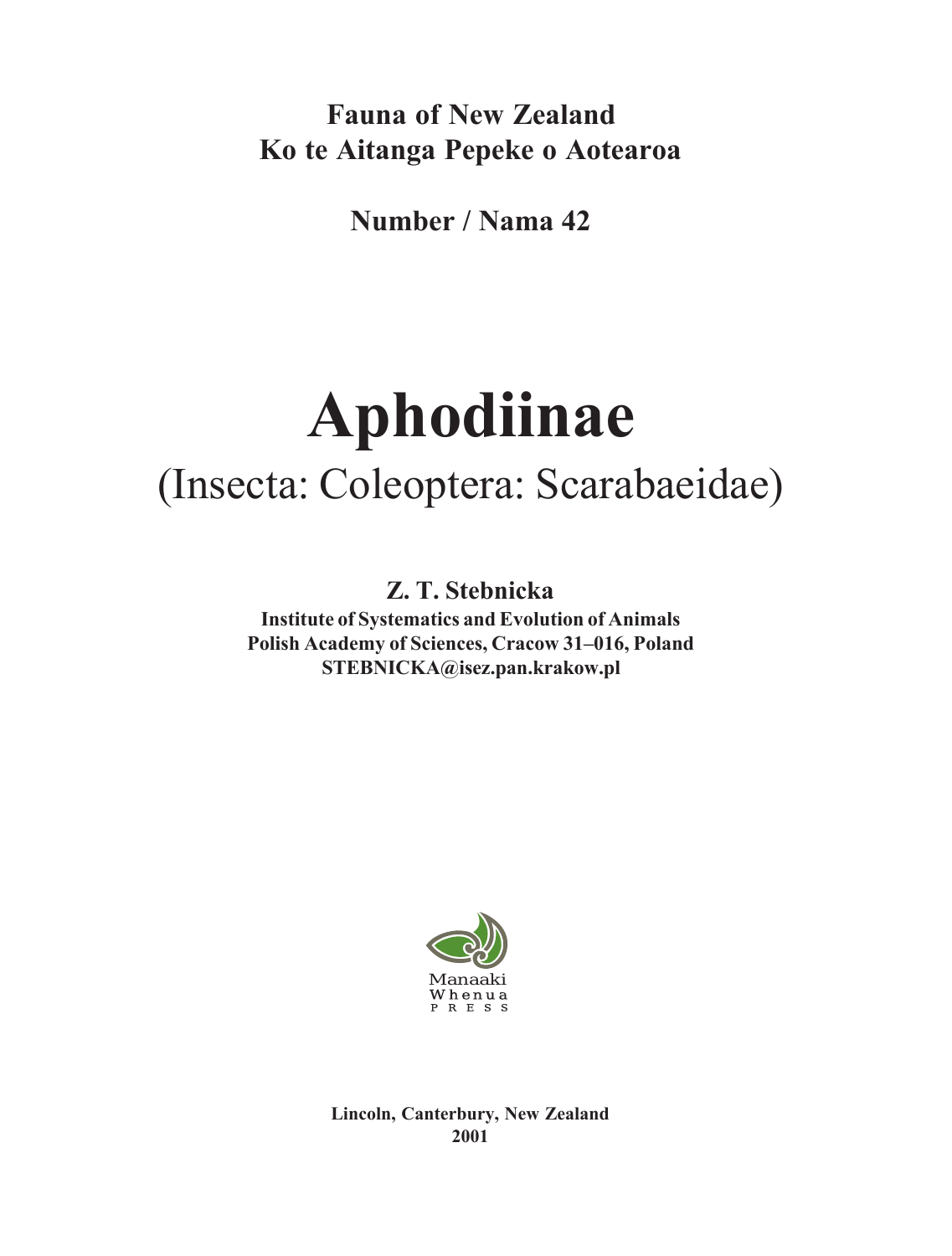**Fauna of New Zealand**
**Ko te Aitanga Pepeke o Aotearoa**

**Number / Nama 42**

# Aphodiinae

## (Insecta: Coleoptera: Scarabaeidae)

**Z. T. Stebnicka**
**Institute of Systematics and Evolution of Animals**
**Polish Academy of Sciences, Cracow 31–016, Poland**
**STEBNICKA@isez.pan.krakow.pl**

Manaaki Whenua PRESS

**Lincoln, Canterbury, New Zealand**
**2001**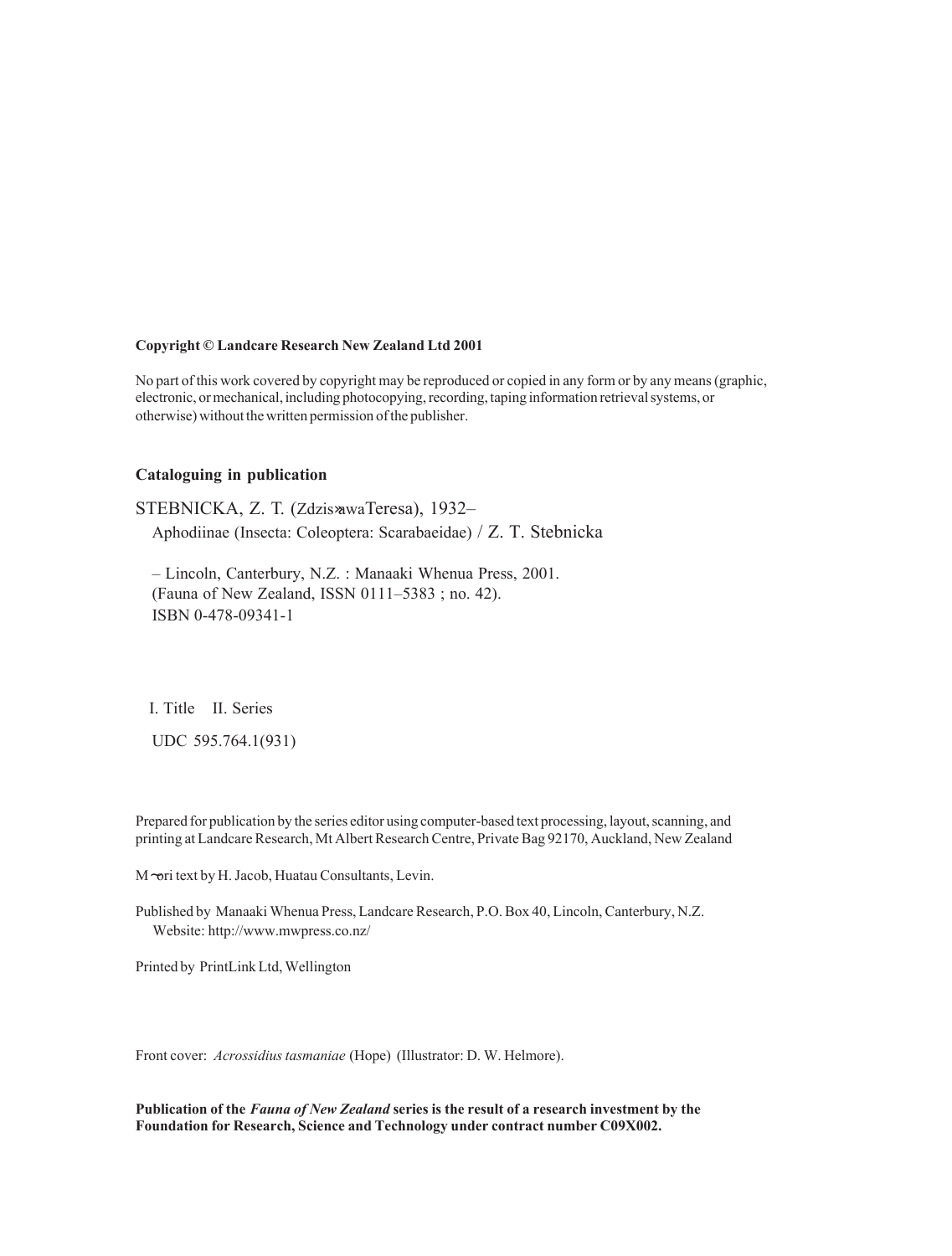**Copyright © Landcare Research New Zealand Ltd 2001**

No part of this work covered by copyright may be reproduced or copied in any form or by any means (graphic, electronic, or mechanical, including photocopying, recording, taping information retrieval systems, or otherwise) without the written permission of the publisher.

**Cataloguing in publication**

STEBNICKA, Z. T. (Zdzisława Teresa), 1932–

Aphodiinae (Insecta: Coleoptera: Scarabaeidae) / Z. T. Stebnicka

– Lincoln, Canterbury, N.Z. : Manaaki Whenua Press, 2001.
(Fauna of New Zealand, ISSN 0111–5383 ; no. 42).
ISBN 0-478-09341-1

I. Title II. Series

UDC 595.764.1(931)

Prepared for publication by the series editor using computer-based text processing, layout, scanning, and printing at Landcare Research, Mt Albert Research Centre, Private Bag 92170, Auckland, New Zealand

Māori text by H. Jacob, Huatau Consultants, Levin.

Published by Manaaki Whenua Press, Landcare Research, P.O. Box 40, Lincoln, Canterbury, N.Z.
Website: http://www.mwpress.co.nz/

Printed by PrintLink Ltd, Wellington

Front cover: *Acrossidius tasmaniae* (Hope) (Illustrator: D. W. Helmore).

**Publication of the *Fauna of New Zealand* series is the result of a research investment by the Foundation for Research, Science and Technology under contract number C09X002.**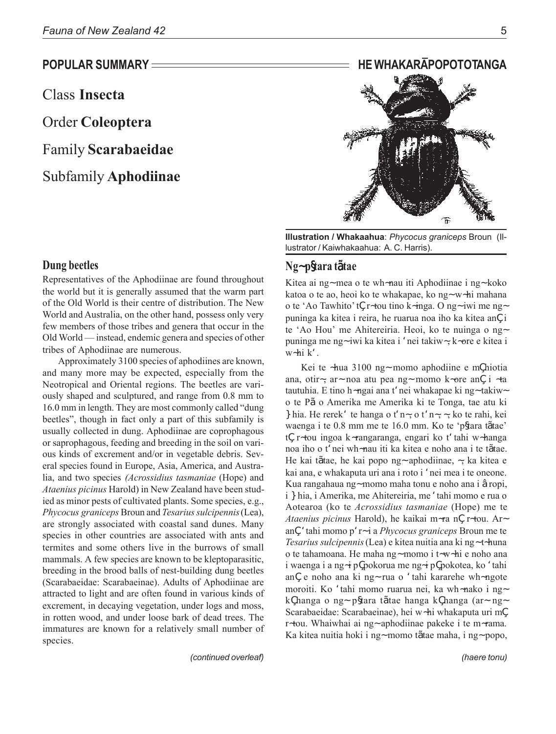## POPULAR SUMMARY

## HE WHAKARĀPOPOTOTANGA

Class **Insecta**

Order **Coleoptera**

Family **Scarabaeidae**

Subfamily **Aphodiinae**

**Illustration / Whakaahua**: *Phycocus graniceps* Broun (Illustrator / Kaiwhakaahua: A. C. Harris).

### Dung beetles

Representatives of the Aphodiinae are found throughout the world but it is generally assumed that the warm part of the Old World is their centre of distribution. The New World and Australia, on the other hand, possess only very few members of those tribes and genera that occur in the Old World — instead, endemic genera and species of other tribes of Aphodiinae are numerous.

Approximately 3100 species of aphodiines are known, and many more may be expected, especially from the Neotropical and Oriental regions. The beetles are variously shaped and sculptured, and range from 0.8 mm to 16.0 mm in length. They are most commonly called "dung beetles", though in fact only a part of this subfamily is usually collected in dung. Aphodiinae are coprophagous or saprophagous, feeding and breeding in the soil on various kinds of excrement and/or in vegetable debris. Several species found in Europe, Asia, America, and Australia, and two species *(Acrossidius tasmaniae* (Hope) and *Ataenius picinus* Harold) in New Zealand have been studied as minor pests of cultivated plants. Some species, e.g., *Phycocus graniceps* Broun and *Tesarius sulcipennis* (Lea), are strongly associated with coastal sand dunes. Many species in other countries are associated with ants and termites and some others live in the burrows of small mammals. A few species are known to be kleptoparasitic, breeding in the brood balls of nest-building dung beetles (Scarabaeidae: Scarabaeinae). Adults of Aphodiinae are attracted to light and are often found in various kinds of excrement, in decaying vegetation, under logs and moss, in rotten wood, and under loose bark of dead trees. The immatures are known for a relatively small number of species.

*(continued overleaf)*

### Ng~ p§tara tãtae

Kitea ai ng~ mea o te wh¬nau iti Aphodiinae i ng~ koko katoa o te ao, heoi ko te whakapae, ko ng~ w¬hi mahana o te 'Ao Tawhito' tÇ r¬tou tino k¬inga. O ng~ iwi me ng~ puninga ka kitea i reira, he ruarua noa iho ka kitea anÇ i te 'Ao Hou' me Ahitereiria. Heoi, ko te nuinga o ng~ puninga me ng~ iwi ka kitea i ‘nei takiw~, k¬ore e kitea i w¬hi k‘.

Kei te ¬hua 3100 ng~ momo aphodiine e mÇhiotia ana, otir~, ar~ noa atu pea ng~ momo k¬ore anÇ i ¬ta tautuhia. E tino h¬ngai ana t‘nei whakapae ki ng~ takiw~ o te Pã o Amerika me Amerika ki te Tonga, tae atu ki } hia. He rerek‘ te hanga o t‘n~, o t‘n~, ~, ko te rahi, kei waenga i te 0.8 mm me te 16.0 mm. Ko te 'p§tara tãtae' tÇ r¬tou ingoa k¬rangaranga, engari ko t‘tahi w¬hanga noa iho o t‘nei wh¬nau iti ka kitea e noho ana i te tãtae. He kai tãtae, he kai popo ng~ aphodiinae, ~, ka kitea e kai ana, e whakaputa uri ana i roto i ‘nei mea i te oneone. Kua rangahaua ng~ momo maha tonu e noho ana i â ropi, i } hia, i Amerika, me Ahitereiria, me ‘tahi momo e rua o Aotearoa (ko te *Acrossidius tasmaniae* (Hope) me te *Ataenius picinus* Harold), he kaikai m¬ra nÇ r¬tou. Ar~ anÇ ‘tahi momo p‘r~ i a *Phycocus graniceps* Broun me te *Tesarius sulcipennis* (Lea) e kitea nuitia ana ki ng~ t¬huna o te tahamoana. He maha ng~ momo i t¬w¬hi e noho ana i waenga i a ng¬i pÇpokorua me ng¬i pÇpokotea, ko ‘tahi anÇ e noho ana ki ng~ rua o ‘tahi kararehe wh¬ngote moroiti. Ko ‘tahi momo ruarua nei, ka wh¬nako i ng~ kÇhanga o ng~ p§tara tãtae hanga kÇhanga (ar~ ng~ Scarabaeidae: Scarabaeinae), hei w¬hi whakaputa uri mÇ r¬tou. Whaiwhai ai ng~ aphodiinae pakeke i te m¬rama. Ka kitea nuitia hoki i ng~ momo tãtae maha, i ng~ popo,

*(haere tonu)*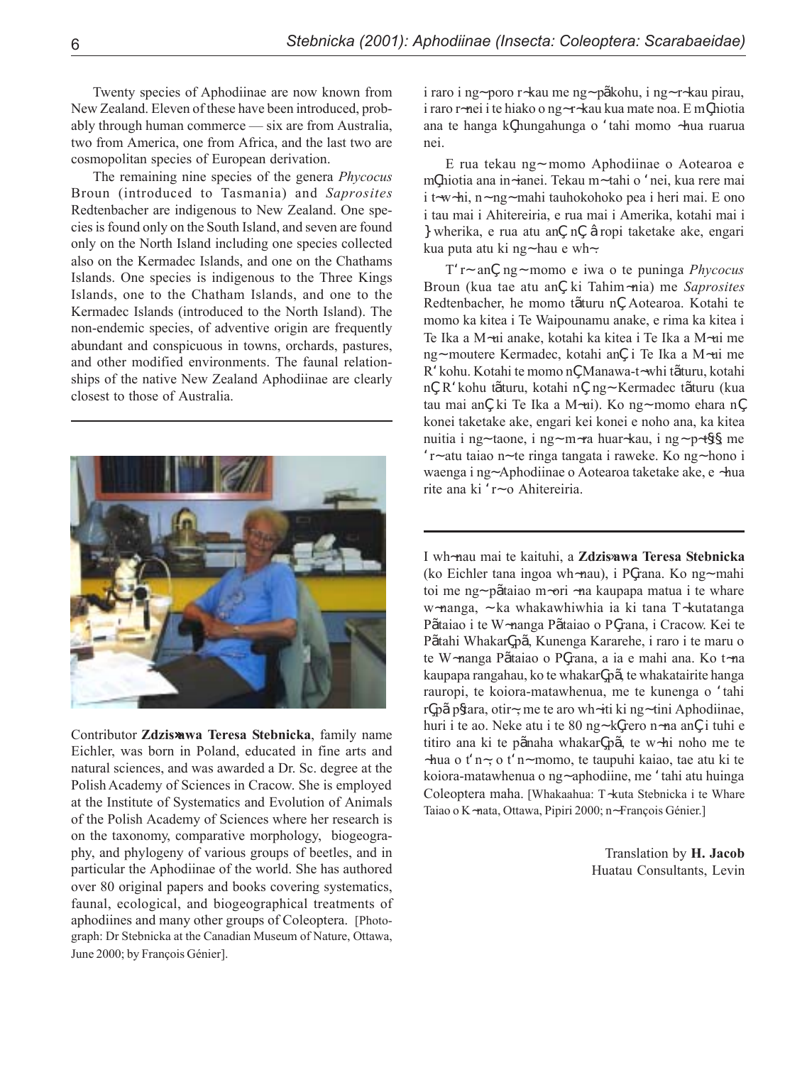Twenty species of Aphodiinae are now known from New Zealand. Eleven of these have been introduced, probably through human commerce — six are from Australia, two from America, one from Africa, and the last two are cosmopolitan species of European derivation.

The remaining nine species of the genera *Phycocus* Broun (introduced to Tasmania) and *Saprosites* Redtenbacher are indigenous to New Zealand. One species is found only on the South Island, and seven are found only on the North Island including one species collected also on the Kermadec Islands, and one on the Chathams Islands. One species is indigenous to the Three Kings Islands, one to the Chatham Islands, and one to the Kermadec Islands (introduced to the North Island). The non-endemic species, of adventive origin are frequently abundant and conspicuous in towns, orchards, pastures, and other modified environments. The faunal relationships of the native New Zealand Aphodiinae are clearly closest to those of Australia.

Contributor **Zdzisława Teresa Stebnicka**, family name Eichler, was born in Poland, educated in fine arts and natural sciences, and was awarded a Dr. Sc. degree at the Polish Academy of Sciences in Cracow. She is employed at the Institute of Systematics and Evolution of Animals of the Polish Academy of Sciences where her research is on the taxonomy, comparative morphology, biogeography, and phylogeny of various groups of beetles, and in particular the Aphodiinae of the world. She has authored over 80 original papers and books covering systematics, faunal, ecological, and biogeographical treatments of aphodiines and many other groups of Coleoptera. [Photograph: Dr Stebnicka at the Canadian Museum of Nature, Ottawa, June 2000; by François Génier].

i raro i ngā poro rākau me ngā pākohu, i ngā rākau pirau, i raro rānei i te hiako o ngā rākau kua mate noa. E mōhiotia ana te hanga kōhungahunga o ētahi momo āhua ruarua nei.

E rua tekau ngā momo Aphodiinae o Aotearoa e mōhiotia ana ināianei. Tekau mā tahi o ēnei, kua rere mai i tāwāhi, nā ngā mahi tauhokohoko pea i heri mai. E ono i tau mai i Ahitereiria, e rua mai i Amerika, kotahi mai i Āwherika, e rua atu anō nō Ūropi taketake ake, engari kua puta atu ki ngā hau e whā.

Tērā anō ngā momo e iwa o te puninga *Phycocus* Broun (kua tae atu anō ki Tahimānia) me *Saprosites* Redtenbacher, he momo tūturu nō Aotearoa. Kotahi te momo ka kitea i Te Waipounamu anake, e rima ka kitea i Te Ika a Māui anake, kotahi ka kitea i Te Ika a Māui me ngā moutere Kermadec, kotahi anō i Te Ika a Māui me Rēkohu. Kotahi te momo nō Manawa-tāwhi tūturu, kotahi nō Rēkohu tūturu, kotahi nō ngā Kermadec tūturu (kua tau mai anō ki Te Ika a Māui). Ko ngā momo ehara nō konei taketake ake, engari kei konei e noho ana, ka kitea nuitia i ngā taone, i ngā māra huarākau, i ngā pātītī, me ērā atu taiao nāte ringa tangata i raweke. Ko ngā hono i waenga i ngā Aphodiinae o Aotearoa taketake ake, e āhua rite ana ki ērā o Ahitereiria.

I whānau mai te kaituhi, a **Zdzisława Teresa Stebnicka** (ko Eichler tana ingoa whānau), i Pōrana. Ko ngā mahi toi me ngā pūtaiao māori āna kaupapa matua i te whare wānanga, ā, ka whakawhiwhia ia ki tana Tākutatanga Pūtaiao i te Wānanga Pūtaiao o Pōrana, i Cracow. Kei te Pūtahi Whakarōpū, Kunenga Kararehe, i raro i te maru o te Wānanga Pūtaiao o Pōrana, a ia e mahi ana. Ko tāna kaupapa rangahau, ko te whakarōpū, te whakatairite hanga rauropi, te koiora-matawhenua, me te kunenga o ētahi rōpū pītara, otirā, me te aro whāiti ki ngā tini Aphodiinae, huri i te ao. Neke atu i te 80 ngā kōrero nāna anō i tuhi e titiro ana ki te pūnaha whakarōpū, te wāhi noho me te āhua o tōnā, o tōnā momo, te taupuhi kaiao, tae atu ki te koiora-matawhenua o ngā aphodiine, me ētahi atu huinga Coleoptera maha. [Whakaahua: Tākuta Stebnicka i te Whare Taiao o Kānata, Ottawa, Pipiri 2000; nā François Génier.]

Translation by **H. Jacob**
Huatau Consultants, Levin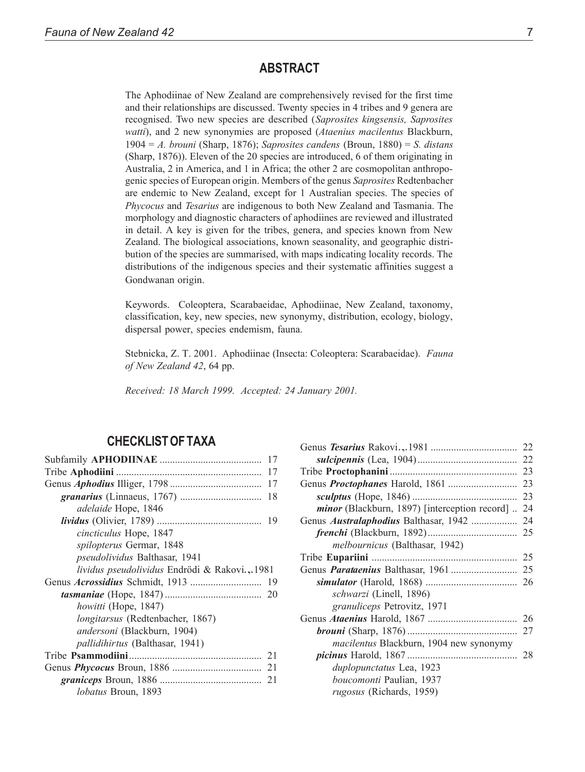## ABSTRACT

The Aphodiinae of New Zealand are comprehensively revised for the first time and their relationships are discussed. Twenty species in 4 tribes and 9 genera are recognised. Two new species are described (*Saprosites kingsensis, Saprosites watti*), and 2 new synonymies are proposed (*Ataenius macilentus* Blackburn, 1904 = *A. brouni* (Sharp, 1876); *Saprosites candens* (Broun, 1880) = *S. distans* (Sharp, 1876)). Eleven of the 20 species are introduced, 6 of them originating in Australia, 2 in America, and 1 in Africa; the other 2 are cosmopolitan anthropogenic species of European origin. Members of the genus *Saprosites* Redtenbacher are endemic to New Zealand, except for 1 Australian species. The species of *Phycocus* and *Tesarius* are indigenous to both New Zealand and Tasmania. The morphology and diagnostic characters of aphodiines are reviewed and illustrated in detail. A key is given for the tribes, genera, and species known from New Zealand. The biological associations, known seasonality, and geographic distribution of the species are summarised, with maps indicating locality records. The distributions of the indigenous species and their systematic affinities suggest a Gondwanan origin.

Keywords. Coleoptera, Scarabaeidae, Aphodiinae, New Zealand, taxonomy, classification, key, new species, new synonymy, distribution, ecology, biology, dispersal power, species endemism, fauna.

Stebnicka, Z. T. 2001. Aphodiinae (Insecta: Coleoptera: Scarabaeidae). *Fauna of New Zealand 42*, 64 pp.

*Received: 18 March 1999. Accepted: 24 January 2001.*

## CHECKLIST OF TAXA

Subfamily **APHODIINAE** ........................................ 17
Tribe **Aphodiini** ........................................ 17
Genus ***Aphodius*** Illiger, 1798 ........................................ 17
  ***granarius*** (Linnaeus, 1767) ........................................ 18
    *adelaide* Hope, 1846
  ***lividus*** (Olivier, 1789) ........................................ 19
    *cincticulus* Hope, 1847
    *spilopterus* Germar, 1848
    *pseudolividus* Balthasar, 1941
    *lividus pseudolividus* Endrödi & Rakovič, 1981
Genus ***Acrossidius*** Schmidt, 1913 ........................................ 19
  ***tasmaniae*** (Hope, 1847) ........................................ 20
    *howitti* (Hope, 1847)
    *longitarsus* (Redtenbacher, 1867)
    *andersoni* (Blackburn, 1904)
    *pallidihirtus* (Balthasar, 1941)
Tribe **Psammodiini** ........................................ 21
Genus ***Phycocus*** Broun, 1886 ........................................ 21
  ***graniceps*** Broun, 1886 ........................................ 21
    *lobatus* Broun, 1893
Genus ***Tesarius*** Rakovič, 1981 ........................................ 22
  ***sulcipennis*** (Lea, 1904) ........................................ 22
Tribe **Proctophanini** ........................................ 23
Genus ***Proctophanes*** Harold, 1861 ........................................ 23
  ***sculptus*** (Hope, 1846) ........................................ 23
  ***minor*** (Blackburn, 1897) [interception record] .. 24
Genus ***Australaphodius*** Balthasar, 1942 ........................................ 24
  ***frenchi*** (Blackburn, 1892) ........................................ 25
    *melbournicus* (Balthasar, 1942)
Tribe **Eupariini** ........................................ 25
Genus ***Parataenius*** Balthasar, 1961 ........................................ 25
  ***simulator*** (Harold, 1868) ........................................ 26
    *schwarzi* (Linell, 1896)
    *granuliceps* Petrovitz, 1971
Genus ***Ataenius*** Harold, 1867 ........................................ 26
  ***brouni*** (Sharp, 1876) ........................................ 27
    *macilentus* Blackburn, 1904 new synonymy
  ***picinus*** Harold, 1867 ........................................ 28
    *duplopunctatus* Lea, 1923
    *boucomonti* Paulian, 1937
    *rugosus* (Richards, 1959)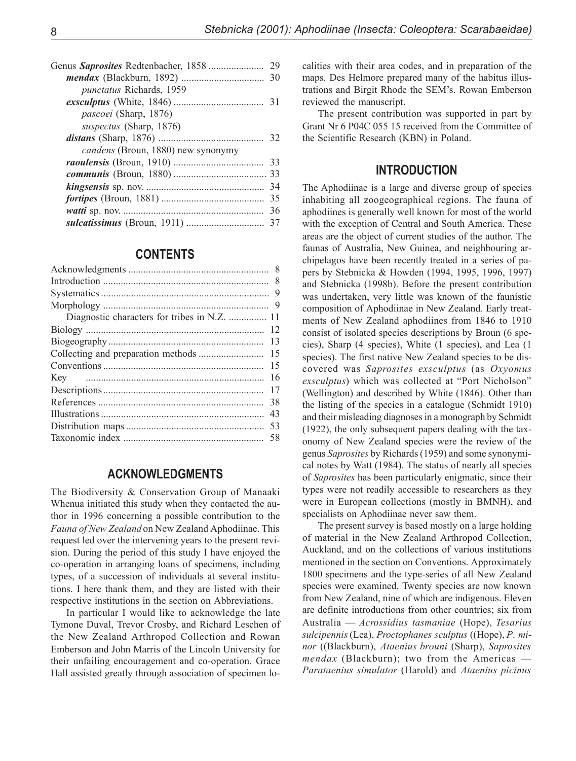Genus ***Saprosites*** Redtenbacher, 1858 ...................... 29
***mendax*** (Blackburn, 1892) ................................. 30
*punctatus* Richards, 1959
***exsculptus*** (White, 1846) .................................... 31
*pascoei* (Sharp, 1876)
*suspectus* (Sharp, 1876)
***distans*** (Sharp, 1876) .......................................... 32
*candens* (Broun, 1880) new synonymy
***raoulensis*** (Broun, 1910) .................................... 33
***communis*** (Broun, 1880) ..................................... 33
***kingsensis*** sp. nov. ............................................... 34
***fortipes*** (Broun, 1881) ......................................... 35
***watti*** sp. nov. ........................................................ 36
***sulcatissimus*** (Broun, 1911) ............................... 37

## CONTENTS

Acknowledgments ........................................................ 8
Introduction .................................................................. 8
Systematics ................................................................... 9
Morphology .................................................................. 9
Diagnostic characters for tribes in N.Z. ............... 11
Biology ....................................................................... 12
Biogeography .............................................................. 13
Collecting and preparation methods .......................... 15
Conventions ................................................................ 15
Key ........................................................................ 16
Descriptions ................................................................ 17
References .................................................................. 38
Illustrations ................................................................. 43
Distribution maps ....................................................... 53
Taxonomic index ........................................................ 58

## ACKNOWLEDGMENTS

The Biodiversity & Conservation Group of Manaaki Whenua initiated this study when they contacted the author in 1996 concerning a possible contribution to the *Fauna of New Zealand* on New Zealand Aphodiinae. This request led over the intervening years to the present revision. During the period of this study I have enjoyed the co-operation in arranging loans of specimens, including types, of a succession of individuals at several institutions. I here thank them, and they are listed with their respective institutions in the section on Abbreviations.

In particular I would like to acknowledge the late Tymone Duval, Trevor Crosby, and Richard Leschen of the New Zealand Arthropod Collection and Rowan Emberson and John Marris of the Lincoln University for their unfailing encouragement and co-operation. Grace Hall assisted greatly through association of specimen localities with their area codes, and in preparation of the maps. Des Helmore prepared many of the habitus illustrations and Birgit Rhode the SEM's. Rowan Emberson reviewed the manuscript.

The present contribution was supported in part by Grant Nr 6 P04C 055 15 received from the Committee of the Scientific Research (KBN) in Poland.

## INTRODUCTION

The Aphodiinae is a large and diverse group of species inhabiting all zoogeographical regions. The fauna of aphodiines is generally well known for most of the world with the exception of Central and South America. These areas are the object of current studies of the author. The faunas of Australia, New Guinea, and neighbouring archipelagos have been recently treated in a series of papers by Stebnicka & Howden (1994, 1995, 1996, 1997) and Stebnicka (1998b). Before the present contribution was undertaken, very little was known of the faunistic composition of Aphodiinae in New Zealand. Early treatments of New Zealand aphodiines from 1846 to 1910 consist of isolated species descriptions by Broun (6 species), Sharp (4 species), White (1 species), and Lea (1 species). The first native New Zealand species to be discovered was *Saprosites exsculptus* (as *Oxyomus exsculptus*) which was collected at "Port Nicholson" (Wellington) and described by White (1846). Other than the listing of the species in a catalogue (Schmidt 1910) and their misleading diagnoses in a monograph by Schmidt (1922), the only subsequent papers dealing with the taxonomy of New Zealand species were the review of the genus *Saprosites* by Richards (1959) and some synonymical notes by Watt (1984). The status of nearly all species of *Saprosites* has been particularly enigmatic, since their types were not readily accessible to researchers as they were in European collections (mostly in BMNH), and specialists on Aphodiinae never saw them.

The present survey is based mostly on a large holding of material in the New Zealand Arthropod Collection, Auckland, and on the collections of various institutions mentioned in the section on Conventions. Approximately 1800 specimens and the type-series of all New Zealand species were examined. Twenty species are now known from New Zealand, nine of which are indigenous. Eleven are definite introductions from other countries; six from Australia — *Acrossidius tasmaniae* (Hope), *Tesarius sulcipennis* (Lea), *Proctophanes sculptus* ((Hope), *P. minor* ((Blackburn), *Ataenius brouni* (Sharp), *Saprosites mendax* (Blackburn); two from the Americas — *Parataenius simulator* (Harold) and *Ataenius picinus*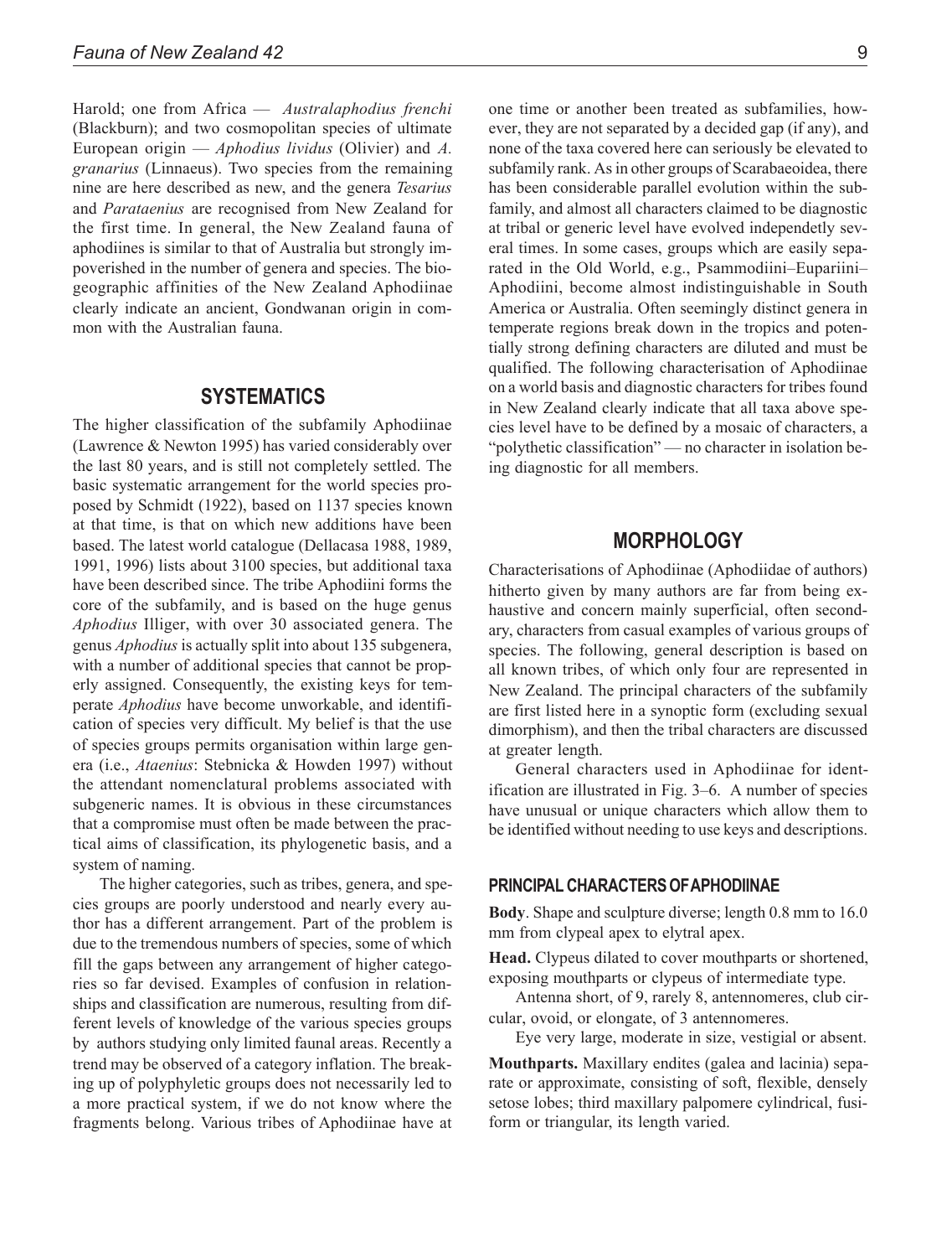Harold; one from Africa — *Australaphodius frenchi* (Blackburn); and two cosmopolitan species of ultimate European origin — *Aphodius lividus* (Olivier) and *A. granarius* (Linnaeus). Two species from the remaining nine are here described as new, and the genera *Tesarius* and *Parataenius* are recognised from New Zealand for the first time. In general, the New Zealand fauna of aphodiines is similar to that of Australia but strongly impoverished in the number of genera and species. The biogeographic affinities of the New Zealand Aphodiinae clearly indicate an ancient, Gondwanan origin in common with the Australian fauna.

## SYSTEMATICS

The higher classification of the subfamily Aphodiinae (Lawrence & Newton 1995) has varied considerably over the last 80 years, and is still not completely settled. The basic systematic arrangement for the world species proposed by Schmidt (1922), based on 1137 species known at that time, is that on which new additions have been based. The latest world catalogue (Dellacasa 1988, 1989, 1991, 1996) lists about 3100 species, but additional taxa have been described since. The tribe Aphodiini forms the core of the subfamily, and is based on the huge genus *Aphodius* Illiger, with over 30 associated genera. The genus *Aphodius* is actually split into about 135 subgenera, with a number of additional species that cannot be properly assigned. Consequently, the existing keys for temperate *Aphodius* have become unworkable, and identification of species very difficult. My belief is that the use of species groups permits organisation within large genera (i.e., *Ataenius*: Stebnicka & Howden 1997) without the attendant nomenclatural problems associated with subgeneric names. It is obvious in these circumstances that a compromise must often be made between the practical aims of classification, its phylogenetic basis, and a system of naming.

The higher categories, such as tribes, genera, and species groups are poorly understood and nearly every author has a different arrangement. Part of the problem is due to the tremendous numbers of species, some of which fill the gaps between any arrangement of higher categories so far devised. Examples of confusion in relationships and classification are numerous, resulting from different levels of knowledge of the various species groups by authors studying only limited faunal areas. Recently a trend may be observed of a category inflation. The breaking up of polyphyletic groups does not necessarily led to a more practical system, if we do not know where the fragments belong. Various tribes of Aphodiinae have at one time or another been treated as subfamilies, however, they are not separated by a decided gap (if any), and none of the taxa covered here can seriously be elevated to subfamily rank. As in other groups of Scarabaeoidea, there has been considerable parallel evolution within the subfamily, and almost all characters claimed to be diagnostic at tribal or generic level have evolved independetly several times. In some cases, groups which are easily separated in the Old World, e.g., Psammodiini–Eupariini–Aphodiini, become almost indistinguishable in South America or Australia. Often seemingly distinct genera in temperate regions break down in the tropics and potentially strong defining characters are diluted and must be qualified. The following characterisation of Aphodiinae on a world basis and diagnostic characters for tribes found in New Zealand clearly indicate that all taxa above species level have to be defined by a mosaic of characters, a "polythetic classification" — no character in isolation being diagnostic for all members.

## MORPHOLOGY

Characterisations of Aphodiinae (Aphodiidae of authors) hitherto given by many authors are far from being exhaustive and concern mainly superficial, often secondary, characters from casual examples of various groups of species. The following, general description is based on all known tribes, of which only four are represented in New Zealand. The principal characters of the subfamily are first listed here in a synoptic form (excluding sexual dimorphism), and then the tribal characters are discussed at greater length.

General characters used in Aphodiinae for identification are illustrated in Fig. 3–6. A number of species have unusual or unique characters which allow them to be identified without needing to use keys and descriptions.

### PRINCIPAL CHARACTERS OF APHODIINAE

**Body**. Shape and sculpture diverse; length 0.8 mm to 16.0 mm from clypeal apex to elytral apex.

**Head.** Clypeus dilated to cover mouthparts or shortened, exposing mouthparts or clypeus of intermediate type.

Antenna short, of 9, rarely 8, antennomeres, club circular, ovoid, or elongate, of 3 antennomeres.

Eye very large, moderate in size, vestigial or absent.

**Mouthparts.** Maxillary endites (galea and lacinia) separate or approximate, consisting of soft, flexible, densely setose lobes; third maxillary palpomere cylindrical, fusiform or triangular, its length varied.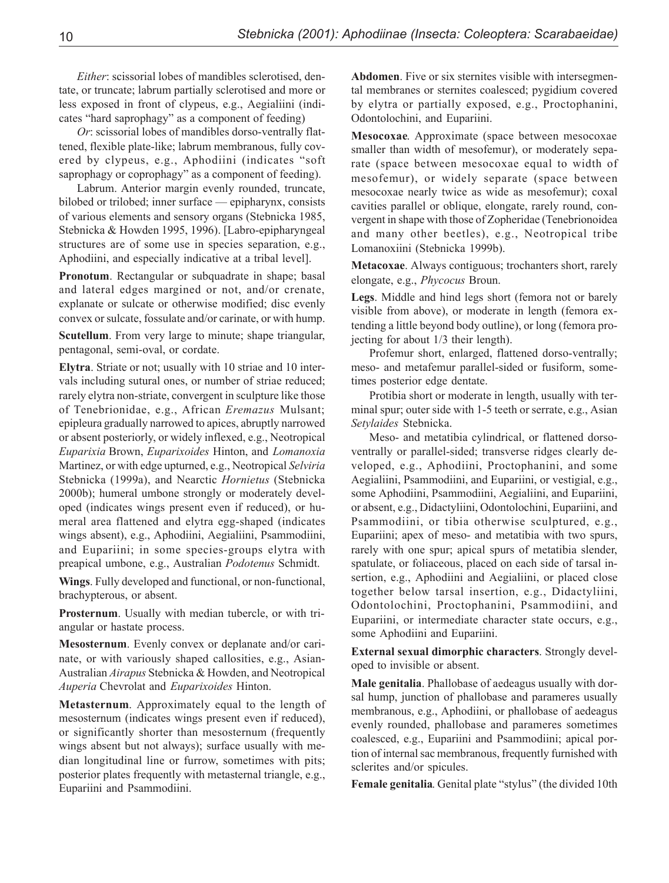*Either*: scissorial lobes of mandibles sclerotised, dentate, or truncate; labrum partially sclerotised and more or less exposed in front of clypeus, e.g., Aegialiini (indicates "hard saprophagy" as a component of feeding)

*Or*: scissorial lobes of mandibles dorso-ventrally flattened, flexible plate-like; labrum membranous, fully covered by clypeus, e.g., Aphodiini (indicates "soft saprophagy or coprophagy" as a component of feeding).

Labrum. Anterior margin evenly rounded, truncate, bilobed or trilobed; inner surface — epipharynx, consists of various elements and sensory organs (Stebnicka 1985, Stebnicka & Howden 1995, 1996). [Labro-epipharyngeal structures are of some use in species separation, e.g., Aphodiini, and especially indicative at a tribal level].

**Pronotum**. Rectangular or subquadrate in shape; basal and lateral edges margined or not, and/or crenate, explanate or sulcate or otherwise modified; disc evenly convex or sulcate, fossulate and/or carinate, or with hump.

**Scutellum**. From very large to minute; shape triangular, pentagonal, semi-oval, or cordate.

**Elytra**. Striate or not; usually with 10 striae and 10 intervals including sutural ones, or number of striae reduced; rarely elytra non-striate, convergent in sculpture like those of Tenebrionidae, e.g., African *Eremazus* Mulsant; epipleura gradually narrowed to apices, abruptly narrowed or absent posteriorly, or widely inflexed, e.g., Neotropical *Euparixia* Brown, *Euparixoides* Hinton, and *Lomanoxia* Martinez, or with edge upturned, e.g., Neotropical *Selviria* Stebnicka (1999a), and Nearctic *Hornietus* (Stebnicka 2000b); humeral umbone strongly or moderately developed (indicates wings present even if reduced), or humeral area flattened and elytra egg-shaped (indicates wings absent), e.g., Aphodiini, Aegialiini, Psammodiini, and Eupariini; in some species-groups elytra with preapical umbone, e.g., Australian *Podotenus* Schmidt.

**Wings**. Fully developed and functional, or non-functional, brachypterous, or absent.

**Prosternum**. Usually with median tubercle, or with triangular or hastate process.

**Mesosternum**. Evenly convex or deplanate and/or carinate, or with variously shaped callosities, e.g., Asian-Australian *Airapus* Stebnicka & Howden, and Neotropical *Auperia* Chevrolat and *Euparixoides* Hinton.

**Metasternum**. Approximately equal to the length of mesosternum (indicates wings present even if reduced), or significantly shorter than mesosternum (frequently wings absent but not always); surface usually with median longitudinal line or furrow, sometimes with pits; posterior plates frequently with metasternal triangle, e.g., Eupariini and Psammodiini.

**Abdomen**. Five or six sternites visible with intersegmental membranes or sternites coalesced; pygidium covered by elytra or partially exposed, e.g., Proctophanini, Odontolochini, and Eupariini.

**Mesocoxae**. Approximate (space between mesocoxae smaller than width of mesofemur), or moderately separate (space between mesocoxae equal to width of mesofemur), or widely separate (space between mesocoxae nearly twice as wide as mesofemur); coxal cavities parallel or oblique, elongate, rarely round, convergent in shape with those of Zopheridae (Tenebrionoidea and many other beetles), e.g., Neotropical tribe Lomanoxiini (Stebnicka 1999b).

**Metacoxae**. Always contiguous; trochanters short, rarely elongate, e.g., *Phycocus* Broun.

**Legs**. Middle and hind legs short (femora not or barely visible from above), or moderate in length (femora extending a little beyond body outline), or long (femora projecting for about 1/3 their length).

Profemur short, enlarged, flattened dorso-ventrally; meso- and metafemur parallel-sided or fusiform, sometimes posterior edge dentate.

Protibia short or moderate in length, usually with terminal spur; outer side with 1-5 teeth or serrate, e.g., Asian *Setylaides* Stebnicka.

Meso- and metatibia cylindrical, or flattened dorso-ventrally or parallel-sided; transverse ridges clearly developed, e.g., Aphodiini, Proctophanini, and some Aegialiini, Psammodiini, and Eupariini, or vestigial, e.g., some Aphodiini, Psammodiini, Aegialiini, and Eupariini, or absent, e.g., Didactyliini, Odontolochini, Eupariini, and Psammodiini, or tibia otherwise sculptured, e.g., Eupariini; apex of meso- and metatibia with two spurs, rarely with one spur; apical spurs of metatibia slender, spatulate, or foliaceous, placed on each side of tarsal insertion, e.g., Aphodiini and Aegialiini, or placed close together below tarsal insertion, e.g., Didactyliini, Odontolochini, Proctophanini, Psammodiini, and Eupariini, or intermediate character state occurs, e.g., some Aphodiini and Eupariini.

**External sexual dimorphic characters**. Strongly developed to invisible or absent.

**Male genitalia**. Phallobase of aedeagus usually with dorsal hump, junction of phallobase and parameres usually membranous, e.g., Aphodiini, or phallobase of aedeagus evenly rounded, phallobase and parameres sometimes coalesced, e.g., Eupariini and Psammodiini; apical portion of internal sac membranous, frequently furnished with sclerites and/or spicules.

**Female genitalia**. Genital plate "stylus" (the divided 10th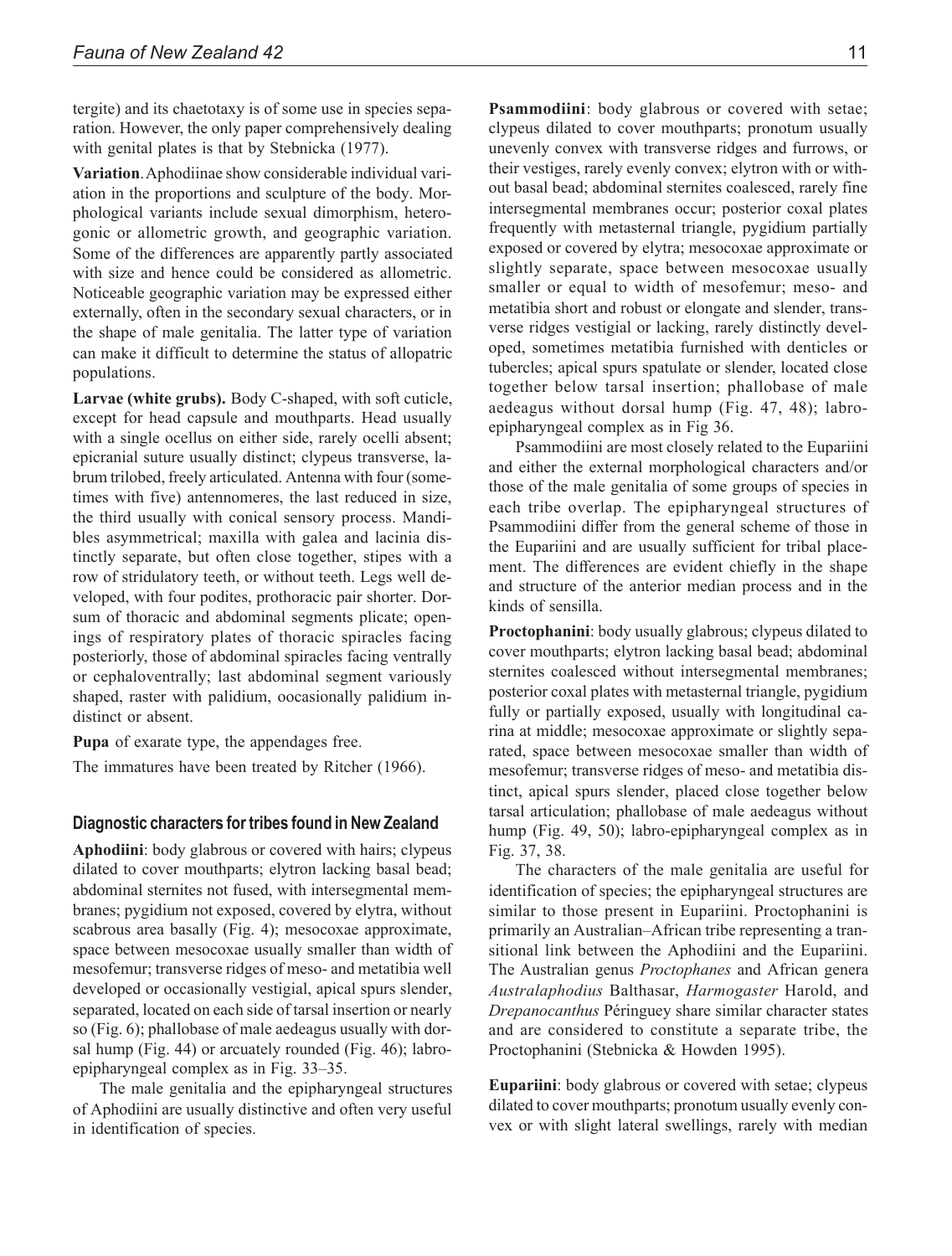tergite) and its chaetotaxy is of some use in species separation. However, the only paper comprehensively dealing with genital plates is that by Stebnicka (1977).

**Variation**. Aphodiinae show considerable individual variation in the proportions and sculpture of the body. Morphological variants include sexual dimorphism, heterogonic or allometric growth, and geographic variation. Some of the differences are apparently partly associated with size and hence could be considered as allometric. Noticeable geographic variation may be expressed either externally, often in the secondary sexual characters, or in the shape of male genitalia. The latter type of variation can make it difficult to determine the status of allopatric populations.

**Larvae (white grubs).** Body C-shaped, with soft cuticle, except for head capsule and mouthparts. Head usually with a single ocellus on either side, rarely ocelli absent; epicranial suture usually distinct; clypeus transverse, labrum trilobed, freely articulated. Antenna with four (sometimes with five) antennomeres, the last reduced in size, the third usually with conical sensory process. Mandibles asymmetrical; maxilla with galea and lacinia distinctly separate, but often close together, stipes with a row of stridulatory teeth, or without teeth. Legs well developed, with four podites, prothoracic pair shorter. Dorsum of thoracic and abdominal segments plicate; openings of respiratory plates of thoracic spiracles facing posteriorly, those of abdominal spiracles facing ventrally or cephaloventrally; last abdominal segment variously shaped, raster with palidium, oocasionally palidium indistinct or absent.

**Pupa** of exarate type, the appendages free.

The immatures have been treated by Ritcher (1966).

## Diagnostic characters for tribes found in New Zealand

**Aphodiini**: body glabrous or covered with hairs; clypeus dilated to cover mouthparts; elytron lacking basal bead; abdominal sternites not fused, with intersegmental membranes; pygidium not exposed, covered by elytra, without scabrous area basally (Fig. 4); mesocoxae approximate, space between mesocoxae usually smaller than width of mesofemur; transverse ridges of meso- and metatibia well developed or occasionally vestigial, apical spurs slender, separated, located on each side of tarsal insertion or nearly so (Fig. 6); phallobase of male aedeagus usually with dorsal hump (Fig. 44) or arcuately rounded (Fig. 46); labro-epipharyngeal complex as in Fig. 33–35.

The male genitalia and the epipharyngeal structures of Aphodiini are usually distinctive and often very useful in identification of species.

**Psammodiini**: body glabrous or covered with setae; clypeus dilated to cover mouthparts; pronotum usually unevenly convex with transverse ridges and furrows, or their vestiges, rarely evenly convex; elytron with or without basal bead; abdominal sternites coalesced, rarely fine intersegmental membranes occur; posterior coxal plates frequently with metasternal triangle, pygidium partially exposed or covered by elytra; mesocoxae approximate or slightly separate, space between mesocoxae usually smaller or equal to width of mesofemur; meso- and metatibia short and robust or elongate and slender, transverse ridges vestigial or lacking, rarely distinctly developed, sometimes metatibia furnished with denticles or tubercles; apical spurs spatulate or slender, located close together below tarsal insertion; phallobase of male aedeagus without dorsal hump (Fig. 47, 48); labro-epipharyngeal complex as in Fig 36.

Psammodiini are most closely related to the Eupariini and either the external morphological characters and/or those of the male genitalia of some groups of species in each tribe overlap. The epipharyngeal structures of Psammodiini differ from the general scheme of those in the Eupariini and are usually sufficient for tribal placement. The differences are evident chiefly in the shape and structure of the anterior median process and in the kinds of sensilla.

**Proctophanini**: body usually glabrous; clypeus dilated to cover mouthparts; elytron lacking basal bead; abdominal sternites coalesced without intersegmental membranes; posterior coxal plates with metasternal triangle, pygidium fully or partially exposed, usually with longitudinal carina at middle; mesocoxae approximate or slightly separated, space between mesocoxae smaller than width of mesofemur; transverse ridges of meso- and metatibia distinct, apical spurs slender, placed close together below tarsal articulation; phallobase of male aedeagus without hump (Fig. 49, 50); labro-epipharyngeal complex as in Fig. 37, 38.

The characters of the male genitalia are useful for identification of species; the epipharyngeal structures are similar to those present in Eupariini. Proctophanini is primarily an Australian–African tribe representing a transitional link between the Aphodiini and the Eupariini. The Australian genus *Proctophanes* and African genera *Australaphodius* Balthasar, *Harmogaster* Harold, and *Drepanocanthus* Péringuey share similar character states and are considered to constitute a separate tribe, the Proctophanini (Stebnicka & Howden 1995).

**Eupariini**: body glabrous or covered with setae; clypeus dilated to cover mouthparts; pronotum usually evenly convex or with slight lateral swellings, rarely with median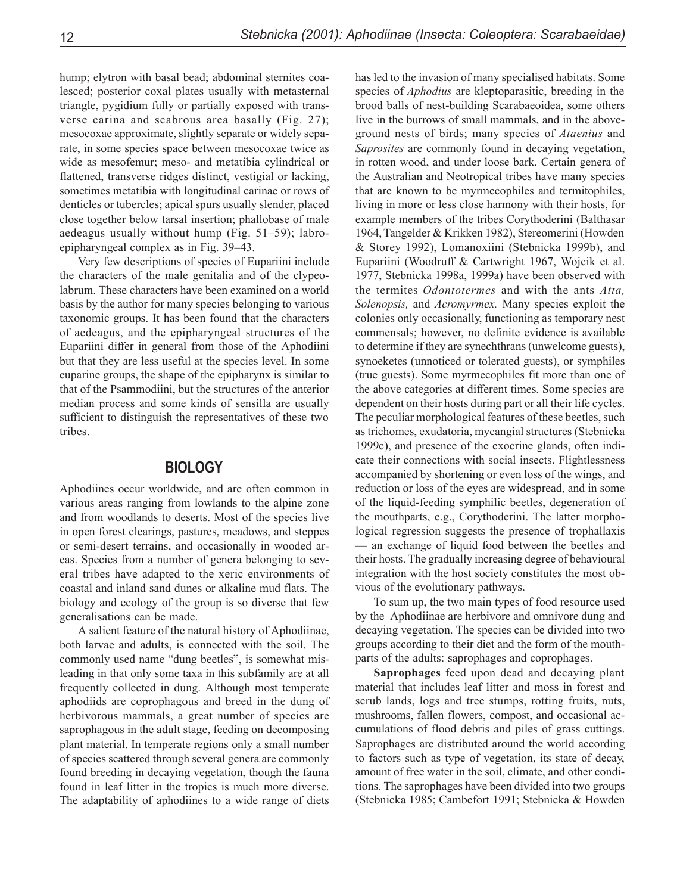hump; elytron with basal bead; abdominal sternites coalesced; posterior coxal plates usually with metasternal triangle, pygidium fully or partially exposed with transverse carina and scabrous area basally (Fig. 27); mesocoxae approximate, slightly separate or widely separate, in some species space between mesocoxae twice as wide as mesofemur; meso- and metatibia cylindrical or flattened, transverse ridges distinct, vestigial or lacking, sometimes metatibia with longitudinal carinae or rows of denticles or tubercles; apical spurs usually slender, placed close together below tarsal insertion; phallobase of male aedeagus usually without hump (Fig. 51–59); labro-epipharyngeal complex as in Fig. 39–43.

Very few descriptions of species of Eupariini include the characters of the male genitalia and of the clypeolabrum. These characters have been examined on a world basis by the author for many species belonging to various taxonomic groups. It has been found that the characters of aedeagus, and the epipharyngeal structures of the Eupariini differ in general from those of the Aphodiini but that they are less useful at the species level. In some euparine groups, the shape of the epipharynx is similar to that of the Psammodiini, but the structures of the anterior median process and some kinds of sensilla are usually sufficient to distinguish the representatives of these two tribes.

## BIOLOGY

Aphodiines occur worldwide, and are often common in various areas ranging from lowlands to the alpine zone and from woodlands to deserts. Most of the species live in open forest clearings, pastures, meadows, and steppes or semi-desert terrains, and occasionally in wooded areas. Species from a number of genera belonging to several tribes have adapted to the xeric environments of coastal and inland sand dunes or alkaline mud flats. The biology and ecology of the group is so diverse that few generalisations can be made.

A salient feature of the natural history of Aphodiinae, both larvae and adults, is connected with the soil. The commonly used name "dung beetles", is somewhat misleading in that only some taxa in this subfamily are at all frequently collected in dung. Although most temperate aphodiids are coprophagous and breed in the dung of herbivorous mammals, a great number of species are saprophagous in the adult stage, feeding on decomposing plant material. In temperate regions only a small number of species scattered through several genera are commonly found breeding in decaying vegetation, though the fauna found in leaf litter in the tropics is much more diverse. The adaptability of aphodiines to a wide range of diets has led to the invasion of many specialised habitats. Some species of *Aphodius* are kleptoparasitic, breeding in the brood balls of nest-building Scarabaeoidea, some others live in the burrows of small mammals, and in the above-ground nests of birds; many species of *Ataenius* and *Saprosites* are commonly found in decaying vegetation, in rotten wood, and under loose bark. Certain genera of the Australian and Neotropical tribes have many species that are known to be myrmecophiles and termitophiles, living in more or less close harmony with their hosts, for example members of the tribes Corythoderini (Balthasar 1964, Tangelder & Krikken 1982), Stereomerini (Howden & Storey 1992), Lomanoxiini (Stebnicka 1999b), and Eupariini (Woodruff & Cartwright 1967, Wojcik et al. 1977, Stebnicka 1998a, 1999a) have been observed with the termites *Odontotermes* and with the ants *Atta, Solenopsis,* and *Acromyrmex.* Many species exploit the colonies only occasionally, functioning as temporary nest commensals; however, no definite evidence is available to determine if they are synechthrans (unwelcome guests), synoeketes (unnoticed or tolerated guests), or symphiles (true guests). Some myrmecophiles fit more than one of the above categories at different times. Some species are dependent on their hosts during part or all their life cycles. The peculiar morphological features of these beetles, such as trichomes, exudatoria, mycangial structures (Stebnicka 1999c), and presence of the exocrine glands, often indicate their connections with social insects. Flightlessness accompanied by shortening or even loss of the wings, and reduction or loss of the eyes are widespread, and in some of the liquid-feeding symphilic beetles, degeneration of the mouthparts, e.g., Corythoderini. The latter morphological regression suggests the presence of trophallaxis — an exchange of liquid food between the beetles and their hosts. The gradually increasing degree of behavioural integration with the host society constitutes the most obvious of the evolutionary pathways.

To sum up, the two main types of food resource used by the Aphodiinae are herbivore and omnivore dung and decaying vegetation. The species can be divided into two groups according to their diet and the form of the mouthparts of the adults: saprophages and coprophages.

**Saprophages** feed upon dead and decaying plant material that includes leaf litter and moss in forest and scrub lands, logs and tree stumps, rotting fruits, nuts, mushrooms, fallen flowers, compost, and occasional accumulations of flood debris and piles of grass cuttings. Saprophages are distributed around the world according to factors such as type of vegetation, its state of decay, amount of free water in the soil, climate, and other conditions. The saprophages have been divided into two groups (Stebnicka 1985; Cambefort 1991; Stebnicka & Howden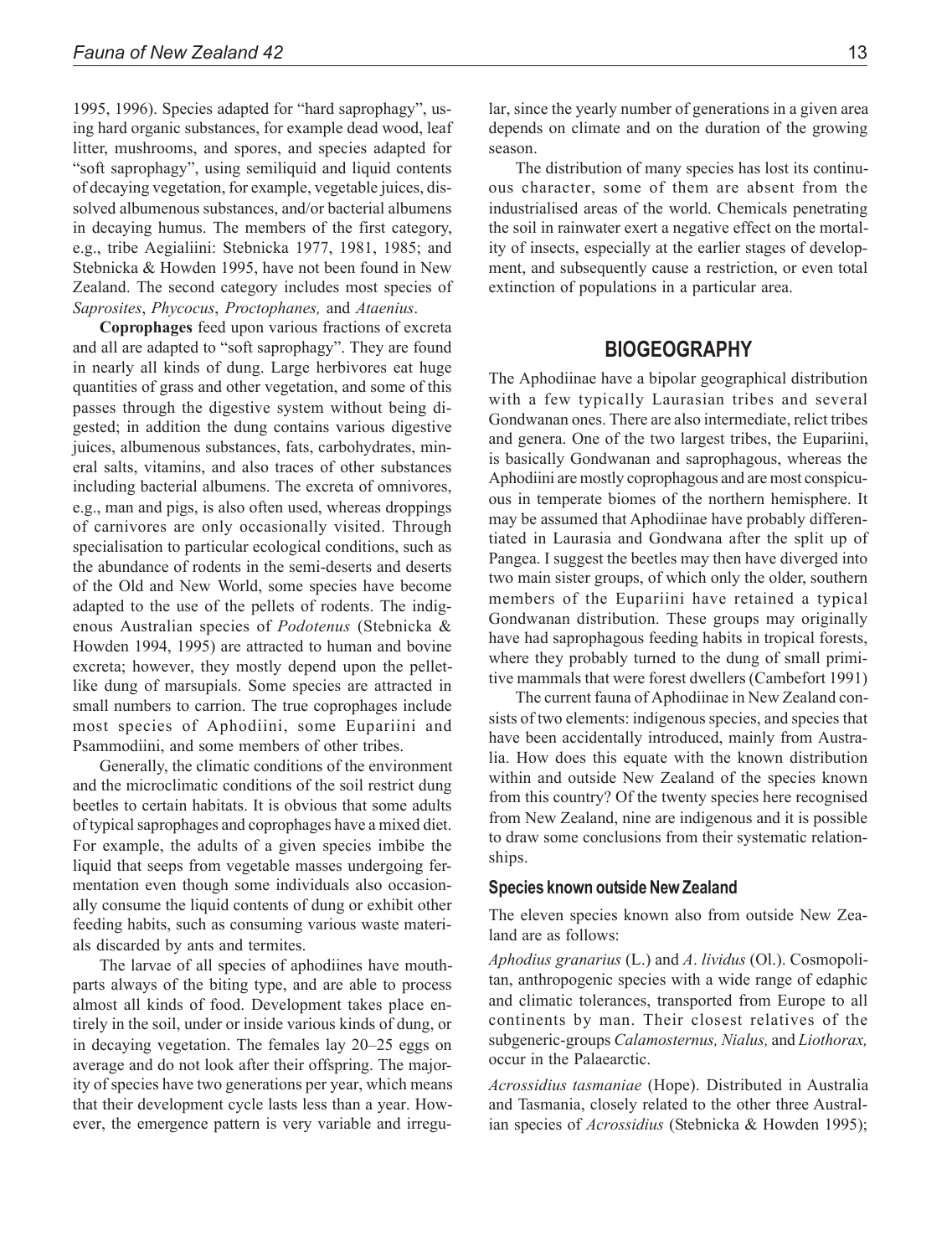1995, 1996). Species adapted for "hard saprophagy", using hard organic substances, for example dead wood, leaf litter, mushrooms, and spores, and species adapted for "soft saprophagy", using semiliquid and liquid contents of decaying vegetation, for example, vegetable juices, dissolved albumenous substances, and/or bacterial albumens in decaying humus. The members of the first category, e.g., tribe Aegialiini: Stebnicka 1977, 1981, 1985; and Stebnicka & Howden 1995, have not been found in New Zealand. The second category includes most species of *Saprosites*, *Phycocus*, *Proctophanes,* and *Ataenius*.

**Coprophages** feed upon various fractions of excreta and all are adapted to "soft saprophagy". They are found in nearly all kinds of dung. Large herbivores eat huge quantities of grass and other vegetation, and some of this passes through the digestive system without being digested; in addition the dung contains various digestive juices, albumenous substances, fats, carbohydrates, mineral salts, vitamins, and also traces of other substances including bacterial albumens. The excreta of omnivores, e.g., man and pigs, is also often used, whereas droppings of carnivores are only occasionally visited. Through specialisation to particular ecological conditions, such as the abundance of rodents in the semi-deserts and deserts of the Old and New World, some species have become adapted to the use of the pellets of rodents. The indigenous Australian species of *Podotenus* (Stebnicka & Howden 1994, 1995) are attracted to human and bovine excreta; however, they mostly depend upon the pellet-like dung of marsupials. Some species are attracted in small numbers to carrion. The true coprophages include most species of Aphodiini, some Eupariini and Psammodiini, and some members of other tribes.

Generally, the climatic conditions of the environment and the microclimatic conditions of the soil restrict dung beetles to certain habitats. It is obvious that some adults of typical saprophages and coprophages have a mixed diet. For example, the adults of a given species imbibe the liquid that seeps from vegetable masses undergoing fermentation even though some individuals also occasionally consume the liquid contents of dung or exhibit other feeding habits, such as consuming various waste materials discarded by ants and termites.

The larvae of all species of aphodiines have mouthparts always of the biting type, and are able to process almost all kinds of food. Development takes place entirely in the soil, under or inside various kinds of dung, or in decaying vegetation. The females lay 20–25 eggs on average and do not look after their offspring. The majority of species have two generations per year, which means that their development cycle lasts less than a year. However, the emergence pattern is very variable and irregular, since the yearly number of generations in a given area depends on climate and on the duration of the growing season.

The distribution of many species has lost its continuous character, some of them are absent from the industrialised areas of the world. Chemicals penetrating the soil in rainwater exert a negative effect on the mortality of insects, especially at the earlier stages of development, and subsequently cause a restriction, or even total extinction of populations in a particular area.

## BIOGEOGRAPHY

The Aphodiinae have a bipolar geographical distribution with a few typically Laurasian tribes and several Gondwanan ones. There are also intermediate, relict tribes and genera. One of the two largest tribes, the Eupariini, is basically Gondwanan and saprophagous, whereas the Aphodiini are mostly coprophagous and are most conspicuous in temperate biomes of the northern hemisphere. It may be assumed that Aphodiinae have probably differentiated in Laurasia and Gondwana after the split up of Pangea. I suggest the beetles may then have diverged into two main sister groups, of which only the older, southern members of the Eupariini have retained a typical Gondwanan distribution. These groups may originally have had saprophagous feeding habits in tropical forests, where they probably turned to the dung of small primitive mammals that were forest dwellers (Cambefort 1991)

The current fauna of Aphodiinae in New Zealand consists of two elements: indigenous species, and species that have been accidentally introduced, mainly from Australia. How does this equate with the known distribution within and outside New Zealand of the species known from this country? Of the twenty species here recognised from New Zealand, nine are indigenous and it is possible to draw some conclusions from their systematic relationships.

### Species known outside New Zealand

The eleven species known also from outside New Zealand are as follows:

*Aphodius granarius* (L.) and *A*. *lividus* (Ol.). Cosmopolitan, anthropogenic species with a wide range of edaphic and climatic tolerances, transported from Europe to all continents by man. Their closest relatives of the subgeneric-groups *Calamosternus, Nialus,* and *Liothorax,* occur in the Palaearctic.

*Acrossidius tasmaniae* (Hope). Distributed in Australia and Tasmania, closely related to the other three Australian species of *Acrossidius* (Stebnicka & Howden 1995);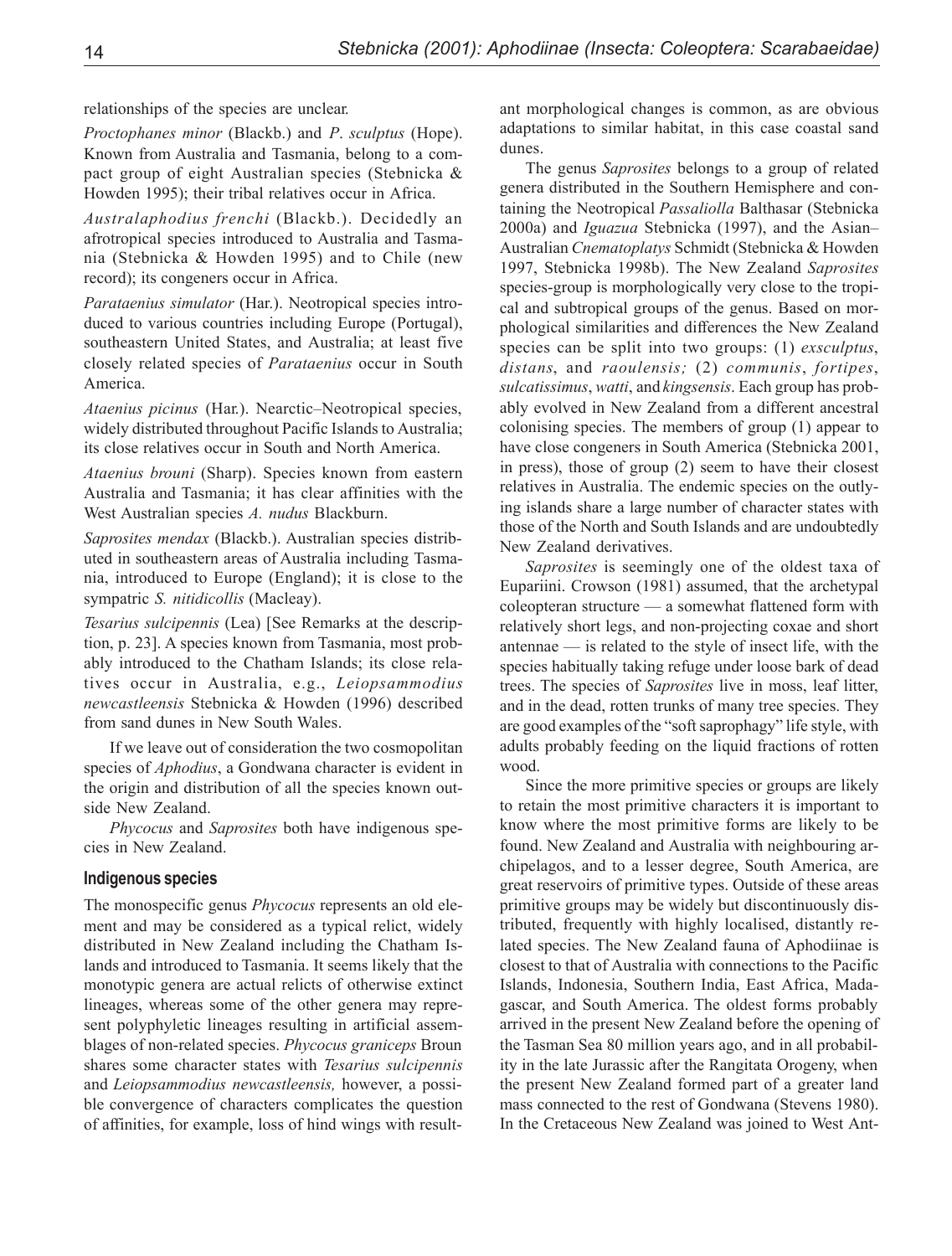relationships of the species are unclear.

*Proctophanes minor* (Blackb.) and *P. sculptus* (Hope). Known from Australia and Tasmania, belong to a compact group of eight Australian species (Stebnicka & Howden 1995); their tribal relatives occur in Africa.

*Australaphodius frenchi* (Blackb.). Decidedly an afrotropical species introduced to Australia and Tasmania (Stebnicka & Howden 1995) and to Chile (new record); its congeners occur in Africa.

*Parataenius simulator* (Har.). Neotropical species introduced to various countries including Europe (Portugal), southeastern United States, and Australia; at least five closely related species of *Parataenius* occur in South America.

*Ataenius picinus* (Har.). Nearctic–Neotropical species, widely distributed throughout Pacific Islands to Australia; its close relatives occur in South and North America.

*Ataenius brouni* (Sharp). Species known from eastern Australia and Tasmania; it has clear affinities with the West Australian species *A. nudus* Blackburn.

*Saprosites mendax* (Blackb.). Australian species distributed in southeastern areas of Australia including Tasmania, introduced to Europe (England); it is close to the sympatric *S. nitidicollis* (Macleay).

*Tesarius sulcipennis* (Lea) [See Remarks at the description, p. 23]. A species known from Tasmania, most probably introduced to the Chatham Islands; its close relatives occur in Australia, e.g., *Leiopsammodius newcastleensis* Stebnicka & Howden (1996) described from sand dunes in New South Wales.

If we leave out of consideration the two cosmopolitan species of *Aphodius*, a Gondwana character is evident in the origin and distribution of all the species known outside New Zealand.

*Phycocus* and *Saprosites* both have indigenous species in New Zealand.

## Indigenous species

The monospecific genus *Phycocus* represents an old element and may be considered as a typical relict, widely distributed in New Zealand including the Chatham Islands and introduced to Tasmania. It seems likely that the monotypic genera are actual relicts of otherwise extinct lineages, whereas some of the other genera may represent polyphyletic lineages resulting in artificial assemblages of non-related species. *Phycocus graniceps* Broun shares some character states with *Tesarius sulcipennis* and *Leiopsammodius newcastleensis,* however, a possible convergence of characters complicates the question of affinities, for example, loss of hind wings with resultant morphological changes is common, as are obvious adaptations to similar habitat, in this case coastal sand dunes.

The genus *Saprosites* belongs to a group of related genera distributed in the Southern Hemisphere and containing the Neotropical *Passaliolla* Balthasar (Stebnicka 2000a) and *Iguazua* Stebnicka (1997), and the Asian–Australian *Cnematoplatys* Schmidt (Stebnicka & Howden 1997, Stebnicka 1998b). The New Zealand *Saprosites* species-group is morphologically very close to the tropical and subtropical groups of the genus. Based on morphological similarities and differences the New Zealand species can be split into two groups: (1) *exsculptus*, *distans*, and *raoulensis;* (2) *communis*, *fortipes*, *sulcatissimus*, *watti*, and *kingsensis*. Each group has probably evolved in New Zealand from a different ancestral colonising species. The members of group (1) appear to have close congeners in South America (Stebnicka 2001, in press), those of group (2) seem to have their closest relatives in Australia. The endemic species on the outlying islands share a large number of character states with those of the North and South Islands and are undoubtedly New Zealand derivatives.

*Saprosites* is seemingly one of the oldest taxa of Eupariini. Crowson (1981) assumed, that the archetypal coleopteran structure — a somewhat flattened form with relatively short legs, and non-projecting coxae and short antennae — is related to the style of insect life, with the species habitually taking refuge under loose bark of dead trees. The species of *Saprosites* live in moss, leaf litter, and in the dead, rotten trunks of many tree species. They are good examples of the "soft saprophagy" life style, with adults probably feeding on the liquid fractions of rotten wood.

Since the more primitive species or groups are likely to retain the most primitive characters it is important to know where the most primitive forms are likely to be found. New Zealand and Australia with neighbouring archipelagos, and to a lesser degree, South America, are great reservoirs of primitive types. Outside of these areas primitive groups may be widely but discontinuously distributed, frequently with highly localised, distantly related species. The New Zealand fauna of Aphodiinae is closest to that of Australia with connections to the Pacific Islands, Indonesia, Southern India, East Africa, Madagascar, and South America. The oldest forms probably arrived in the present New Zealand before the opening of the Tasman Sea 80 million years ago, and in all probability in the late Jurassic after the Rangitata Orogeny, when the present New Zealand formed part of a greater land mass connected to the rest of Gondwana (Stevens 1980). In the Cretaceous New Zealand was joined to West Ant-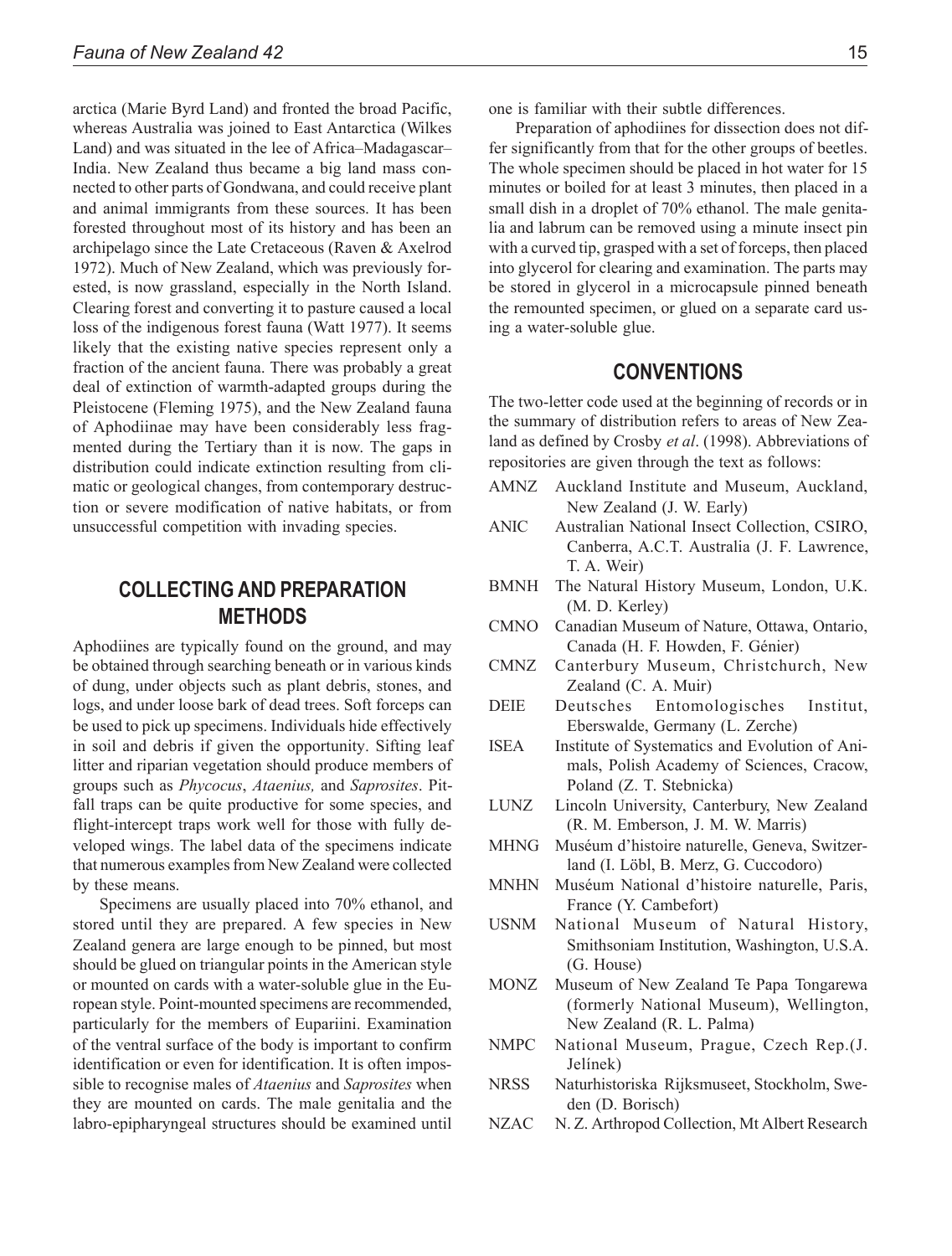arctica (Marie Byrd Land) and fronted the broad Pacific, whereas Australia was joined to East Antarctica (Wilkes Land) and was situated in the lee of Africa–Madagascar–India. New Zealand thus became a big land mass connected to other parts of Gondwana, and could receive plant and animal immigrants from these sources. It has been forested throughout most of its history and has been an archipelago since the Late Cretaceous (Raven & Axelrod 1972). Much of New Zealand, which was previously forested, is now grassland, especially in the North Island. Clearing forest and converting it to pasture caused a local loss of the indigenous forest fauna (Watt 1977). It seems likely that the existing native species represent only a fraction of the ancient fauna. There was probably a great deal of extinction of warmth-adapted groups during the Pleistocene (Fleming 1975), and the New Zealand fauna of Aphodiinae may have been considerably less fragmented during the Tertiary than it is now. The gaps in distribution could indicate extinction resulting from climatic or geological changes, from contemporary destruction or severe modification of native habitats, or from unsuccessful competition with invading species.

## COLLECTING AND PREPARATION METHODS

Aphodiines are typically found on the ground, and may be obtained through searching beneath or in various kinds of dung, under objects such as plant debris, stones, and logs, and under loose bark of dead trees. Soft forceps can be used to pick up specimens. Individuals hide effectively in soil and debris if given the opportunity. Sifting leaf litter and riparian vegetation should produce members of groups such as *Phycocus*, *Ataenius,* and *Saprosites*. Pitfall traps can be quite productive for some species, and flight-intercept traps work well for those with fully developed wings. The label data of the specimens indicate that numerous examples from New Zealand were collected by these means.

Specimens are usually placed into 70% ethanol, and stored until they are prepared. A few species in New Zealand genera are large enough to be pinned, but most should be glued on triangular points in the American style or mounted on cards with a water-soluble glue in the European style. Point-mounted specimens are recommended, particularly for the members of Eupariini. Examination of the ventral surface of the body is important to confirm identification or even for identification. It is often impossible to recognise males of *Ataenius* and *Saprosites* when they are mounted on cards. The male genitalia and the labro-epipharyngeal structures should be examined until one is familiar with their subtle differences.

Preparation of aphodiines for dissection does not differ significantly from that for the other groups of beetles. The whole specimen should be placed in hot water for 15 minutes or boiled for at least 3 minutes, then placed in a small dish in a droplet of 70% ethanol. The male genitalia and labrum can be removed using a minute insect pin with a curved tip, grasped with a set of forceps, then placed into glycerol for clearing and examination. The parts may be stored in glycerol in a microcapsule pinned beneath the remounted specimen, or glued on a separate card using a water-soluble glue.

## CONVENTIONS

The two-letter code used at the beginning of records or in the summary of distribution refers to areas of New Zealand as defined by Crosby *et al*. (1998). Abbreviations of repositories are given through the text as follows:

- AMNZ Auckland Institute and Museum, Auckland, New Zealand (J. W. Early)
- ANIC Australian National Insect Collection, CSIRO, Canberra, A.C.T. Australia (J. F. Lawrence, T. A. Weir)
- BMNH The Natural History Museum, London, U.K. (M. D. Kerley)
- CMNO Canadian Museum of Nature, Ottawa, Ontario, Canada (H. F. Howden, F. Génier)
- CMNZ Canterbury Museum, Christchurch, New Zealand (C. A. Muir)
- DEIE Deutsches Entomologisches Institut, Eberswalde, Germany (L. Zerche)
- ISEA Institute of Systematics and Evolution of Animals, Polish Academy of Sciences, Cracow, Poland (Z. T. Stebnicka)
- LUNZ Lincoln University, Canterbury, New Zealand (R. M. Emberson, J. M. W. Marris)
- MHNG Muséum d'histoire naturelle, Geneva, Switzerland (I. Löbl, B. Merz, G. Cuccodoro)
- MNHN Muséum National d'histoire naturelle, Paris, France (Y. Cambefort)
- USNM National Museum of Natural History, Smithsoniam Institution, Washington, U.S.A. (G. House)
- MONZ Museum of New Zealand Te Papa Tongarewa (formerly National Museum), Wellington, New Zealand (R. L. Palma)
- NMPC National Museum, Prague, Czech Rep.(J. Jelínek)
- NRSS Naturhistoriska Rijksmuseet, Stockholm, Sweden (D. Borisch)
- NZAC N. Z. Arthropod Collection, Mt Albert Research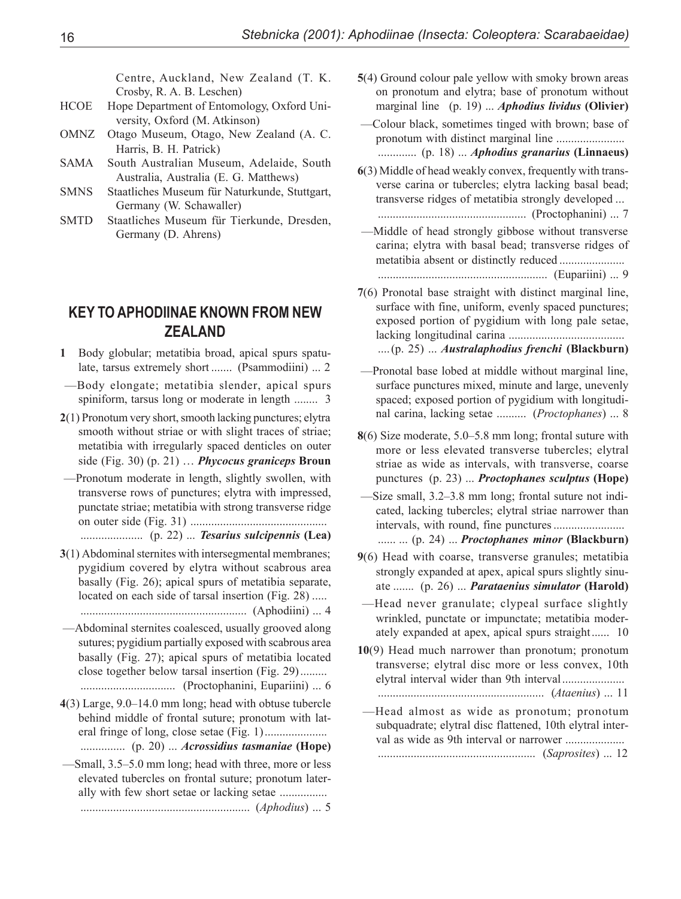Centre, Auckland, New Zealand (T. K. Crosby, R. A. B. Leschen)

HCOE Hope Department of Entomology, Oxford University, Oxford (M. Atkinson)

OMNZ Otago Museum, Otago, New Zealand (A. C. Harris, B. H. Patrick)

SAMA South Australian Museum, Adelaide, South Australia, Australia (E. G. Matthews)

SMNS Staatliches Museum für Naturkunde, Stuttgart, Germany (W. Schawaller)

SMTD Staatliches Museum für Tierkunde, Dresden, Germany (D. Ahrens)

## KEY TO APHODIINAE KNOWN FROM NEW ZEALAND

**1** Body globular; metatibia broad, apical spurs spatulate, tarsus extremely short ....... (Psammodiini) ... 2

—Body elongate; metatibia slender, apical spurs spiniform, tarsus long or moderate in length ........ 3

**2**(1) Pronotum very short, smooth lacking punctures; elytra smooth without striae or with slight traces of striae; metatibia with irregularly spaced denticles on outer side (Fig. 30) (p. 21) … ***Phycocus graniceps*** **Broun**

—Pronotum moderate in length, slightly swollen, with transverse rows of punctures; elytra with impressed, punctate striae; metatibia with strong transverse ridge on outer side (Fig. 31) ............................................. ..................... (p. 22) ... ***Tesarius sulcipennis*** **(Lea)**

**3**(1) Abdominal sternites with intersegmental membranes; pygidium covered by elytra without scabrous area basally (Fig. 26); apical spurs of metatibia separate, located on each side of tarsal insertion (Fig. 28) ..... ........................................................ (Aphodiini) ... 4

—Abdominal sternites coalesced, usually grooved along sutures; pygidium partially exposed with scabrous area basally (Fig. 27); apical spurs of metatibia located close together below tarsal insertion (Fig. 29)......... ................................ (Proctophanini, Eupariini) ... 6

**4**(3) Large, 9.0–14.0 mm long; head with obtuse tubercle behind middle of frontal suture; pronotum with lateral fringe of long, close setae (Fig. 1)..................... ............... (p. 20) ... ***Acrossidius tasmaniae*** **(Hope)**

—Small, 3.5–5.0 mm long; head with three, more or less elevated tubercles on frontal suture; pronotum laterally with few short setae or lacking setae ................ ......................................................... (*Aphodius*) ... 5

**5**(4) Ground colour pale yellow with smoky brown areas on pronotum and elytra; base of pronotum without marginal line (p. 19) ... ***Aphodius lividus*** **(Olivier)**

—Colour black, sometimes tinged with brown; base of pronotum with distinct marginal line ....................... ............. (p. 18) ... ***Aphodius granarius*** **(Linnaeus)**

**6**(3) Middle of head weakly convex, frequently with transverse carina or tubercles; elytra lacking basal bead; transverse ridges of metatibia strongly developed ... .................................................. (Proctophanini) ... 7

—Middle of head strongly gibbose without transverse carina; elytra with basal bead; transverse ridges of metatibia absent or distinctly reduced ...................... ......................................................... (Eupariini) ... 9

**7**(6) Pronotal base straight with distinct marginal line, surface with fine, uniform, evenly spaced punctures; exposed portion of pygidium with long pale setae, lacking longitudinal carina ....................................... ....(p. 25) ... ***Australaphodius frenchi*** **(Blackburn)**

—Pronotal base lobed at middle without marginal line, surface punctures mixed, minute and large, unevenly spaced; exposed portion of pygidium with longitudinal carina, lacking setae .......... (*Proctophanes*) ... 8

**8**(6) Size moderate, 5.0–5.8 mm long; frontal suture with more or less elevated transverse tubercles; elytral striae as wide as intervals, with transverse, coarse punctures (p. 23) ... ***Proctophanes sculptus*** **(Hope)**

—Size small, 3.2–3.8 mm long; frontal suture not indicated, lacking tubercles; elytral striae narrower than intervals, with round, fine punctures ........................ ...... ... (p. 24) ... ***Proctophanes minor*** **(Blackburn)**

**9**(6) Head with coarse, transverse granules; metatibia strongly expanded at apex, apical spurs slightly sinuate ....... (p. 26) ... ***Parataenius simulator*** **(Harold)**

—Head never granulate; clypeal surface slightly wrinkled, punctate or impunctate; metatibia moderately expanded at apex, apical spurs straight...... 10

**10**(9) Head much narrower than pronotum; pronotum transverse; elytral disc more or less convex, 10th elytral interval wider than 9th interval..................... ........................................................ (*Ataenius*) ... 11

—Head almost as wide as pronotum; pronotum subquadrate; elytral disc flattened, 10th elytral interval as wide as 9th interval or narrower .................... ..................................................... (*Saprosites*) ... 12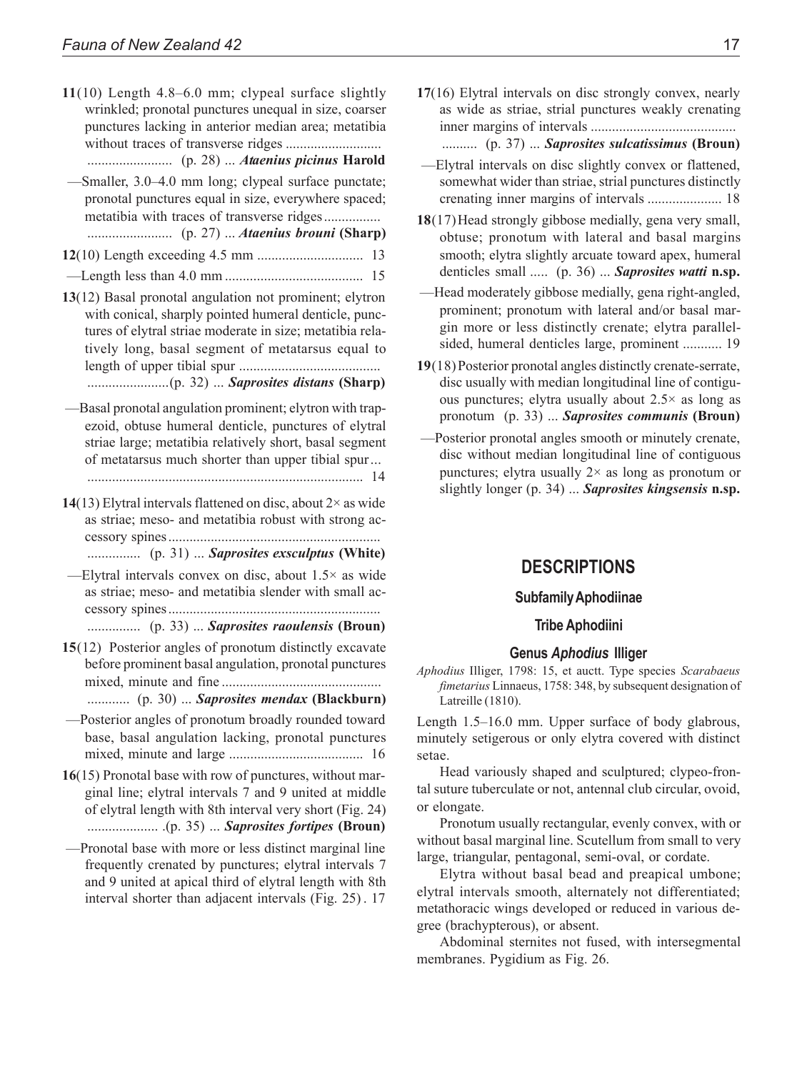**11**(10) Length 4.8–6.0 mm; clypeal surface slightly wrinkled; pronotal punctures unequal in size, coarser punctures lacking in anterior median area; metatibia without traces of transverse ridges ........................... ........................ (p. 28) ... ***Ataenius picinus*** **Harold**

—Smaller, 3.0–4.0 mm long; clypeal surface punctate; pronotal punctures equal in size, everywhere spaced; metatibia with traces of transverse ridges................ ........................ (p. 27) ... ***Ataenius brouni*** **(Sharp)**

**12**(10) Length exceeding 4.5 mm .............................. 13

—Length less than 4.0 mm ....................................... 15

**13**(12) Basal pronotal angulation not prominent; elytron with conical, sharply pointed humeral denticle, punctures of elytral striae moderate in size; metatibia relatively long, basal segment of metatarsus equal to length of upper tibial spur ........................................ .......................(p. 32) ... ***Saprosites distans*** **(Sharp)**

—Basal pronotal angulation prominent; elytron with trapezoid, obtuse humeral denticle, punctures of elytral striae large; metatibia relatively short, basal segment of metatarsus much shorter than upper tibial spur... ............................................................................. 14

**14**(13) Elytral intervals flattened on disc, about 2× as wide as striae; meso- and metatibia robust with strong accessory spines............................................................ ............... (p. 31) ... ***Saprosites exsculptus*** **(White)**

—Elytral intervals convex on disc, about 1.5× as wide as striae; meso- and metatibia slender with small accessory spines............................................................ ............... (p. 33) ... ***Saprosites raoulensis*** **(Broun)**

**15**(12) Posterior angles of pronotum distinctly excavate before prominent basal angulation, pronotal punctures mixed, minute and fine ............................................. ............ (p. 30) ... ***Saprosites mendax*** **(Blackburn)**

—Posterior angles of pronotum broadly rounded toward base, basal angulation lacking, pronotal punctures mixed, minute and large ...................................... 16

**16**(15) Pronotal base with row of punctures, without marginal line; elytral intervals 7 and 9 united at middle of elytral length with 8th interval very short (Fig. 24) .................... .(p. 35) ... ***Saprosites fortipes*** **(Broun)**

—Pronotal base with more or less distinct marginal line frequently crenated by punctures; elytral intervals 7 and 9 united at apical third of elytral length with 8th interval shorter than adjacent intervals (Fig. 25) . 17

**17**(16) Elytral intervals on disc strongly convex, nearly as wide as striae, strial punctures weakly crenating inner margins of intervals ......................................... .......... (p. 37) ... ***Saprosites sulcatissimus*** **(Broun)**

—Elytral intervals on disc slightly convex or flattened, somewhat wider than striae, strial punctures distinctly crenating inner margins of intervals ..................... 18

**18**(17) Head strongly gibbose medially, gena very small, obtuse; pronotum with lateral and basal margins smooth; elytra slightly arcuate toward apex, humeral denticles small ..... (p. 36) ... ***Saprosites watti*** **n.sp.**

—Head moderately gibbose medially, gena right-angled, prominent; pronotum with lateral and/or basal margin more or less distinctly crenate; elytra parallel-sided, humeral denticles large, prominent ........... 19

**19**(18) Posterior pronotal angles distinctly crenate-serrate, disc usually with median longitudinal line of contiguous punctures; elytra usually about 2.5× as long as pronotum (p. 33) ... ***Saprosites communis*** **(Broun)**

—Posterior pronotal angles smooth or minutely crenate, disc without median longitudinal line of contiguous punctures; elytra usually 2× as long as pronotum or slightly longer (p. 34) ... ***Saprosites kingsensis*** **n.sp.**

## DESCRIPTIONS

### Subfamily Aphodiinae

#### Tribe Aphodiini

#### Genus *Aphodius* Illiger

*Aphodius* Illiger, 1798: 15, et auctt. Type species *Scarabaeus fimetarius* Linnaeus, 1758: 348, by subsequent designation of Latreille (1810).

Length 1.5–16.0 mm. Upper surface of body glabrous, minutely setigerous or only elytra covered with distinct setae.

Head variously shaped and sculptured; clypeo-frontal suture tuberculate or not, antennal club circular, ovoid, or elongate.

Pronotum usually rectangular, evenly convex, with or without basal marginal line. Scutellum from small to very large, triangular, pentagonal, semi-oval, or cordate.

Elytra without basal bead and preapical umbone; elytral intervals smooth, alternately not differentiated; metathoracic wings developed or reduced in various degree (brachypterous), or absent.

Abdominal sternites not fused, with intersegmental membranes. Pygidium as Fig. 26.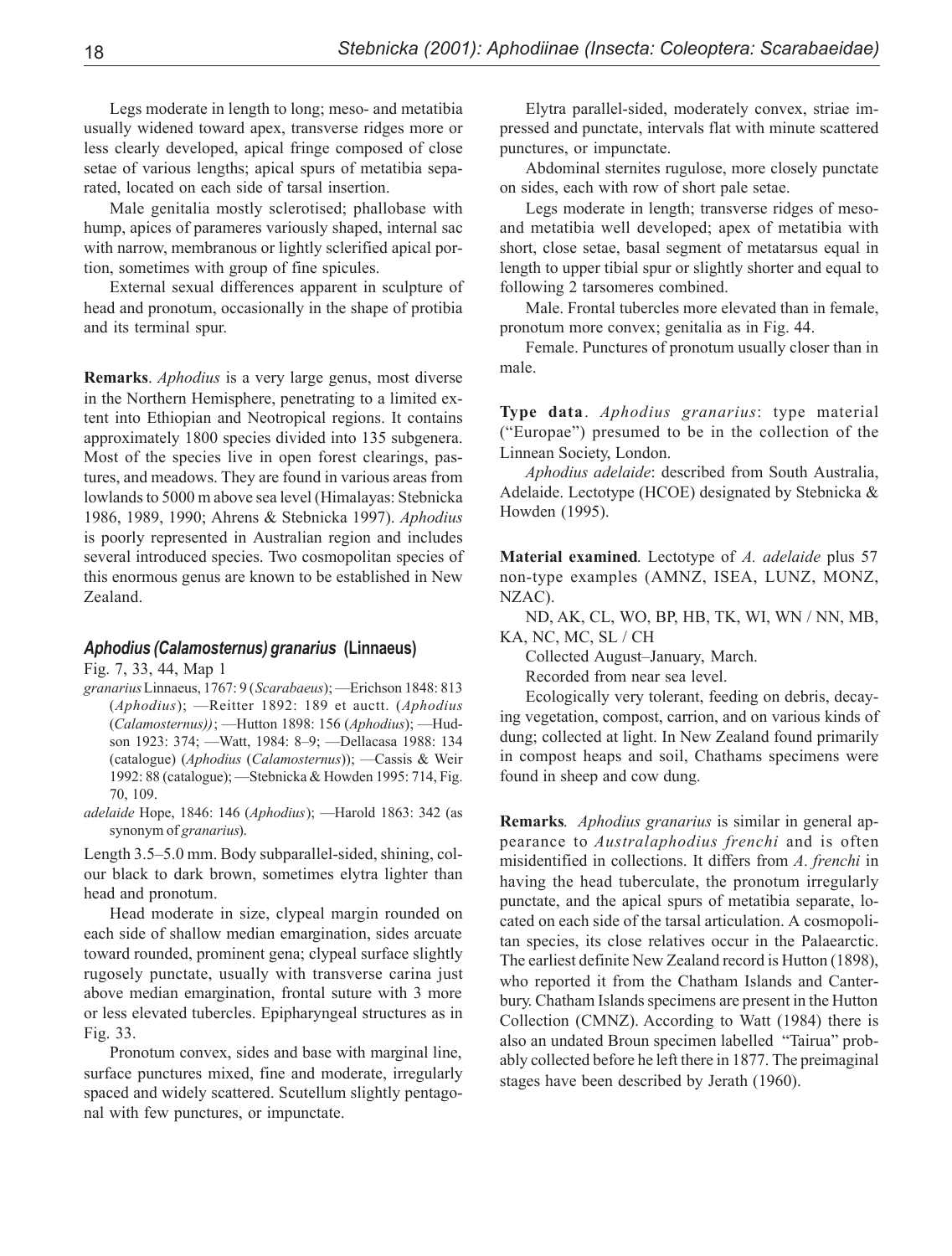Legs moderate in length to long; meso- and metatibia usually widened toward apex, transverse ridges more or less clearly developed, apical fringe composed of close setae of various lengths; apical spurs of metatibia separated, located on each side of tarsal insertion.

Male genitalia mostly sclerotised; phallobase with hump, apices of parameres variously shaped, internal sac with narrow, membranous or lightly sclerified apical portion, sometimes with group of fine spicules.

External sexual differences apparent in sculpture of head and pronotum, occasionally in the shape of protibia and its terminal spur.

**Remarks**. *Aphodius* is a very large genus, most diverse in the Northern Hemisphere, penetrating to a limited extent into Ethiopian and Neotropical regions. It contains approximately 1800 species divided into 135 subgenera. Most of the species live in open forest clearings, pastures, and meadows. They are found in various areas from lowlands to 5000 m above sea level (Himalayas: Stebnicka 1986, 1989, 1990; Ahrens & Stebnicka 1997). *Aphodius* is poorly represented in Australian region and includes several introduced species. Two cosmopolitan species of this enormous genus are known to be established in New Zealand.

### *Aphodius (Calamosternus) granarius* (Linnaeus)

Fig. 7, 33, 44, Map 1

*granarius* Linnaeus, 1767: 9 (*Scarabaeus*); —Erichson 1848: 813 (*Aphodius*); —Reitter 1892: 189 et auctt. (*Aphodius* (*Calamosternus*)); —Hutton 1898: 156 (*Aphodius*); —Hudson 1923: 374; —Watt, 1984: 8–9; —Dellacasa 1988: 134 (catalogue) (*Aphodius* (*Calamosternus*)); —Cassis & Weir 1992: 88 (catalogue); —Stebnicka & Howden 1995: 714, Fig. 70, 109.

*adelaide* Hope, 1846: 146 (*Aphodius*); —Harold 1863: 342 (as synonym of *granarius*).

Length 3.5–5.0 mm. Body subparallel-sided, shining, colour black to dark brown, sometimes elytra lighter than head and pronotum.

Head moderate in size, clypeal margin rounded on each side of shallow median emargination, sides arcuate toward rounded, prominent gena; clypeal surface slightly rugosely punctate, usually with transverse carina just above median emargination, frontal suture with 3 more or less elevated tubercles. Epipharyngeal structures as in Fig. 33.

Pronotum convex, sides and base with marginal line, surface punctures mixed, fine and moderate, irregularly spaced and widely scattered. Scutellum slightly pentagonal with few punctures, or impunctate.

Elytra parallel-sided, moderately convex, striae impressed and punctate, intervals flat with minute scattered punctures, or impunctate.

Abdominal sternites rugulose, more closely punctate on sides, each with row of short pale setae.

Legs moderate in length; transverse ridges of meso- and metatibia well developed; apex of metatibia with short, close setae, basal segment of metatarsus equal in length to upper tibial spur or slightly shorter and equal to following 2 tarsomeres combined.

Male. Frontal tubercles more elevated than in female, pronotum more convex; genitalia as in Fig. 44.

Female. Punctures of pronotum usually closer than in male.

**Type data**. *Aphodius granarius*: type material ("Europae") presumed to be in the collection of the Linnean Society, London.

*Aphodius adelaide*: described from South Australia, Adelaide. Lectotype (HCOE) designated by Stebnicka & Howden (1995).

**Material examined**. Lectotype of *A. adelaide* plus 57 non-type examples (AMNZ, ISEA, LUNZ, MONZ, NZAC).

ND, AK, CL, WO, BP, HB, TK, WI, WN / NN, MB, KA, NC, MC, SL / CH

Collected August–January, March.

Recorded from near sea level.

Ecologically very tolerant, feeding on debris, decaying vegetation, compost, carrion, and on various kinds of dung; collected at light. In New Zealand found primarily in compost heaps and soil, Chathams specimens were found in sheep and cow dung.

**Remarks**. *Aphodius granarius* is similar in general appearance to *Australaphodius frenchi* and is often misidentified in collections. It differs from *A. frenchi* in having the head tuberculate, the pronotum irregularly punctate, and the apical spurs of metatibia separate, located on each side of the tarsal articulation. A cosmopolitan species, its close relatives occur in the Palaearctic. The earliest definite New Zealand record is Hutton (1898), who reported it from the Chatham Islands and Canterbury. Chatham Islands specimens are present in the Hutton Collection (CMNZ). According to Watt (1984) there is also an undated Broun specimen labelled "Tairua" probably collected before he left there in 1877. The preimaginal stages have been described by Jerath (1960).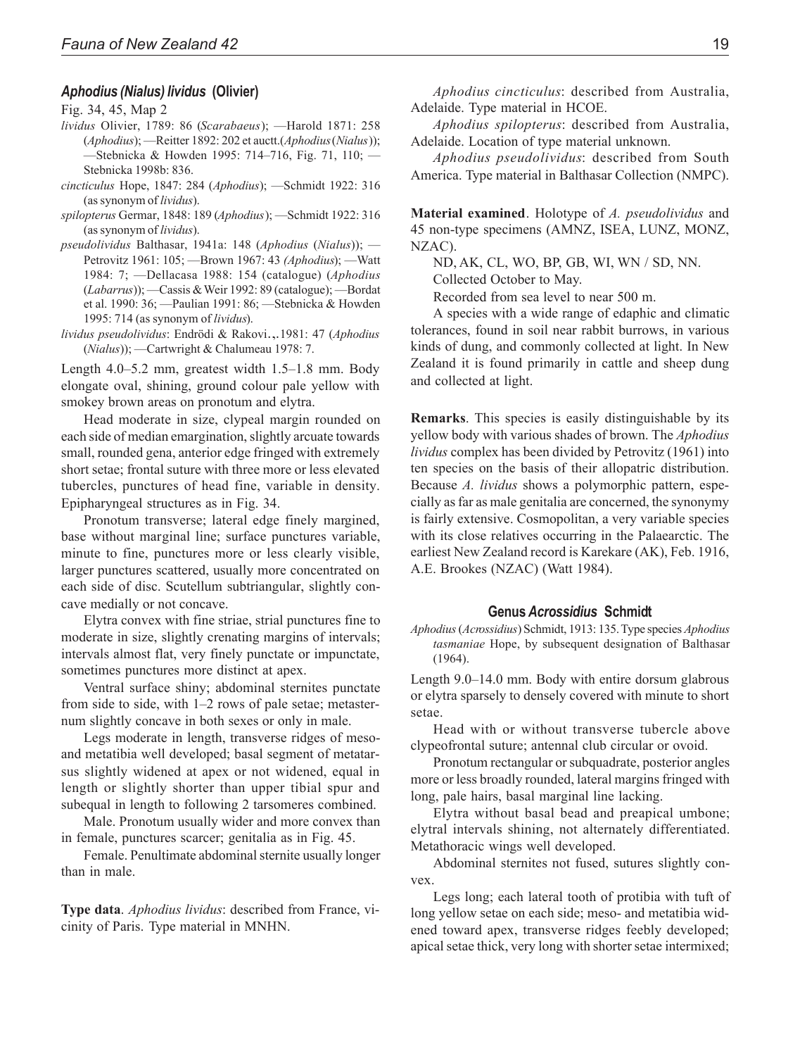### *Aphodius (Nialus) lividus* (Olivier)

Fig. 34, 45, Map 2

*lividus* Olivier, 1789: 86 (*Scarabaeus*); —Harold 1871: 258 (*Aphodius*); —Reitter 1892: 202 et auctt.(*Aphodius* (*Nialus*)); —Stebnicka & Howden 1995: 714–716, Fig. 71, 110; —Stebnicka 1998b: 836.

*cincticulus* Hope, 1847: 284 (*Aphodius*); —Schmidt 1922: 316 (as synonym of *lividus*).

*spilopterus* Germar, 1848: 189 (*Aphodius*); —Schmidt 1922: 316 (as synonym of *lividus*).

*pseudolividus* Balthasar, 1941a: 148 (*Aphodius* (*Nialus*)); —Petrovitz 1961: 105; —Brown 1967: 43 *(Aphodius*); —Watt 1984: 7; —Dellacasa 1988: 154 (catalogue) (*Aphodius* (*Labarrus*)); —Cassis & Weir 1992: 89 (catalogue); —Bordat et al. 1990: 36; —Paulian 1991: 86; —Stebnicka & Howden 1995: 714 (as synonym of *lividus*).

*lividus pseudolividus*: Endrödi & Rakovi.,.1981: 47 (*Aphodius* (*Nialus*)); —Cartwright & Chalumeau 1978: 7.

Length 4.0–5.2 mm, greatest width 1.5–1.8 mm. Body elongate oval, shining, ground colour pale yellow with smokey brown areas on pronotum and elytra.

Head moderate in size, clypeal margin rounded on each side of median emargination, slightly arcuate towards small, rounded gena, anterior edge fringed with extremely short setae; frontal suture with three more or less elevated tubercles, punctures of head fine, variable in density. Epipharyngeal structures as in Fig. 34.

Pronotum transverse; lateral edge finely margined, base without marginal line; surface punctures variable, minute to fine, punctures more or less clearly visible, larger punctures scattered, usually more concentrated on each side of disc. Scutellum subtriangular, slightly concave medially or not concave.

Elytra convex with fine striae, strial punctures fine to moderate in size, slightly crenating margins of intervals; intervals almost flat, very finely punctate or impunctate, sometimes punctures more distinct at apex.

Ventral surface shiny; abdominal sternites punctate from side to side, with 1–2 rows of pale setae; metasternum slightly concave in both sexes or only in male.

Legs moderate in length, transverse ridges of meso- and metatibia well developed; basal segment of metatarsus slightly widened at apex or not widened, equal in length or slightly shorter than upper tibial spur and subequal in length to following 2 tarsomeres combined.

Male. Pronotum usually wider and more convex than in female, punctures scarcer; genitalia as in Fig. 45.

Female. Penultimate abdominal sternite usually longer than in male.

**Type data**. *Aphodius lividus*: described from France, vicinity of Paris. Type material in MNHN.

*Aphodius cincticulus*: described from Australia, Adelaide. Type material in HCOE.

*Aphodius spilopterus*: described from Australia, Adelaide. Location of type material unknown.

*Aphodius pseudolividus*: described from South America. Type material in Balthasar Collection (NMPC).

**Material examined**. Holotype of *A. pseudolividus* and 45 non-type specimens (AMNZ, ISEA, LUNZ, MONZ, NZAC).

ND, AK, CL, WO, BP, GB, WI, WN / SD, NN.

Collected October to May.

Recorded from sea level to near 500 m.

A species with a wide range of edaphic and climatic tolerances, found in soil near rabbit burrows, in various kinds of dung, and commonly collected at light. In New Zealand it is found primarily in cattle and sheep dung and collected at light.

**Remarks**. This species is easily distinguishable by its yellow body with various shades of brown. The *Aphodius lividus* complex has been divided by Petrovitz (1961) into ten species on the basis of their allopatric distribution. Because *A. lividus* shows a polymorphic pattern, especially as far as male genitalia are concerned, the synonymy is fairly extensive. Cosmopolitan, a very variable species with its close relatives occurring in the Palaearctic. The earliest New Zealand record is Karekare (AK), Feb. 1916, A.E. Brookes (NZAC) (Watt 1984).

### Genus *Acrossidius* Schmidt

*Aphodius* (*Acrossidius*) Schmidt, 1913: 135. Type species *Aphodius tasmaniae* Hope, by subsequent designation of Balthasar (1964).

Length 9.0–14.0 mm. Body with entire dorsum glabrous or elytra sparsely to densely covered with minute to short setae.

Head with or without transverse tubercle above clypeofrontal suture; antennal club circular or ovoid.

Pronotum rectangular or subquadrate, posterior angles more or less broadly rounded, lateral margins fringed with long, pale hairs, basal marginal line lacking.

Elytra without basal bead and preapical umbone; elytral intervals shining, not alternately differentiated. Metathoracic wings well developed.

Abdominal sternites not fused, sutures slightly convex.

Legs long; each lateral tooth of protibia with tuft of long yellow setae on each side; meso- and metatibia widened toward apex, transverse ridges feebly developed; apical setae thick, very long with shorter setae intermixed;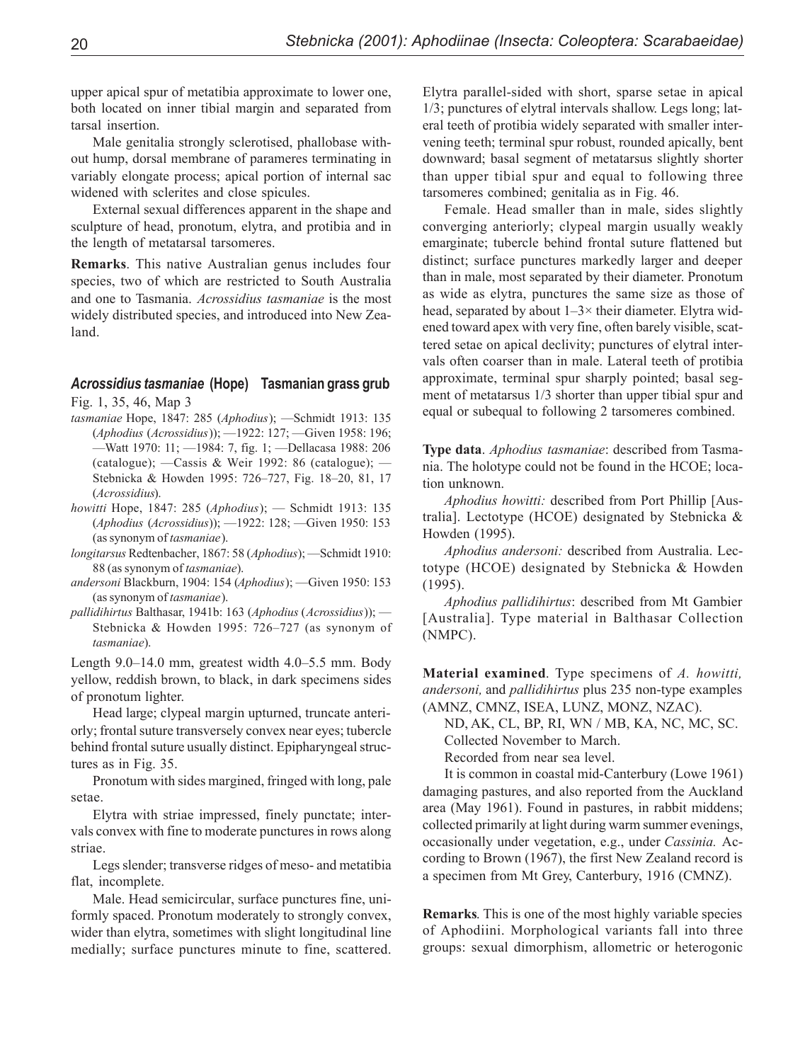upper apical spur of metatibia approximate to lower one, both located on inner tibial margin and separated from tarsal insertion.

Male genitalia strongly sclerotised, phallobase without hump, dorsal membrane of parameres terminating in variably elongate process; apical portion of internal sac widened with sclerites and close spicules.

External sexual differences apparent in the shape and sculpture of head, pronotum, elytra, and protibia and in the length of metatarsal tarsomeres.

**Remarks**. This native Australian genus includes four species, two of which are restricted to South Australia and one to Tasmania. *Acrossidius tasmaniae* is the most widely distributed species, and introduced into New Zealand.

### *Acrossidius tasmaniae* (Hope) Tasmanian grass grub

Fig. 1, 35, 46, Map 3

*tasmaniae* Hope, 1847: 285 (*Aphodius*); —Schmidt 1913: 135 (*Aphodius* (*Acrossidius*)); —1922: 127; —Given 1958: 196; —Watt 1970: 11; —1984: 7, fig. 1; —Dellacasa 1988: 206 (catalogue); —Cassis & Weir 1992: 86 (catalogue); —Stebnicka & Howden 1995: 726–727, Fig. 18–20, 81, 17 (*Acrossidius*).

*howitti* Hope, 1847: 285 (*Aphodius*); — Schmidt 1913: 135 (*Aphodius* (*Acrossidius*)); —1922: 128; —Given 1950: 153 (as synonym of *tasmaniae*).

*longitarsus* Redtenbacher, 1867: 58 (*Aphodius*); —Schmidt 1910: 88 (as synonym of *tasmaniae*).

*andersoni* Blackburn, 1904: 154 (*Aphodius*); —Given 1950: 153 (as synonym of *tasmaniae*).

*pallidihirtus* Balthasar, 1941b: 163 (*Aphodius* (*Acrossidius*)); —Stebnicka & Howden 1995: 726–727 (as synonym of *tasmaniae*).

Length 9.0–14.0 mm, greatest width 4.0–5.5 mm. Body yellow, reddish brown, to black, in dark specimens sides of pronotum lighter.

Head large; clypeal margin upturned, truncate anteriorly; frontal suture transversely convex near eyes; tubercle behind frontal suture usually distinct. Epipharyngeal structures as in Fig. 35.

Pronotum with sides margined, fringed with long, pale setae.

Elytra with striae impressed, finely punctate; intervals convex with fine to moderate punctures in rows along striae.

Legs slender; transverse ridges of meso- and metatibia flat, incomplete.

Male. Head semicircular, surface punctures fine, uniformly spaced. Pronotum moderately to strongly convex, wider than elytra, sometimes with slight longitudinal line medially; surface punctures minute to fine, scattered. Elytra parallel-sided with short, sparse setae in apical 1/3; punctures of elytral intervals shallow. Legs long; lateral teeth of protibia widely separated with smaller intervening teeth; terminal spur robust, rounded apically, bent downward; basal segment of metatarsus slightly shorter than upper tibial spur and equal to following three tarsomeres combined; genitalia as in Fig. 46.

Female. Head smaller than in male, sides slightly converging anteriorly; clypeal margin usually weakly emarginate; tubercle behind frontal suture flattened but distinct; surface punctures markedly larger and deeper than in male, most separated by their diameter. Pronotum as wide as elytra, punctures the same size as those of head, separated by about 1–3× their diameter. Elytra widened toward apex with very fine, often barely visible, scattered setae on apical declivity; punctures of elytral intervals often coarser than in male. Lateral teeth of protibia approximate, terminal spur sharply pointed; basal segment of metatarsus 1/3 shorter than upper tibial spur and equal or subequal to following 2 tarsomeres combined.

**Type data**. *Aphodius tasmaniae*: described from Tasmania. The holotype could not be found in the HCOE; location unknown.

*Aphodius howitti:* described from Port Phillip [Australia]. Lectotype (HCOE) designated by Stebnicka & Howden (1995).

*Aphodius andersoni:* described from Australia. Lectotype (HCOE) designated by Stebnicka & Howden (1995).

*Aphodius pallidihirtus*: described from Mt Gambier [Australia]. Type material in Balthasar Collection (NMPC).

**Material examined**. Type specimens of *A. howitti, andersoni,* and *pallidihirtus* plus 235 non-type examples (AMNZ, CMNZ, ISEA, LUNZ, MONZ, NZAC).

ND, AK, CL, BP, RI, WN / MB, KA, NC, MC, SC.

Collected November to March.

Recorded from near sea level.

It is common in coastal mid-Canterbury (Lowe 1961) damaging pastures, and also reported from the Auckland area (May 1961). Found in pastures, in rabbit middens; collected primarily at light during warm summer evenings, occasionally under vegetation, e.g., under *Cassinia.* According to Brown (1967), the first New Zealand record is a specimen from Mt Grey, Canterbury, 1916 (CMNZ).

**Remarks**. This is one of the most highly variable species of Aphodiini. Morphological variants fall into three groups: sexual dimorphism, allometric or heterogonic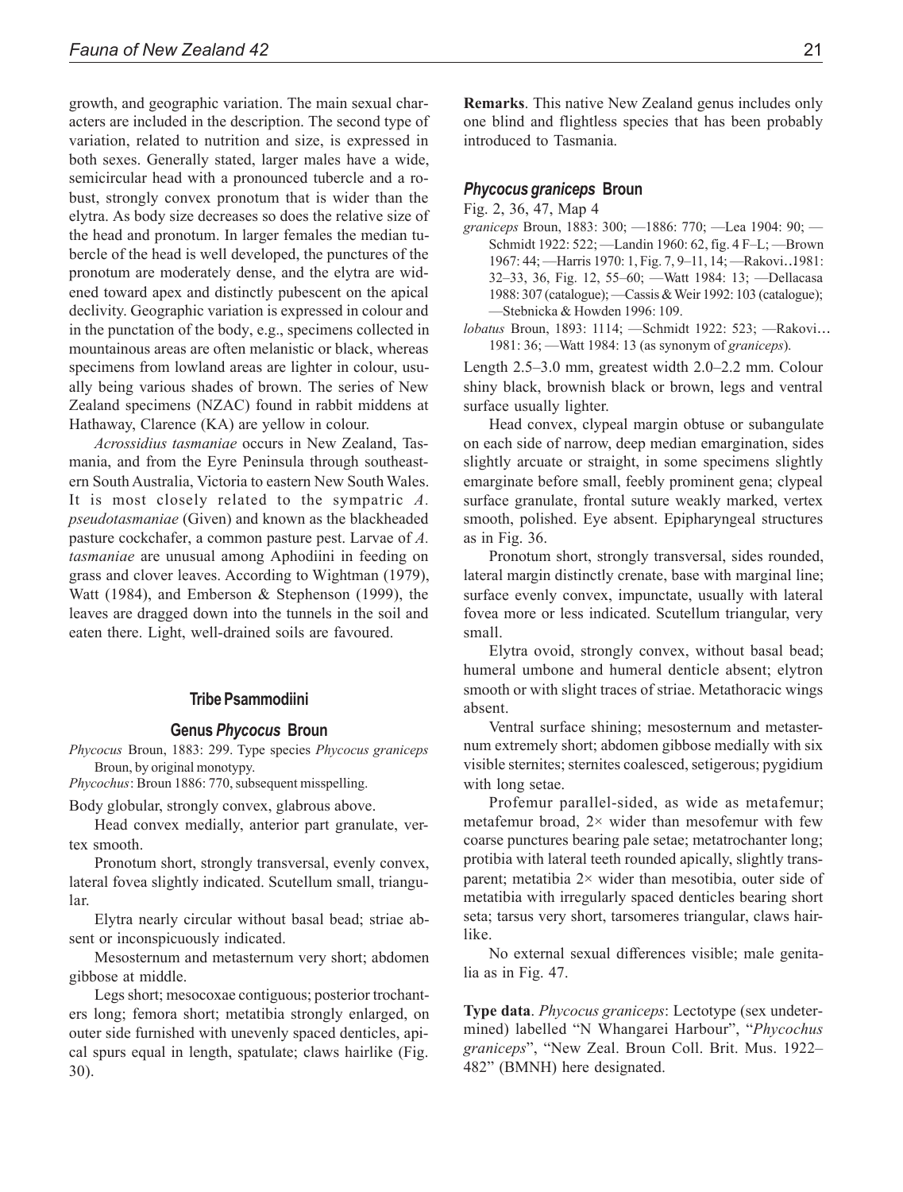growth, and geographic variation. The main sexual characters are included in the description. The second type of variation, related to nutrition and size, is expressed in both sexes. Generally stated, larger males have a wide, semicircular head with a pronounced tubercle and a robust, strongly convex pronotum that is wider than the elytra. As body size decreases so does the relative size of the head and pronotum. In larger females the median tubercle of the head is well developed, the punctures of the pronotum are moderately dense, and the elytra are widened toward apex and distinctly pubescent on the apical declivity. Geographic variation is expressed in colour and in the punctation of the body, e.g., specimens collected in mountainous areas are often melanistic or black, whereas specimens from lowland areas are lighter in colour, usually being various shades of brown. The series of New Zealand specimens (NZAC) found in rabbit middens at Hathaway, Clarence (KA) are yellow in colour.

*Acrossidius tasmaniae* occurs in New Zealand, Tasmania, and from the Eyre Peninsula through southeastern South Australia, Victoria to eastern New South Wales. It is most closely related to the sympatric *A. pseudotasmaniae* (Given) and known as the blackheaded pasture cockchafer, a common pasture pest. Larvae of *A. tasmaniae* are unusual among Aphodiini in feeding on grass and clover leaves. According to Wightman (1979), Watt (1984), and Emberson & Stephenson (1999), the leaves are dragged down into the tunnels in the soil and eaten there. Light, well-drained soils are favoured.

## Tribe Psammodiini

### Genus *Phycocus* Broun

*Phycocus* Broun, 1883: 299. Type species *Phycocus graniceps* Broun, by original monotypy.

*Phycochus*: Broun 1886: 770, subsequent misspelling.

Body globular, strongly convex, glabrous above.

Head convex medially, anterior part granulate, vertex smooth.

Pronotum short, strongly transversal, evenly convex, lateral fovea slightly indicated. Scutellum small, triangular.

Elytra nearly circular without basal bead; striae absent or inconspicuously indicated.

Mesosternum and metasternum very short; abdomen gibbose at middle.

Legs short; mesocoxae contiguous; posterior trochanters long; femora short; metatibia strongly enlarged, on outer side furnished with unevenly spaced denticles, apical spurs equal in length, spatulate; claws hairlike (Fig. 30).

**Remarks**. This native New Zealand genus includes only one blind and flightless species that has been probably introduced to Tasmania.

### *Phycocus graniceps* Broun

Fig. 2, 36, 47, Map 4

*graniceps* Broun, 1883: 300; —1886: 770; —Lea 1904: 90; —Schmidt 1922: 522; —Landin 1960: 62, fig. 4 F–L; —Brown 1967: 44; —Harris 1970: 1, Fig. 7, 9–11, 14; —Rakovi… 1981: 32–33, 36, Fig. 12, 55–60; —Watt 1984: 13; —Dellacasa 1988: 307 (catalogue); —Cassis & Weir 1992: 103 (catalogue); —Stebnicka & Howden 1996: 109.

*lobatus* Broun, 1893: 1114; —Schmidt 1922: 523; —Rakovi… 1981: 36; —Watt 1984: 13 (as synonym of *graniceps*).

Length 2.5–3.0 mm, greatest width 2.0–2.2 mm. Colour shiny black, brownish black or brown, legs and ventral surface usually lighter.

Head convex, clypeal margin obtuse or subangulate on each side of narrow, deep median emargination, sides slightly arcuate or straight, in some specimens slightly emarginate before small, feebly prominent gena; clypeal surface granulate, frontal suture weakly marked, vertex smooth, polished. Eye absent. Epipharyngeal structures as in Fig. 36.

Pronotum short, strongly transversal, sides rounded, lateral margin distinctly crenate, base with marginal line; surface evenly convex, impunctate, usually with lateral fovea more or less indicated. Scutellum triangular, very small.

Elytra ovoid, strongly convex, without basal bead; humeral umbone and humeral denticle absent; elytron smooth or with slight traces of striae. Metathoracic wings absent.

Ventral surface shining; mesosternum and metasternum extremely short; abdomen gibbose medially with six visible sternites; sternites coalesced, setigerous; pygidium with long setae.

Profemur parallel-sided, as wide as metafemur; metafemur broad, 2× wider than mesofemur with few coarse punctures bearing pale setae; metatrochanter long; protibia with lateral teeth rounded apically, slightly transparent; metatibia 2× wider than mesotibia, outer side of metatibia with irregularly spaced denticles bearing short seta; tarsus very short, tarsomeres triangular, claws hairlike.

No external sexual differences visible; male genitalia as in Fig. 47.

**Type data**. *Phycocus graniceps*: Lectotype (sex undetermined) labelled "N Whangarei Harbour", "*Phycochus graniceps*", "New Zeal. Broun Coll. Brit. Mus. 1922–482" (BMNH) here designated.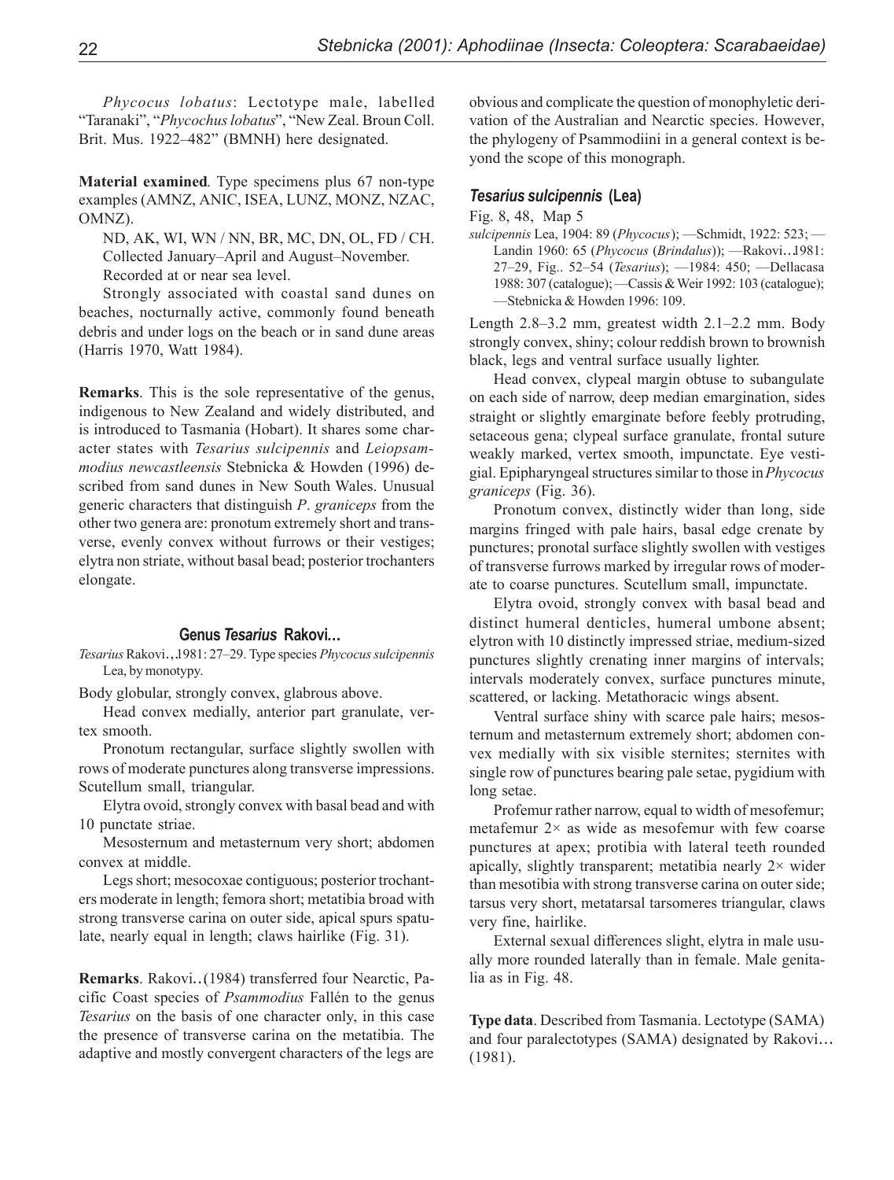*Phycocus lobatus*: Lectotype male, labelled "Taranaki", "*Phycochus lobatus*", "New Zeal. Broun Coll. Brit. Mus. 1922–482" (BMNH) here designated.

**Material examined**. Type specimens plus 67 non-type examples (AMNZ, ANIC, ISEA, LUNZ, MONZ, NZAC, OMNZ).

ND, AK, WI, WN / NN, BR, MC, DN, OL, FD / CH.

Collected January–April and August–November.

Recorded at or near sea level.

Strongly associated with coastal sand dunes on beaches, nocturnally active, commonly found beneath debris and under logs on the beach or in sand dune areas (Harris 1970, Watt 1984).

**Remarks**. This is the sole representative of the genus, indigenous to New Zealand and widely distributed, and is introduced to Tasmania (Hobart). It shares some character states with *Tesarius sulcipennis* and *Leiopsammodius newcastleensis* Stebnicka & Howden (1996) described from sand dunes in New South Wales. Unusual generic characters that distinguish *P. graniceps* from the other two genera are: pronotum extremely short and transverse, evenly convex without furrows or their vestiges; elytra non striate, without basal bead; posterior trochanters elongate.

## Genus *Tesarius* Rakovi…

*Tesarius* Rakovi…1981: 27–29. Type species *Phycocus sulcipennis* Lea, by monotypy.

Body globular, strongly convex, glabrous above.

Head convex medially, anterior part granulate, vertex smooth.

Pronotum rectangular, surface slightly swollen with rows of moderate punctures along transverse impressions. Scutellum small, triangular.

Elytra ovoid, strongly convex with basal bead and with 10 punctate striae.

Mesosternum and metasternum very short; abdomen convex at middle.

Legs short; mesocoxae contiguous; posterior trochanters moderate in length; femora short; metatibia broad with strong transverse carina on outer side, apical spurs spatulate, nearly equal in length; claws hairlike (Fig. 31).

**Remarks**. Rakovi…(1984) transferred four Nearctic, Pacific Coast species of *Psammodius* Fallén to the genus *Tesarius* on the basis of one character only, in this case the presence of transverse carina on the metatibia. The adaptive and mostly convergent characters of the legs are obvious and complicate the question of monophyletic derivation of the Australian and Nearctic species. However, the phylogeny of Psammodiini in a general context is beyond the scope of this monograph.

### *Tesarius sulcipennis* (Lea)

Fig. 8, 48, Map 5

*sulcipennis* Lea, 1904: 89 (*Phycocus*); —Schmidt, 1922: 523; —Landin 1960: 65 (*Phycocus* (*Brindalus*)); —Rakovi…1981: 27–29, Fig.. 52–54 (*Tesarius*); —1984: 450; —Dellacasa 1988: 307 (catalogue); —Cassis & Weir 1992: 103 (catalogue); —Stebnicka & Howden 1996: 109.

Length 2.8–3.2 mm, greatest width 2.1–2.2 mm. Body strongly convex, shiny; colour reddish brown to brownish black, legs and ventral surface usually lighter.

Head convex, clypeal margin obtuse to subangulate on each side of narrow, deep median emargination, sides straight or slightly emarginate before feebly protruding, setaceous gena; clypeal surface granulate, frontal suture weakly marked, vertex smooth, impunctate. Eye vestigial. Epipharyngeal structures similar to those in *Phycocus graniceps* (Fig. 36).

Pronotum convex, distinctly wider than long, side margins fringed with pale hairs, basal edge crenate by punctures; pronotal surface slightly swollen with vestiges of transverse furrows marked by irregular rows of moderate to coarse punctures. Scutellum small, impunctate.

Elytra ovoid, strongly convex with basal bead and distinct humeral denticles, humeral umbone absent; elytron with 10 distinctly impressed striae, medium-sized punctures slightly crenating inner margins of intervals; intervals moderately convex, surface punctures minute, scattered, or lacking. Metathoracic wings absent.

Ventral surface shiny with scarce pale hairs; mesosternum and metasternum extremely short; abdomen convex medially with six visible sternites; sternites with single row of punctures bearing pale setae, pygidium with long setae.

Profemur rather narrow, equal to width of mesofemur; metafemur 2× as wide as mesofemur with few coarse punctures at apex; protibia with lateral teeth rounded apically, slightly transparent; metatibia nearly 2× wider than mesotibia with strong transverse carina on outer side; tarsus very short, metatarsal tarsomeres triangular, claws very fine, hairlike.

External sexual differences slight, elytra in male usually more rounded laterally than in female. Male genitalia as in Fig. 48.

**Type data**. Described from Tasmania. Lectotype (SAMA) and four paralectotypes (SAMA) designated by Rakovi… (1981).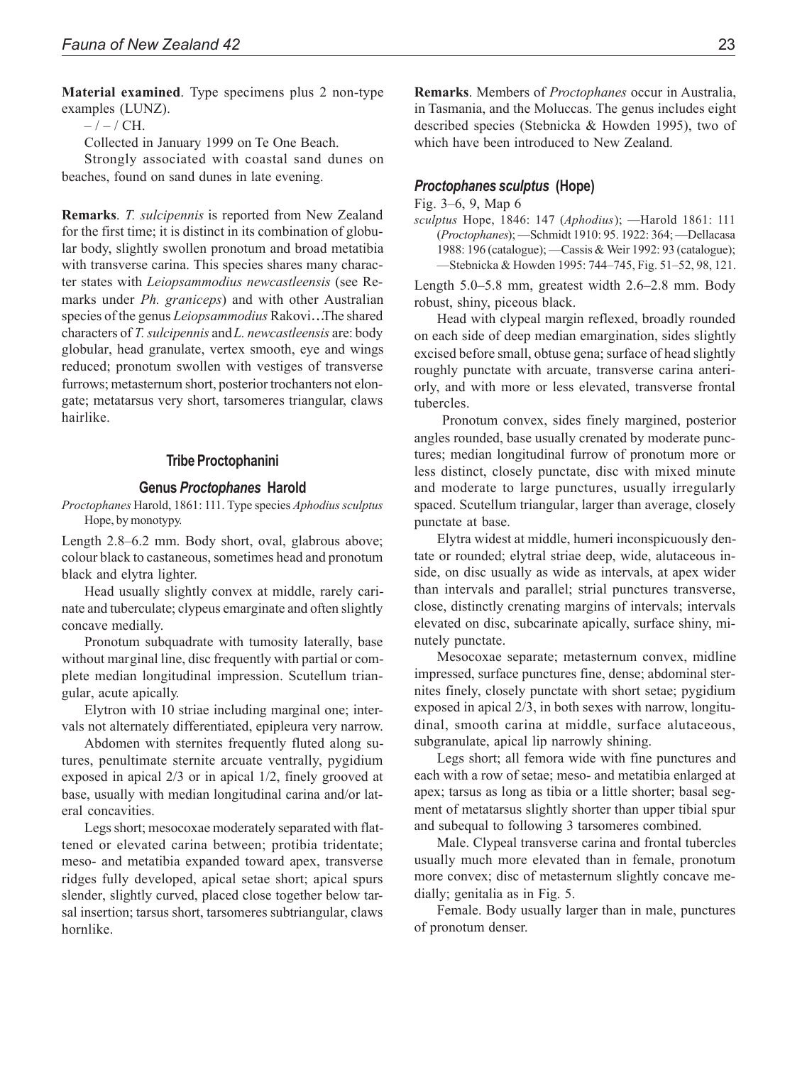**Material examined**. Type specimens plus 2 non-type examples (LUNZ).

– / – / CH.

Collected in January 1999 on Te One Beach.

Strongly associated with coastal sand dunes on beaches, found on sand dunes in late evening.

**Remarks**. *T. sulcipennis* is reported from New Zealand for the first time; it is distinct in its combination of globular body, slightly swollen pronotum and broad metatibia with transverse carina. This species shares many character states with *Leiopsammodius newcastleensis* (see Remarks under *Ph. graniceps*) and with other Australian species of the genus *Leiopsammodius* Rakovi…The shared characters of *T. sulcipennis* and *L. newcastleensis* are: body globular, head granulate, vertex smooth, eye and wings reduced; pronotum swollen with vestiges of transverse furrows; metasternum short, posterior trochanters not elongate; metatarsus very short, tarsomeres triangular, claws hairlike.

### Tribe Proctophanini

### Genus *Proctophanes* Harold

*Proctophanes* Harold, 1861: 111. Type species *Aphodius sculptus* Hope, by monotypy.

Length 2.8–6.2 mm. Body short, oval, glabrous above; colour black to castaneous, sometimes head and pronotum black and elytra lighter.

Head usually slightly convex at middle, rarely carinate and tuberculate; clypeus emarginate and often slightly concave medially.

Pronotum subquadrate with tumosity laterally, base without marginal line, disc frequently with partial or complete median longitudinal impression. Scutellum triangular, acute apically.

Elytron with 10 striae including marginal one; intervals not alternately differentiated, epipleura very narrow.

Abdomen with sternites frequently fluted along sutures, penultimate sternite arcuate ventrally, pygidium exposed in apical 2/3 or in apical 1/2, finely grooved at base, usually with median longitudinal carina and/or lateral concavities.

Legs short; mesocoxae moderately separated with flattened or elevated carina between; protibia tridentate; meso- and metatibia expanded toward apex, transverse ridges fully developed, apical setae short; apical spurs slender, slightly curved, placed close together below tarsal insertion; tarsus short, tarsomeres subtriangular, claws hornlike.

**Remarks**. Members of *Proctophanes* occur in Australia, in Tasmania, and the Moluccas. The genus includes eight described species (Stebnicka & Howden 1995), two of which have been introduced to New Zealand.

### *Proctophanes sculptus* (Hope)

Fig. 3–6, 9, Map 6

*sculptus* Hope, 1846: 147 (*Aphodius*); —Harold 1861: 111 (*Proctophanes*); —Schmidt 1910: 95. 1922: 364; —Dellacasa 1988: 196 (catalogue); —Cassis & Weir 1992: 93 (catalogue); —Stebnicka & Howden 1995: 744–745, Fig. 51–52, 98, 121.

Length 5.0–5.8 mm, greatest width 2.6–2.8 mm. Body robust, shiny, piceous black.

Head with clypeal margin reflexed, broadly rounded on each side of deep median emargination, sides slightly excised before small, obtuse gena; surface of head slightly roughly punctate with arcuate, transverse carina anteriorly, and with more or less elevated, transverse frontal tubercles.

Pronotum convex, sides finely margined, posterior angles rounded, base usually crenated by moderate punctures; median longitudinal furrow of pronotum more or less distinct, closely punctate, disc with mixed minute and moderate to large punctures, usually irregularly spaced. Scutellum triangular, larger than average, closely punctate at base.

Elytra widest at middle, humeri inconspicuously dentate or rounded; elytral striae deep, wide, alutaceous inside, on disc usually as wide as intervals, at apex wider than intervals and parallel; strial punctures transverse, close, distinctly crenating margins of intervals; intervals elevated on disc, subcarinate apically, surface shiny, minutely punctate.

Mesocoxae separate; metasternum convex, midline impressed, surface punctures fine, dense; abdominal sternites finely, closely punctate with short setae; pygidium exposed in apical 2/3, in both sexes with narrow, longitudinal, smooth carina at middle, surface alutaceous, subgranulate, apical lip narrowly shining.

Legs short; all femora wide with fine punctures and each with a row of setae; meso- and metatibia enlarged at apex; tarsus as long as tibia or a little shorter; basal segment of metatarsus slightly shorter than upper tibial spur and subequal to following 3 tarsomeres combined.

Male. Clypeal transverse carina and frontal tubercles usually much more elevated than in female, pronotum more convex; disc of metasternum slightly concave medially; genitalia as in Fig. 5.

Female. Body usually larger than in male, punctures of pronotum denser.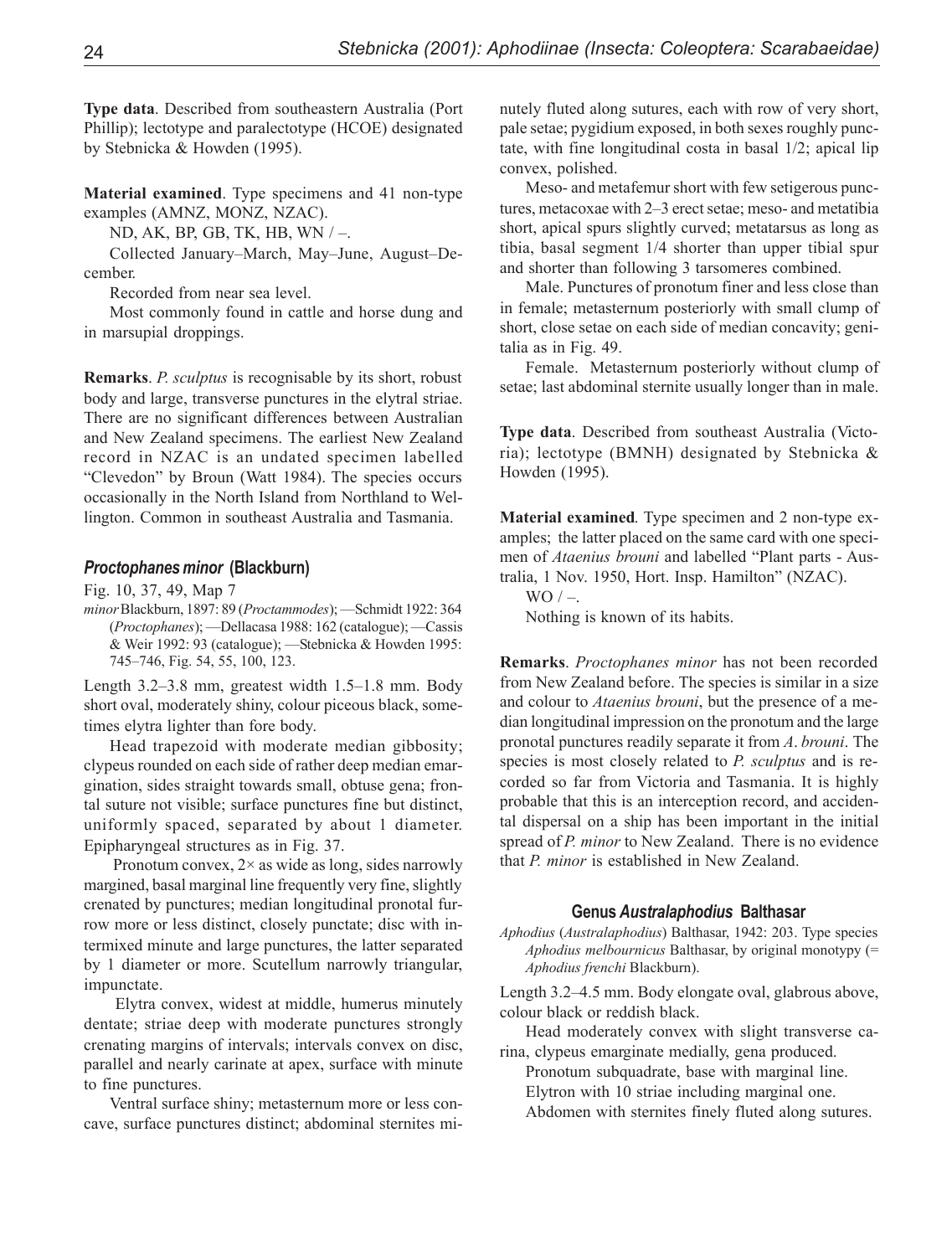**Type data**. Described from southeastern Australia (Port Phillip); lectotype and paralectotype (HCOE) designated by Stebnicka & Howden (1995).

**Material examined**. Type specimens and 41 non-type examples (AMNZ, MONZ, NZAC).

ND, AK, BP, GB, TK, HB, WN / –.

Collected January–March, May–June, August–December.

Recorded from near sea level.

Most commonly found in cattle and horse dung and in marsupial droppings.

**Remarks**. *P. sculptus* is recognisable by its short, robust body and large, transverse punctures in the elytral striae. There are no significant differences between Australian and New Zealand specimens. The earliest New Zealand record in NZAC is an undated specimen labelled "Clevedon" by Broun (Watt 1984). The species occurs occasionally in the North Island from Northland to Wellington. Common in southeast Australia and Tasmania.

### *Proctophanes minor* (Blackburn)

Fig. 10, 37, 49, Map 7

*minor* Blackburn, 1897: 89 (*Proctammodes*); —Schmidt 1922: 364 (*Proctophanes*); —Dellacasa 1988: 162 (catalogue); —Cassis & Weir 1992: 93 (catalogue); —Stebnicka & Howden 1995: 745–746, Fig. 54, 55, 100, 123.

Length 3.2–3.8 mm, greatest width 1.5–1.8 mm. Body short oval, moderately shiny, colour piceous black, sometimes elytra lighter than fore body.

Head trapezoid with moderate median gibbosity; clypeus rounded on each side of rather deep median emargination, sides straight towards small, obtuse gena; frontal suture not visible; surface punctures fine but distinct, uniformly spaced, separated by about 1 diameter. Epipharyngeal structures as in Fig. 37.

Pronotum convex, 2× as wide as long, sides narrowly margined, basal marginal line frequently very fine, slightly crenated by punctures; median longitudinal pronotal furrow more or less distinct, closely punctate; disc with intermixed minute and large punctures, the latter separated by 1 diameter or more. Scutellum narrowly triangular, impunctate.

Elytra convex, widest at middle, humerus minutely dentate; striae deep with moderate punctures strongly crenating margins of intervals; intervals convex on disc, parallel and nearly carinate at apex, surface with minute to fine punctures.

Ventral surface shiny; metasternum more or less concave, surface punctures distinct; abdominal sternites minutely fluted along sutures, each with row of very short, pale setae; pygidium exposed, in both sexes roughly punctate, with fine longitudinal costa in basal 1/2; apical lip convex, polished.

Meso- and metafemur short with few setigerous punctures, metacoxae with 2–3 erect setae; meso- and metatibia short, apical spurs slightly curved; metatarsus as long as tibia, basal segment 1/4 shorter than upper tibial spur and shorter than following 3 tarsomeres combined.

Male. Punctures of pronotum finer and less close than in female; metasternum posteriorly with small clump of short, close setae on each side of median concavity; genitalia as in Fig. 49.

Female. Metasternum posteriorly without clump of setae; last abdominal sternite usually longer than in male.

**Type data**. Described from southeast Australia (Victoria); lectotype (BMNH) designated by Stebnicka & Howden (1995).

**Material examined**. Type specimen and 2 non-type examples; the latter placed on the same card with one specimen of *Ataenius brouni* and labelled "Plant parts - Australia, 1 Nov. 1950, Hort. Insp. Hamilton" (NZAC).

WO / –.

Nothing is known of its habits.

**Remarks**. *Proctophanes minor* has not been recorded from New Zealand before. The species is similar in a size and colour to *Ataenius brouni*, but the presence of a median longitudinal impression on the pronotum and the large pronotal punctures readily separate it from *A. brouni*. The species is most closely related to *P. sculptus* and is recorded so far from Victoria and Tasmania. It is highly probable that this is an interception record, and accidental dispersal on a ship has been important in the initial spread of *P. minor* to New Zealand. There is no evidence that *P. minor* is established in New Zealand.

### Genus *Australaphodius* Balthasar

*Aphodius* (*Australaphodius*) Balthasar, 1942: 203. Type species *Aphodius melbournicus* Balthasar, by original monotypy (= *Aphodius frenchi* Blackburn).

Length 3.2–4.5 mm. Body elongate oval, glabrous above, colour black or reddish black.

Head moderately convex with slight transverse carina, clypeus emarginate medially, gena produced.

Pronotum subquadrate, base with marginal line.

Elytron with 10 striae including marginal one.

Abdomen with sternites finely fluted along sutures.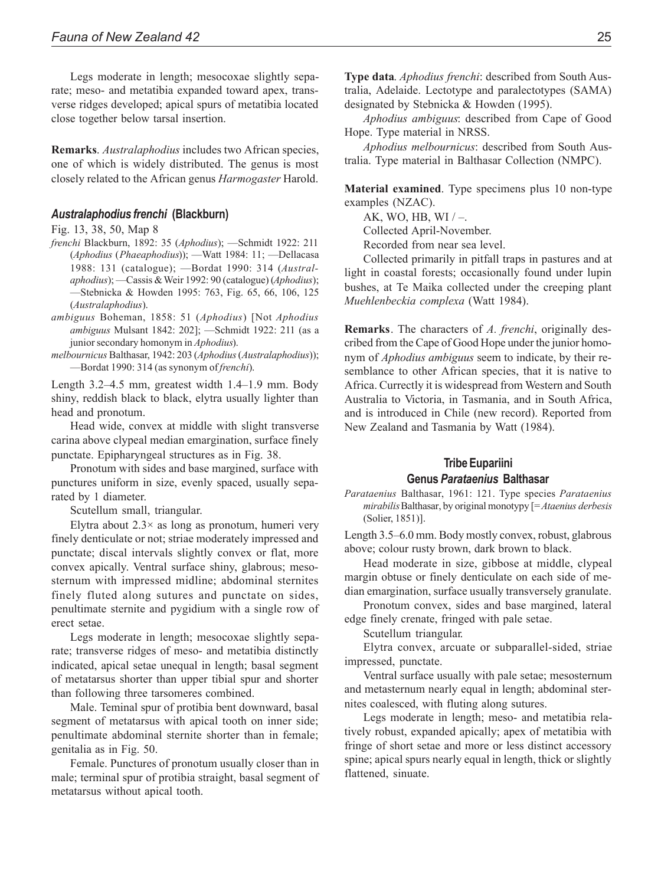Legs moderate in length; mesocoxae slightly separate; meso- and metatibia expanded toward apex, transverse ridges developed; apical spurs of metatibia located close together below tarsal insertion.

**Remarks**. *Australaphodius* includes two African species, one of which is widely distributed. The genus is most closely related to the African genus *Harmogaster* Harold.

### *Australaphodius frenchi* (Blackburn)

Fig. 13, 38, 50, Map 8

*frenchi* Blackburn, 1892: 35 (*Aphodius*); —Schmidt 1922: 211 (*Aphodius* (*Phaeaphodius*)); —Watt 1984: 11; —Dellacasa 1988: 131 (catalogue); —Bordat 1990: 314 (*Australaphodius*); —Cassis & Weir 1992: 90 (catalogue) (*Aphodius*); —Stebnicka & Howden 1995: 763, Fig. 65, 66, 106, 125 (*Australaphodius*).

*ambiguus* Boheman, 1858: 51 (*Aphodius*) [Not *Aphodius ambiguus* Mulsant 1842: 202]; —Schmidt 1922: 211 (as a junior secondary homonym in *Aphodius*).

*melbournicus* Balthasar, 1942: 203 (*Aphodius* (*Australaphodius*)); —Bordat 1990: 314 (as synonym of *frenchi*).

Length 3.2–4.5 mm, greatest width 1.4–1.9 mm. Body shiny, reddish black to black, elytra usually lighter than head and pronotum.

Head wide, convex at middle with slight transverse carina above clypeal median emargination, surface finely punctate. Epipharyngeal structures as in Fig. 38.

Pronotum with sides and base margined, surface with punctures uniform in size, evenly spaced, usually separated by 1 diameter.

Scutellum small, triangular.

Elytra about 2.3× as long as pronotum, humeri very finely denticulate or not; striae moderately impressed and punctate; discal intervals slightly convex or flat, more convex apically. Ventral surface shiny, glabrous; mesosternum with impressed midline; abdominal sternites finely fluted along sutures and punctate on sides, penultimate sternite and pygidium with a single row of erect setae.

Legs moderate in length; mesocoxae slightly separate; transverse ridges of meso- and metatibia distinctly indicated, apical setae unequal in length; basal segment of metatarsus shorter than upper tibial spur and shorter than following three tarsomeres combined.

Male. Teminal spur of protibia bent downward, basal segment of metatarsus with apical tooth on inner side; penultimate abdominal sternite shorter than in female; genitalia as in Fig. 50.

Female. Punctures of pronotum usually closer than in male; terminal spur of protibia straight, basal segment of metatarsus without apical tooth.

**Type data**. *Aphodius frenchi*: described from South Australia, Adelaide. Lectotype and paralectotypes (SAMA) designated by Stebnicka & Howden (1995).

*Aphodius ambiguus*: described from Cape of Good Hope. Type material in NRSS.

*Aphodius melbournicus*: described from South Australia. Type material in Balthasar Collection (NMPC).

**Material examined**. Type specimens plus 10 non-type examples (NZAC).

AK, WO, HB, WI / –.

Collected April-November.

Recorded from near sea level.

Collected primarily in pitfall traps in pastures and at light in coastal forests; occasionally found under lupin bushes, at Te Maika collected under the creeping plant *Muehlenbeckia complexa* (Watt 1984).

**Remarks**. The characters of *A. frenchi*, originally described from the Cape of Good Hope under the junior homonym of *Aphodius ambiguus* seem to indicate, by their resemblance to other African species, that it is native to Africa. Currectly it is widespread from Western and South Australia to Victoria, in Tasmania, and in South Africa, and is introduced in Chile (new record). Reported from New Zealand and Tasmania by Watt (1984).

## Tribe Eupariini

### Genus *Parataenius* Balthasar

*Parataenius* Balthasar, 1961: 121. Type species *Parataenius mirabilis* Balthasar, by original monotypy [= *Ataenius derbesis* (Solier, 1851)].

Length 3.5–6.0 mm. Body mostly convex, robust, glabrous above; colour rusty brown, dark brown to black.

Head moderate in size, gibbose at middle, clypeal margin obtuse or finely denticulate on each side of median emargination, surface usually transversely granulate.

Pronotum convex, sides and base margined, lateral edge finely crenate, fringed with pale setae.

Scutellum triangular.

Elytra convex, arcuate or subparallel-sided, striae impressed, punctate.

Ventral surface usually with pale setae; mesosternum and metasternum nearly equal in length; abdominal sternites coalesced, with fluting along sutures.

Legs moderate in length; meso- and metatibia relatively robust, expanded apically; apex of metatibia with fringe of short setae and more or less distinct accessory spine; apical spurs nearly equal in length, thick or slightly flattened, sinuate.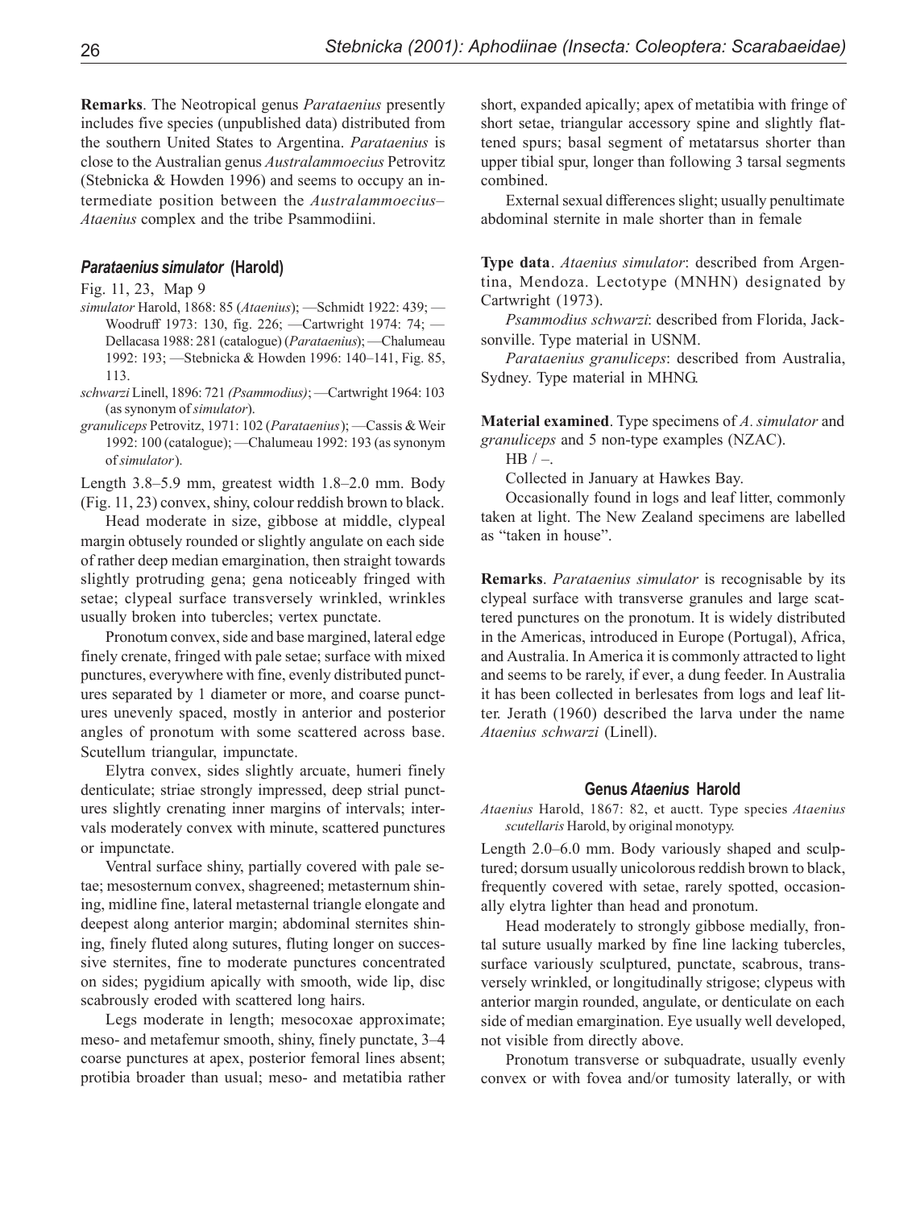**Remarks**. The Neotropical genus *Parataenius* presently includes five species (unpublished data) distributed from the southern United States to Argentina. *Parataenius* is close to the Australian genus *Australammoecius* Petrovitz (Stebnicka & Howden 1996) and seems to occupy an intermediate position between the *Australammoecius*–*Ataenius* complex and the tribe Psammodiini.

### *Parataenius simulator* (Harold)

Fig. 11, 23, Map 9

*simulator* Harold, 1868: 85 (*Ataenius*); —Schmidt 1922: 439; —Woodruff 1973: 130, fig. 226; —Cartwright 1974: 74; —Dellacasa 1988: 281 (catalogue) (*Parataenius*); —Chalumeau 1992: 193; —Stebnicka & Howden 1996: 140–141, Fig. 85, 113.

*schwarzi* Linell, 1896: 721 *(Psammodius)*; —Cartwright 1964: 103 (as synonym of *simulator*).

*granuliceps* Petrovitz, 1971: 102 (*Parataenius*); —Cassis & Weir 1992: 100 (catalogue); —Chalumeau 1992: 193 (as synonym of *simulator*).

Length 3.8–5.9 mm, greatest width 1.8–2.0 mm. Body (Fig. 11, 23) convex, shiny, colour reddish brown to black.

Head moderate in size, gibbose at middle, clypeal margin obtusely rounded or slightly angulate on each side of rather deep median emargination, then straight towards slightly protruding gena; gena noticeably fringed with setae; clypeal surface transversely wrinkled, wrinkles usually broken into tubercles; vertex punctate.

Pronotum convex, side and base margined, lateral edge finely crenate, fringed with pale setae; surface with mixed punctures, everywhere with fine, evenly distributed punctures separated by 1 diameter or more, and coarse punctures unevenly spaced, mostly in anterior and posterior angles of pronotum with some scattered across base. Scutellum triangular, impunctate.

Elytra convex, sides slightly arcuate, humeri finely denticulate; striae strongly impressed, deep strial punctures slightly crenating inner margins of intervals; intervals moderately convex with minute, scattered punctures or impunctate.

Ventral surface shiny, partially covered with pale setae; mesosternum convex, shagreened; metasternum shining, midline fine, lateral metasternal triangle elongate and deepest along anterior margin; abdominal sternites shining, finely fluted along sutures, fluting longer on successive sternites, fine to moderate punctures concentrated on sides; pygidium apically with smooth, wide lip, disc scabrously eroded with scattered long hairs.

Legs moderate in length; mesocoxae approximate; meso- and metafemur smooth, shiny, finely punctate, 3–4 coarse punctures at apex, posterior femoral lines absent; protibia broader than usual; meso- and metatibia rather short, expanded apically; apex of metatibia with fringe of short setae, triangular accessory spine and slightly flattened spurs; basal segment of metatarsus shorter than upper tibial spur, longer than following 3 tarsal segments combined.

External sexual differences slight; usually penultimate abdominal sternite in male shorter than in female

**Type data**. *Ataenius simulator*: described from Argentina, Mendoza. Lectotype (MNHN) designated by Cartwright (1973).

*Psammodius schwarzi*: described from Florida, Jacksonville. Type material in USNM.

*Parataenius granuliceps*: described from Australia, Sydney. Type material in MHNG.

**Material examined**. Type specimens of *A. simulator* and *granuliceps* and 5 non-type examples (NZAC).

HB / –.

Collected in January at Hawkes Bay.

Occasionally found in logs and leaf litter, commonly taken at light. The New Zealand specimens are labelled as "taken in house".

**Remarks**. *Parataenius simulator* is recognisable by its clypeal surface with transverse granules and large scattered punctures on the pronotum. It is widely distributed in the Americas, introduced in Europe (Portugal), Africa, and Australia. In America it is commonly attracted to light and seems to be rarely, if ever, a dung feeder. In Australia it has been collected in berlesates from logs and leaf litter. Jerath (1960) described the larva under the name *Ataenius schwarzi* (Linell).

## Genus *Ataenius* Harold

*Ataenius* Harold, 1867: 82, et auctt. Type species *Ataenius scutellaris* Harold, by original monotypy.

Length 2.0–6.0 mm. Body variously shaped and sculptured; dorsum usually unicolorous reddish brown to black, frequently covered with setae, rarely spotted, occasionally elytra lighter than head and pronotum.

Head moderately to strongly gibbose medially, frontal suture usually marked by fine line lacking tubercles, surface variously sculptured, punctate, scabrous, transversely wrinkled, or longitudinally strigose; clypeus with anterior margin rounded, angulate, or denticulate on each side of median emargination. Eye usually well developed, not visible from directly above.

Pronotum transverse or subquadrate, usually evenly convex or with fovea and/or tumosity laterally, or with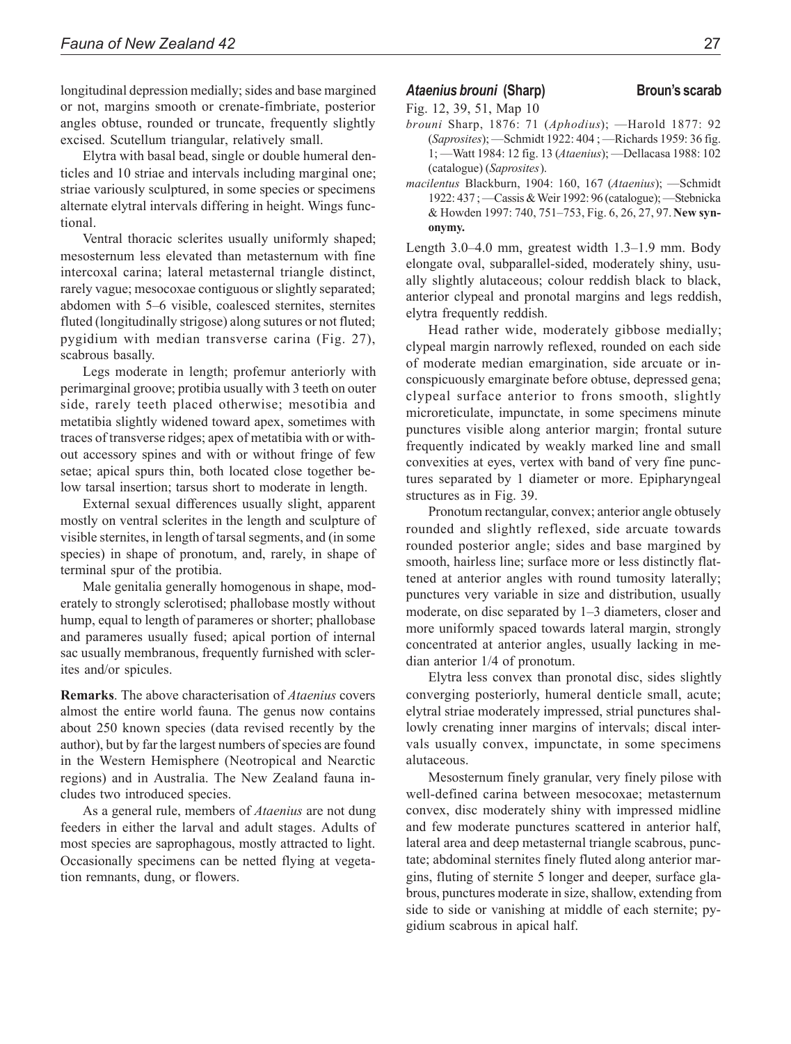longitudinal depression medially; sides and base margined or not, margins smooth or crenate-fimbriate, posterior angles obtuse, rounded or truncate, frequently slightly excised. Scutellum triangular, relatively small.

Elytra with basal bead, single or double humeral denticles and 10 striae and intervals including marginal one; striae variously sculptured, in some species or specimens alternate elytral intervals differing in height. Wings functional.

Ventral thoracic sclerites usually uniformly shaped; mesosternum less elevated than metasternum with fine intercoxal carina; lateral metasternal triangle distinct, rarely vague; mesocoxae contiguous or slightly separated; abdomen with 5–6 visible, coalesced sternites, sternites fluted (longitudinally strigose) along sutures or not fluted; pygidium with median transverse carina (Fig. 27), scabrous basally.

Legs moderate in length; profemur anteriorly with perimarginal groove; protibia usually with 3 teeth on outer side, rarely teeth placed otherwise; mesotibia and metatibia slightly widened toward apex, sometimes with traces of transverse ridges; apex of metatibia with or without accessory spines and with or without fringe of few setae; apical spurs thin, both located close together below tarsal insertion; tarsus short to moderate in length.

External sexual differences usually slight, apparent mostly on ventral sclerites in the length and sculpture of visible sternites, in length of tarsal segments, and (in some species) in shape of pronotum, and, rarely, in shape of terminal spur of the protibia.

Male genitalia generally homogenous in shape, moderately to strongly sclerotised; phallobase mostly without hump, equal to length of parameres or shorter; phallobase and parameres usually fused; apical portion of internal sac usually membranous, frequently furnished with sclerites and/or spicules.

**Remarks**. The above characterisation of *Ataenius* covers almost the entire world fauna. The genus now contains about 250 known species (data revised recently by the author), but by far the largest numbers of species are found in the Western Hemisphere (Neotropical and Nearctic regions) and in Australia. The New Zealand fauna includes two introduced species.

As a general rule, members of *Ataenius* are not dung feeders in either the larval and adult stages. Adults of most species are saprophagous, mostly attracted to light. Occasionally specimens can be netted flying at vegetation remnants, dung, or flowers.

## *Ataenius brouni* (Sharp) — Broun's scarab

Fig. 12, 39, 51, Map 10

*brouni* Sharp, 1876: 71 (*Aphodius*); —Harold 1877: 92 (*Saprosites*); —Schmidt 1922: 404 ; —Richards 1959: 36 fig. 1; —Watt 1984: 12 fig. 13 (*Ataenius*); —Dellacasa 1988: 102 (catalogue) (*Saprosites*).

*macilentus* Blackburn, 1904: 160, 167 (*Ataenius*); —Schmidt 1922: 437 ; —Cassis & Weir 1992: 96 (catalogue); —Stebnicka & Howden 1997: 740, 751–753, Fig. 6, 26, 27, 97. **New synonymy.**

Length 3.0–4.0 mm, greatest width 1.3–1.9 mm. Body elongate oval, subparallel-sided, moderately shiny, usually slightly alutaceous; colour reddish black to black, anterior clypeal and pronotal margins and legs reddish, elytra frequently reddish.

Head rather wide, moderately gibbose medially; clypeal margin narrowly reflexed, rounded on each side of moderate median emargination, side arcuate or inconspicuously emarginate before obtuse, depressed gena; clypeal surface anterior to frons smooth, slightly microreticulate, impunctate, in some specimens minute punctures visible along anterior margin; frontal suture frequently indicated by weakly marked line and small convexities at eyes, vertex with band of very fine punctures separated by 1 diameter or more. Epipharyngeal structures as in Fig. 39.

Pronotum rectangular, convex; anterior angle obtusely rounded and slightly reflexed, side arcuate towards rounded posterior angle; sides and base margined by smooth, hairless line; surface more or less distinctly flattened at anterior angles with round tumosity laterally; punctures very variable in size and distribution, usually moderate, on disc separated by 1–3 diameters, closer and more uniformly spaced towards lateral margin, strongly concentrated at anterior angles, usually lacking in median anterior 1/4 of pronotum.

Elytra less convex than pronotal disc, sides slightly converging posteriorly, humeral denticle small, acute; elytral striae moderately impressed, strial punctures shallowly crenating inner margins of intervals; discal intervals usually convex, impunctate, in some specimens alutaceous.

Mesosternum finely granular, very finely pilose with well-defined carina between mesocoxae; metasternum convex, disc moderately shiny with impressed midline and few moderate punctures scattered in anterior half, lateral area and deep metasternal triangle scabrous, punctate; abdominal sternites finely fluted along anterior margins, fluting of sternite 5 longer and deeper, surface glabrous, punctures moderate in size, shallow, extending from side to side or vanishing at middle of each sternite; pygidium scabrous in apical half.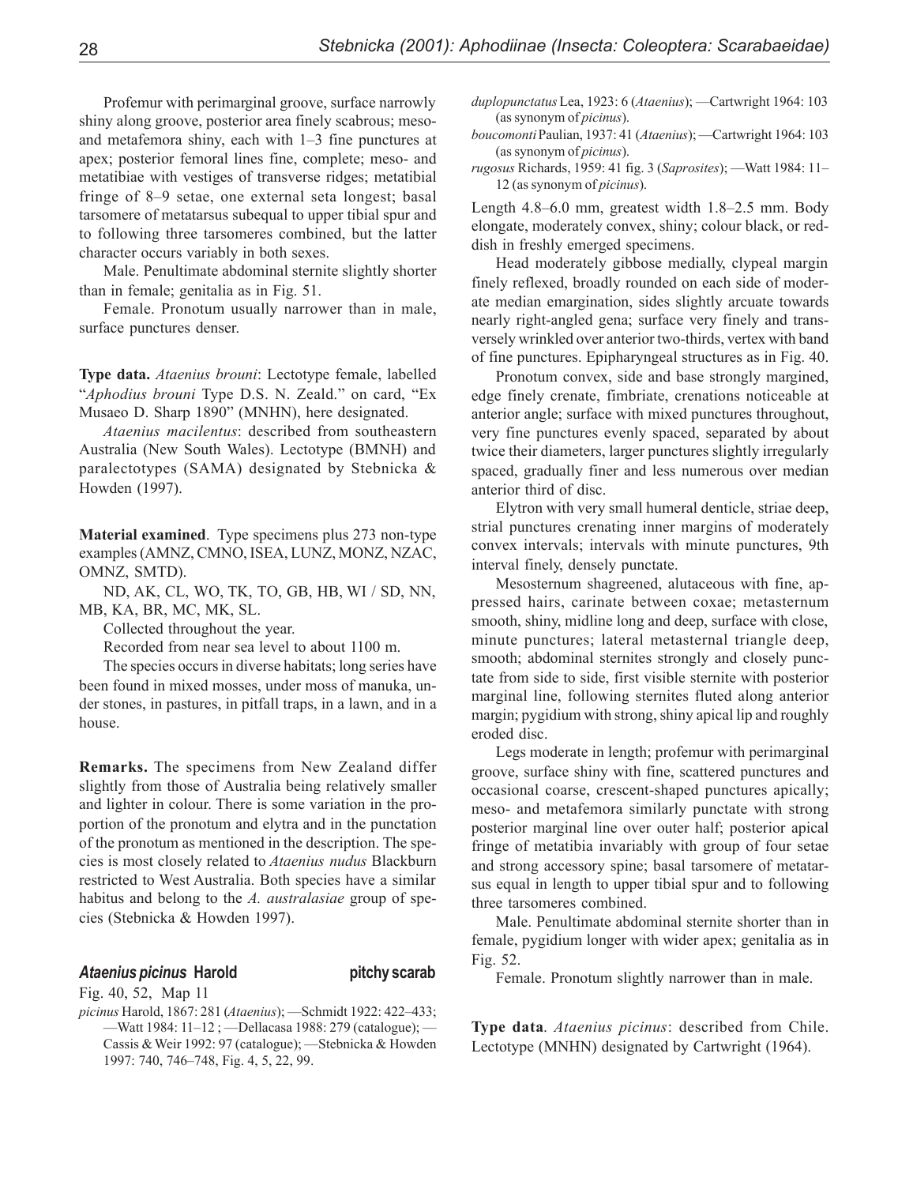Profemur with perimarginal groove, surface narrowly shiny along groove, posterior area finely scabrous; meso- and metafemora shiny, each with 1–3 fine punctures at apex; posterior femoral lines fine, complete; meso- and metatibiae with vestiges of transverse ridges; metatibial fringe of 8–9 setae, one external seta longest; basal tarsomere of metatarsus subequal to upper tibial spur and to following three tarsomeres combined, but the latter character occurs variably in both sexes.

Male. Penultimate abdominal sternite slightly shorter than in female; genitalia as in Fig. 51.

Female. Pronotum usually narrower than in male, surface punctures denser.

**Type data.** *Ataenius brouni*: Lectotype female, labelled "*Aphodius brouni* Type D.S. N. Zeald." on card, "Ex Musaeo D. Sharp 1890" (MNHN), here designated.

*Ataenius macilentus*: described from southeastern Australia (New South Wales). Lectotype (BMNH) and paralectotypes (SAMA) designated by Stebnicka & Howden (1997).

**Material examined**. Type specimens plus 273 non-type examples (AMNZ, CMNO, ISEA, LUNZ, MONZ, NZAC, OMNZ, SMTD).

ND, AK, CL, WO, TK, TO, GB, HB, WI / SD, NN, MB, KA, BR, MC, MK, SL.

Collected throughout the year.

Recorded from near sea level to about 1100 m.

The species occurs in diverse habitats; long series have been found in mixed mosses, under moss of manuka, under stones, in pastures, in pitfall traps, in a lawn, and in a house.

**Remarks.** The specimens from New Zealand differ slightly from those of Australia being relatively smaller and lighter in colour. There is some variation in the proportion of the pronotum and elytra and in the punctation of the pronotum as mentioned in the description. The species is most closely related to *Ataenius nudus* Blackburn restricted to West Australia. Both species have a similar habitus and belong to the *A. australasiae* group of species (Stebnicka & Howden 1997).

### *Ataenius picinus* Harold — pitchy scarab

Fig. 40, 52, Map 11

*picinus* Harold, 1867: 281 (*Ataenius*); —Schmidt 1922: 422–433; —Watt 1984: 11–12 ; —Dellacasa 1988: 279 (catalogue); —Cassis & Weir 1992: 97 (catalogue); —Stebnicka & Howden 1997: 740, 746–748, Fig. 4, 5, 22, 99.

*duplopunctatus* Lea, 1923: 6 (*Ataenius*); —Cartwright 1964: 103 (as synonym of *picinus*).

*boucomonti* Paulian, 1937: 41 (*Ataenius*); —Cartwright 1964: 103 (as synonym of *picinus*).

*rugosus* Richards, 1959: 41 fig. 3 (*Saprosites*); —Watt 1984: 11–12 (as synonym of *picinus*).

Length 4.8–6.0 mm, greatest width 1.8–2.5 mm. Body elongate, moderately convex, shiny; colour black, or reddish in freshly emerged specimens.

Head moderately gibbose medially, clypeal margin finely reflexed, broadly rounded on each side of moderate median emargination, sides slightly arcuate towards nearly right-angled gena; surface very finely and transversely wrinkled over anterior two-thirds, vertex with band of fine punctures. Epipharyngeal structures as in Fig. 40.

Pronotum convex, side and base strongly margined, edge finely crenate, fimbriate, crenations noticeable at anterior angle; surface with mixed punctures throughout, very fine punctures evenly spaced, separated by about twice their diameters, larger punctures slightly irregularly spaced, gradually finer and less numerous over median anterior third of disc.

Elytron with very small humeral denticle, striae deep, strial punctures crenating inner margins of moderately convex intervals; intervals with minute punctures, 9th interval finely, densely punctate.

Mesosternum shagreened, alutaceous with fine, appressed hairs, carinate between coxae; metasternum smooth, shiny, midline long and deep, surface with close, minute punctures; lateral metasternal triangle deep, smooth; abdominal sternites strongly and closely punctate from side to side, first visible sternite with posterior marginal line, following sternites fluted along anterior margin; pygidium with strong, shiny apical lip and roughly eroded disc.

Legs moderate in length; profemur with perimarginal groove, surface shiny with fine, scattered punctures and occasional coarse, crescent-shaped punctures apically; meso- and metafemora similarly punctate with strong posterior marginal line over outer half; posterior apical fringe of metatibia invariably with group of four setae and strong accessory spine; basal tarsomere of metatarsus equal in length to upper tibial spur and to following three tarsomeres combined.

Male. Penultimate abdominal sternite shorter than in female, pygidium longer with wider apex; genitalia as in Fig. 52.

Female. Pronotum slightly narrower than in male.

**Type data**. *Ataenius picinus*: described from Chile. Lectotype (MNHN) designated by Cartwright (1964).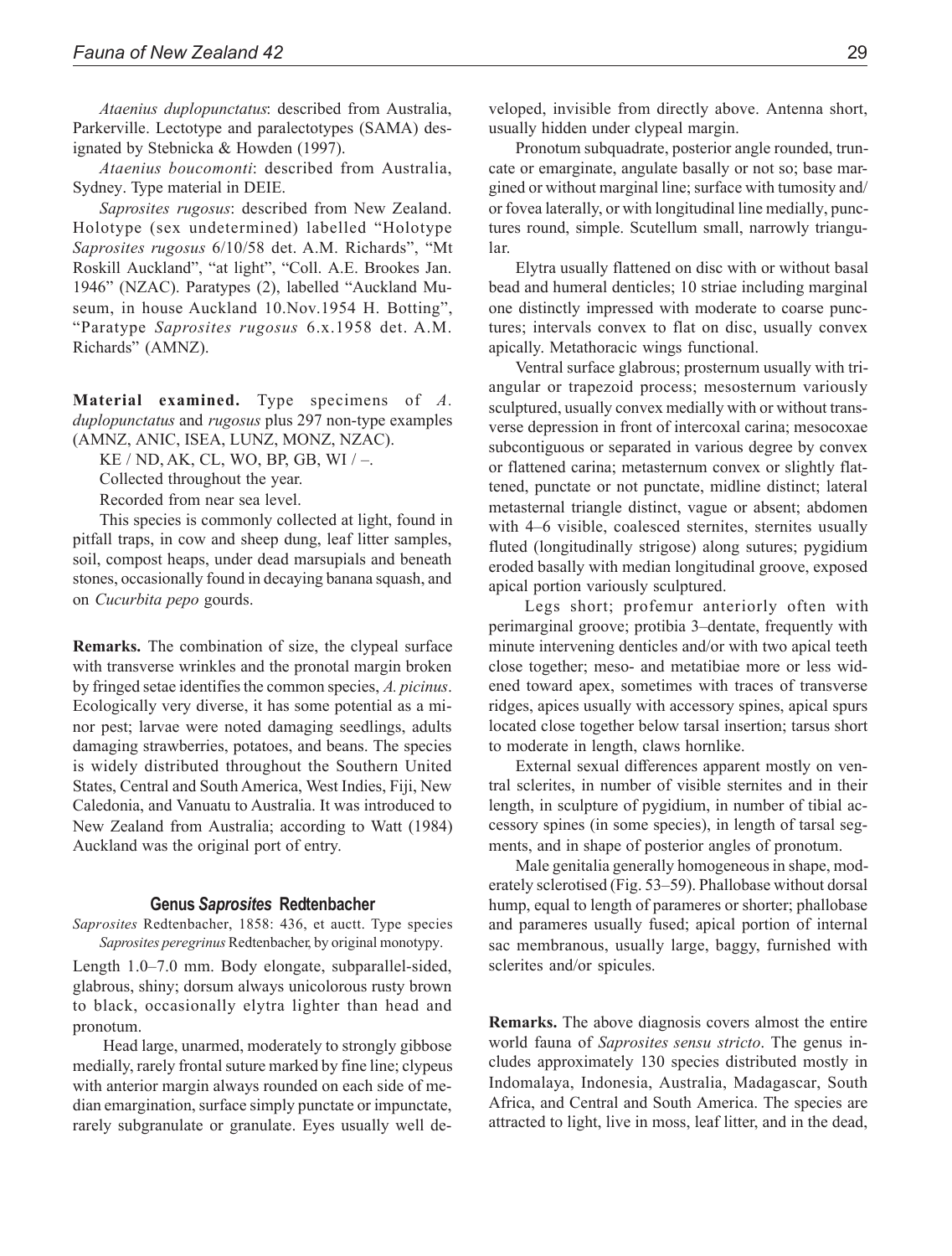*Ataenius duplopunctatus*: described from Australia, Parkerville. Lectotype and paralectotypes (SAMA) designated by Stebnicka & Howden (1997).

*Ataenius boucomonti*: described from Australia, Sydney. Type material in DEIE.

*Saprosites rugosus*: described from New Zealand. Holotype (sex undetermined) labelled "Holotype *Saprosites rugosus* 6/10/58 det. A.M. Richards", "Mt Roskill Auckland", "at light", "Coll. A.E. Brookes Jan. 1946" (NZAC). Paratypes (2), labelled "Auckland Museum, in house Auckland 10.Nov.1954 H. Botting", "Paratype *Saprosites rugosus* 6.x.1958 det. A.M. Richards" (AMNZ).

**Material examined.** Type specimens of *A. duplopunctatus* and *rugosus* plus 297 non-type examples (AMNZ, ANIC, ISEA, LUNZ, MONZ, NZAC).

KE / ND, AK, CL, WO, BP, GB, WI / –.

Collected throughout the year.

Recorded from near sea level.

This species is commonly collected at light, found in pitfall traps, in cow and sheep dung, leaf litter samples, soil, compost heaps, under dead marsupials and beneath stones, occasionally found in decaying banana squash, and on *Cucurbita pepo* gourds.

**Remarks.** The combination of size, the clypeal surface with transverse wrinkles and the pronotal margin broken by fringed setae identifies the common species, *A. picinus*. Ecologically very diverse, it has some potential as a minor pest; larvae were noted damaging seedlings, adults damaging strawberries, potatoes, and beans. The species is widely distributed throughout the Southern United States, Central and South America, West Indies, Fiji, New Caledonia, and Vanuatu to Australia. It was introduced to New Zealand from Australia; according to Watt (1984) Auckland was the original port of entry.

## Genus *Saprosites* Redtenbacher

*Saprosites* Redtenbacher, 1858: 436, et auctt. Type species *Saprosites peregrinus* Redtenbacher, by original monotypy.

Length 1.0–7.0 mm. Body elongate, subparallel-sided, glabrous, shiny; dorsum always unicolorous rusty brown to black, occasionally elytra lighter than head and pronotum.

Head large, unarmed, moderately to strongly gibbose medially, rarely frontal suture marked by fine line; clypeus with anterior margin always rounded on each side of median emargination, surface simply punctate or impunctate, rarely subgranulate or granulate. Eyes usually well developed, invisible from directly above. Antenna short, usually hidden under clypeal margin.

Pronotum subquadrate, posterior angle rounded, truncate or emarginate, angulate basally or not so; base margined or without marginal line; surface with tumosity and/or fovea laterally, or with longitudinal line medially, punctures round, simple. Scutellum small, narrowly triangular.

Elytra usually flattened on disc with or without basal bead and humeral denticles; 10 striae including marginal one distinctly impressed with moderate to coarse punctures; intervals convex to flat on disc, usually convex apically. Metathoracic wings functional.

Ventral surface glabrous; prosternum usually with triangular or trapezoid process; mesosternum variously sculptured, usually convex medially with or without transverse depression in front of intercoxal carina; mesocoxae subcontiguous or separated in various degree by convex or flattened carina; metasternum convex or slightly flattened, punctate or not punctate, midline distinct; lateral metasternal triangle distinct, vague or absent; abdomen with 4–6 visible, coalesced sternites, sternites usually fluted (longitudinally strigose) along sutures; pygidium eroded basally with median longitudinal groove, exposed apical portion variously sculptured.

Legs short; profemur anteriorly often with perimarginal groove; protibia 3–dentate, frequently with minute intervening denticles and/or with two apical teeth close together; meso- and metatibiae more or less widened toward apex, sometimes with traces of transverse ridges, apices usually with accessory spines, apical spurs located close together below tarsal insertion; tarsus short to moderate in length, claws hornlike.

External sexual differences apparent mostly on ventral sclerites, in number of visible sternites and in their length, in sculpture of pygidium, in number of tibial accessory spines (in some species), in length of tarsal segments, and in shape of posterior angles of pronotum.

Male genitalia generally homogeneous in shape, moderately sclerotised (Fig. 53–59). Phallobase without dorsal hump, equal to length of parameres or shorter; phallobase and parameres usually fused; apical portion of internal sac membranous, usually large, baggy, furnished with sclerites and/or spicules.

**Remarks.** The above diagnosis covers almost the entire world fauna of *Saprosites sensu stricto*. The genus includes approximately 130 species distributed mostly in Indomalaya, Indonesia, Australia, Madagascar, South Africa, and Central and South America. The species are attracted to light, live in moss, leaf litter, and in the dead,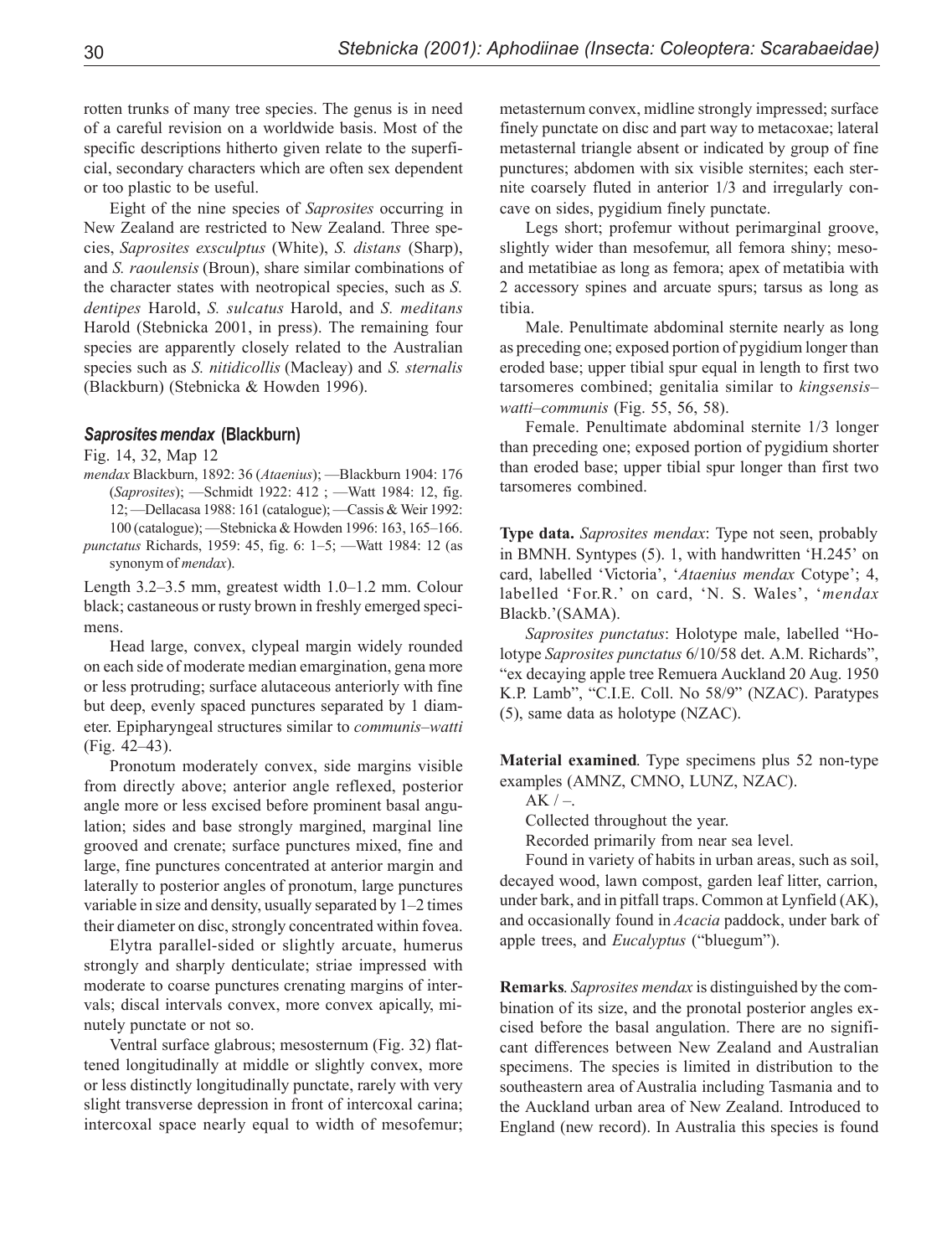rotten trunks of many tree species. The genus is in need of a careful revision on a worldwide basis. Most of the specific descriptions hitherto given relate to the superficial, secondary characters which are often sex dependent or too plastic to be useful.

Eight of the nine species of *Saprosites* occurring in New Zealand are restricted to New Zealand. Three species, *Saprosites exsculptus* (White), *S. distans* (Sharp), and *S. raoulensis* (Broun), share similar combinations of the character states with neotropical species, such as *S. dentipes* Harold, *S. sulcatus* Harold, and *S. meditans* Harold (Stebnicka 2001, in press). The remaining four species are apparently closely related to the Australian species such as *S. nitidicollis* (Macleay) and *S. sternalis* (Blackburn) (Stebnicka & Howden 1996).

### *Saprosites mendax* (Blackburn)

Fig. 14, 32, Map 12

*mendax* Blackburn, 1892: 36 (*Ataenius*); —Blackburn 1904: 176 (*Saprosites*); —Schmidt 1922: 412 ; —Watt 1984: 12, fig. 12; —Dellacasa 1988: 161 (catalogue); —Cassis & Weir 1992: 100 (catalogue); —Stebnicka & Howden 1996: 163, 165–166.

*punctatus* Richards, 1959: 45, fig. 6: 1–5; —Watt 1984: 12 (as synonym of *mendax*).

Length 3.2–3.5 mm, greatest width 1.0–1.2 mm. Colour black; castaneous or rusty brown in freshly emerged specimens.

Head large, convex, clypeal margin widely rounded on each side of moderate median emargination, gena more or less protruding; surface alutaceous anteriorly with fine but deep, evenly spaced punctures separated by 1 diameter. Epipharyngeal structures similar to *communis–watti* (Fig. 42–43).

Pronotum moderately convex, side margins visible from directly above; anterior angle reflexed, posterior angle more or less excised before prominent basal angulation; sides and base strongly margined, marginal line grooved and crenate; surface punctures mixed, fine and large, fine punctures concentrated at anterior margin and laterally to posterior angles of pronotum, large punctures variable in size and density, usually separated by 1–2 times their diameter on disc, strongly concentrated within fovea.

Elytra parallel-sided or slightly arcuate, humerus strongly and sharply denticulate; striae impressed with moderate to coarse punctures crenating margins of intervals; discal intervals convex, more convex apically, minutely punctate or not so.

Ventral surface glabrous; mesosternum (Fig. 32) flattened longitudinally at middle or slightly convex, more or less distinctly longitudinally punctate, rarely with very slight transverse depression in front of intercoxal carina; intercoxal space nearly equal to width of mesofemur; metasternum convex, midline strongly impressed; surface finely punctate on disc and part way to metacoxae; lateral metasternal triangle absent or indicated by group of fine punctures; abdomen with six visible sternites; each sternite coarsely fluted in anterior 1/3 and irregularly concave on sides, pygidium finely punctate.

Legs short; profemur without perimarginal groove, slightly wider than mesofemur, all femora shiny; meso- and metatibiae as long as femora; apex of metatibia with 2 accessory spines and arcuate spurs; tarsus as long as tibia.

Male. Penultimate abdominal sternite nearly as long as preceding one; exposed portion of pygidium longer than eroded base; upper tibial spur equal in length to first two tarsomeres combined; genitalia similar to *kingsensis–watti–communis* (Fig. 55, 56, 58).

Female. Penultimate abdominal sternite 1/3 longer than preceding one; exposed portion of pygidium shorter than eroded base; upper tibial spur longer than first two tarsomeres combined.

**Type data.** *Saprosites mendax*: Type not seen, probably in BMNH. Syntypes (5). 1, with handwritten 'H.245' on card, labelled 'Victoria', '*Ataenius mendax* Cotype'; 4, labelled 'For.R.' on card, 'N. S. Wales', '*mendax* Blackb.'(SAMA).

*Saprosites punctatus*: Holotype male, labelled "Holotype *Saprosites punctatus* 6/10/58 det. A.M. Richards", "ex decaying apple tree Remuera Auckland 20 Aug. 1950 K.P. Lamb", "C.I.E. Coll. No 58/9" (NZAC). Paratypes (5), same data as holotype (NZAC).

**Material examined**. Type specimens plus 52 non-type examples (AMNZ, CMNO, LUNZ, NZAC).

AK / –.

Collected throughout the year.

Recorded primarily from near sea level.

Found in variety of habits in urban areas, such as soil, decayed wood, lawn compost, garden leaf litter, carrion, under bark, and in pitfall traps. Common at Lynfield (AK), and occasionally found in *Acacia* paddock, under bark of apple trees, and *Eucalyptus* ("bluegum").

**Remarks**. *Saprosites mendax* is distinguished by the combination of its size, and the pronotal posterior angles excised before the basal angulation. There are no significant differences between New Zealand and Australian specimens. The species is limited in distribution to the southeastern area of Australia including Tasmania and to the Auckland urban area of New Zealand. Introduced to England (new record). In Australia this species is found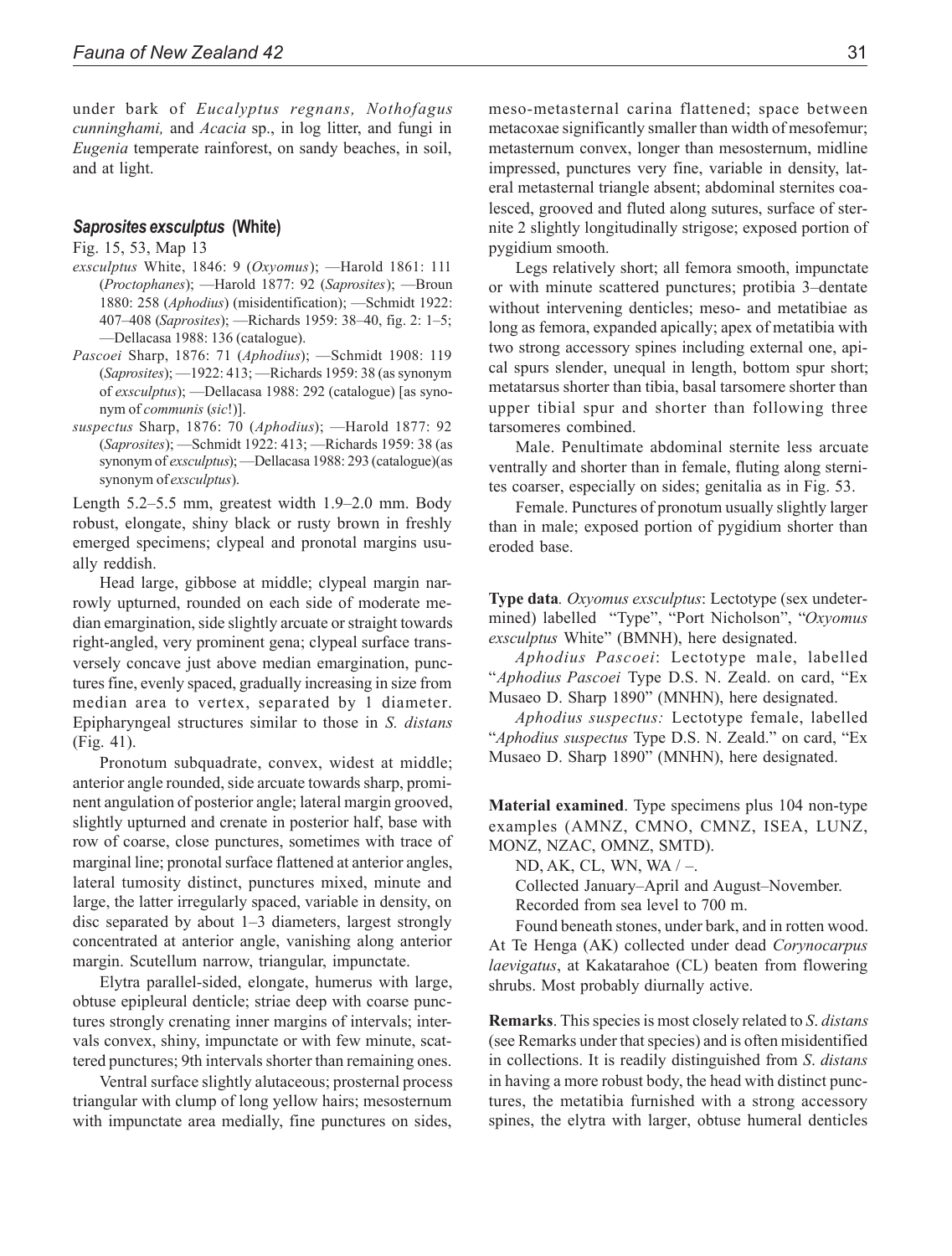under bark of *Eucalyptus regnans, Nothofagus cunninghami,* and *Acacia* sp., in log litter, and fungi in *Eugenia* temperate rainforest, on sandy beaches, in soil, and at light.

### *Saprosites exsculptus* (White)

Fig. 15, 53, Map 13

- *exsculptus* White, 1846: 9 (*Oxyomus*); —Harold 1861: 111 (*Proctophanes*); —Harold 1877: 92 (*Saprosites*); —Broun 1880: 258 (*Aphodius*) (misidentification); —Schmidt 1922: 407–408 (*Saprosites*); —Richards 1959: 38–40, fig. 2: 1–5; —Dellacasa 1988: 136 (catalogue).
- *Pascoei* Sharp, 1876: 71 (*Aphodius*); —Schmidt 1908: 119 (*Saprosites*); —1922: 413; —Richards 1959: 38 (as synonym of *exsculptus*); —Dellacasa 1988: 292 (catalogue) [as synonym of *communis* (*sic*!)].
- *suspectus* Sharp, 1876: 70 (*Aphodius*); —Harold 1877: 92 (*Saprosites*); —Schmidt 1922: 413; —Richards 1959: 38 (as synonym of *exsculptus*); —Dellacasa 1988: 293 (catalogue)(as synonym of *exsculptus*).

Length 5.2–5.5 mm, greatest width 1.9–2.0 mm. Body robust, elongate, shiny black or rusty brown in freshly emerged specimens; clypeal and pronotal margins usually reddish.

Head large, gibbose at middle; clypeal margin narrowly upturned, rounded on each side of moderate median emargination, side slightly arcuate or straight towards right-angled, very prominent gena; clypeal surface transversely concave just above median emargination, punctures fine, evenly spaced, gradually increasing in size from median area to vertex, separated by 1 diameter. Epipharyngeal structures similar to those in *S. distans* (Fig. 41).

Pronotum subquadrate, convex, widest at middle; anterior angle rounded, side arcuate towards sharp, prominent angulation of posterior angle; lateral margin grooved, slightly upturned and crenate in posterior half, base with row of coarse, close punctures, sometimes with trace of marginal line; pronotal surface flattened at anterior angles, lateral tumosity distinct, punctures mixed, minute and large, the latter irregularly spaced, variable in density, on disc separated by about 1–3 diameters, largest strongly concentrated at anterior angle, vanishing along anterior margin. Scutellum narrow, triangular, impunctate.

Elytra parallel-sided, elongate, humerus with large, obtuse epipleural denticle; striae deep with coarse punctures strongly crenating inner margins of intervals; intervals convex, shiny, impunctate or with few minute, scattered punctures; 9th intervals shorter than remaining ones.

Ventral surface slightly alutaceous; prosternal process triangular with clump of long yellow hairs; mesosternum with impunctate area medially, fine punctures on sides, meso-metasternal carina flattened; space between metacoxae significantly smaller than width of mesofemur; metasternum convex, longer than mesosternum, midline impressed, punctures very fine, variable in density, lateral metasternal triangle absent; abdominal sternites coalesced, grooved and fluted along sutures, surface of sternite 2 slightly longitudinally strigose; exposed portion of pygidium smooth.

Legs relatively short; all femora smooth, impunctate or with minute scattered punctures; protibia 3–dentate without intervening denticles; meso- and metatibiae as long as femora, expanded apically; apex of metatibia with two strong accessory spines including external one, apical spurs slender, unequal in length, bottom spur short; metatarsus shorter than tibia, basal tarsomere shorter than upper tibial spur and shorter than following three tarsomeres combined.

Male. Penultimate abdominal sternite less arcuate ventrally and shorter than in female, fluting along sternites coarser, especially on sides; genitalia as in Fig. 53.

Female. Punctures of pronotum usually slightly larger than in male; exposed portion of pygidium shorter than eroded base.

**Type data**. *Oxyomus exsculptus*: Lectotype (sex undetermined) labelled "Type", "Port Nicholson", "*Oxyomus exsculptus* White" (BMNH), here designated.

*Aphodius Pascoei*: Lectotype male, labelled "*Aphodius Pascoei* Type D.S. N. Zeald. on card, "Ex Musaeo D. Sharp 1890" (MNHN), here designated.

*Aphodius suspectus:* Lectotype female, labelled "*Aphodius suspectus* Type D.S. N. Zeald." on card, "Ex Musaeo D. Sharp 1890" (MNHN), here designated.

**Material examined**. Type specimens plus 104 non-type examples (AMNZ, CMNO, CMNZ, ISEA, LUNZ, MONZ, NZAC, OMNZ, SMTD).

ND, AK, CL, WN, WA / –.

Collected January–April and August–November.

Recorded from sea level to 700 m.

Found beneath stones, under bark, and in rotten wood. At Te Henga (AK) collected under dead *Corynocarpus laevigatus*, at Kakatarahoe (CL) beaten from flowering shrubs. Most probably diurnally active.

**Remarks**. This species is most closely related to *S. distans* (see Remarks under that species) and is often misidentified in collections. It is readily distinguished from *S. distans* in having a more robust body, the head with distinct punctures, the metatibia furnished with a strong accessory spines, the elytra with larger, obtuse humeral denticles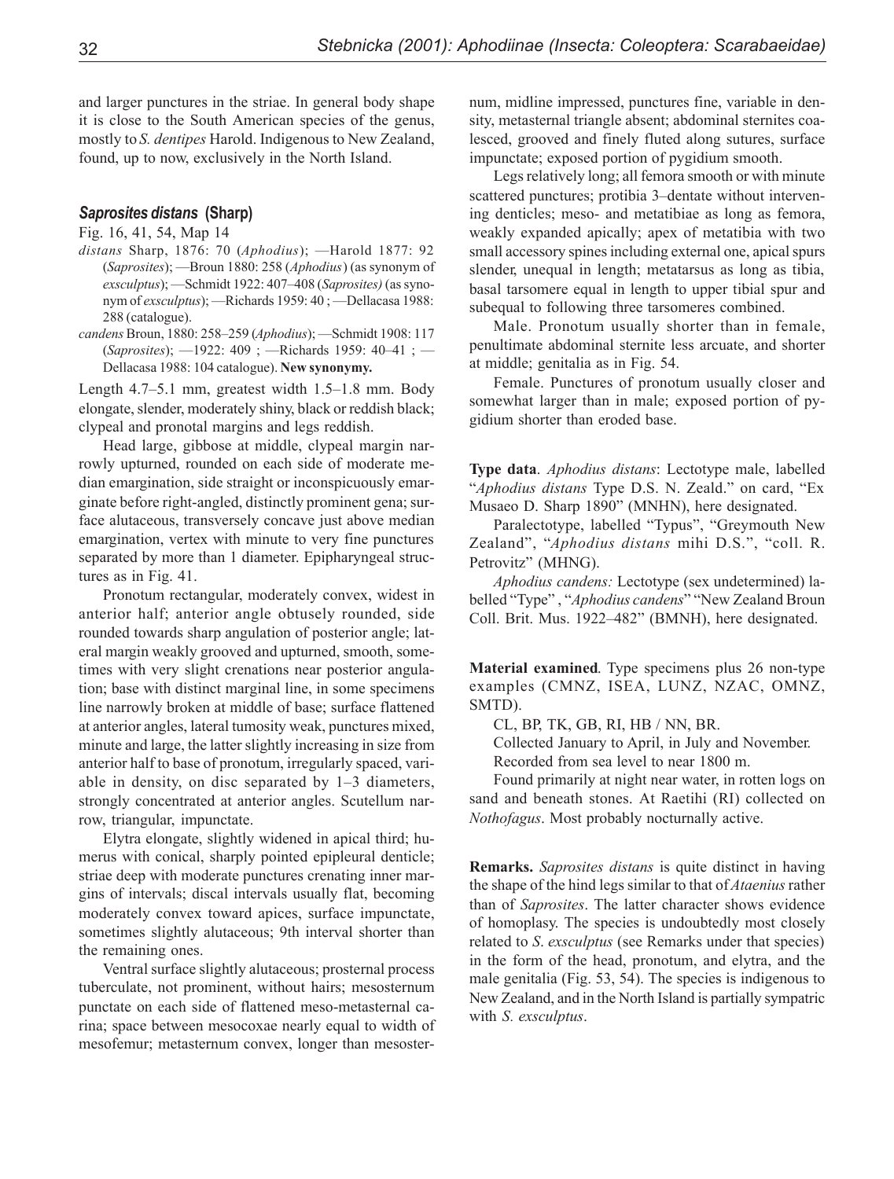and larger punctures in the striae. In general body shape it is close to the South American species of the genus, mostly to *S. dentipes* Harold. Indigenous to New Zealand, found, up to now, exclusively in the North Island.

### *Saprosites distans* (Sharp)

Fig. 16, 41, 54, Map 14

*distans* Sharp, 1876: 70 (*Aphodius*); —Harold 1877: 92 (*Saprosites*); —Broun 1880: 258 (*Aphodius*) (as synonym of *exsculptus*); —Schmidt 1922: 407–408 (*Saprosites)* (as synonym of *exsculptus*); —Richards 1959: 40 ; —Dellacasa 1988: 288 (catalogue).

*candens* Broun, 1880: 258–259 (*Aphodius*); —Schmidt 1908: 117 (*Saprosites*); —1922: 409 ; —Richards 1959: 40–41 ; — Dellacasa 1988: 104 catalogue). **New synonymy.**

Length 4.7–5.1 mm, greatest width 1.5–1.8 mm. Body elongate, slender, moderately shiny, black or reddish black; clypeal and pronotal margins and legs reddish.

Head large, gibbose at middle, clypeal margin narrowly upturned, rounded on each side of moderate median emargination, side straight or inconspicuously emarginate before right-angled, distinctly prominent gena; surface alutaceous, transversely concave just above median emargination, vertex with minute to very fine punctures separated by more than 1 diameter. Epipharyngeal structures as in Fig. 41.

Pronotum rectangular, moderately convex, widest in anterior half; anterior angle obtusely rounded, side rounded towards sharp angulation of posterior angle; lateral margin weakly grooved and upturned, smooth, sometimes with very slight crenations near posterior angulation; base with distinct marginal line, in some specimens line narrowly broken at middle of base; surface flattened at anterior angles, lateral tumosity weak, punctures mixed, minute and large, the latter slightly increasing in size from anterior half to base of pronotum, irregularly spaced, variable in density, on disc separated by 1–3 diameters, strongly concentrated at anterior angles. Scutellum narrow, triangular, impunctate.

Elytra elongate, slightly widened in apical third; humerus with conical, sharply pointed epipleural denticle; striae deep with moderate punctures crenating inner margins of intervals; discal intervals usually flat, becoming moderately convex toward apices, surface impunctate, sometimes slightly alutaceous; 9th interval shorter than the remaining ones.

Ventral surface slightly alutaceous; prosternal process tuberculate, not prominent, without hairs; mesosternum punctate on each side of flattened meso-metasternal carina; space between mesocoxae nearly equal to width of mesofemur; metasternum convex, longer than mesosternum, midline impressed, punctures fine, variable in density, metasternal triangle absent; abdominal sternites coalesced, grooved and finely fluted along sutures, surface impunctate; exposed portion of pygidium smooth.

Legs relatively long; all femora smooth or with minute scattered punctures; protibia 3–dentate without intervening denticles; meso- and metatibiae as long as femora, weakly expanded apically; apex of metatibia with two small accessory spines including external one, apical spurs slender, unequal in length; metatarsus as long as tibia, basal tarsomere equal in length to upper tibial spur and subequal to following three tarsomeres combined.

Male. Pronotum usually shorter than in female, penultimate abdominal sternite less arcuate, and shorter at middle; genitalia as in Fig. 54.

Female. Punctures of pronotum usually closer and somewhat larger than in male; exposed portion of pygidium shorter than eroded base.

**Type data**. *Aphodius distans*: Lectotype male, labelled "*Aphodius distans* Type D.S. N. Zeald." on card, "Ex Musaeo D. Sharp 1890" (MNHN), here designated.

Paralectotype, labelled "Typus", "Greymouth New Zealand", "*Aphodius distans* mihi D.S.", "coll. R. Petrovitz" (MHNG).

*Aphodius candens:* Lectotype (sex undetermined) labelled "Type" , "*Aphodius candens*" "New Zealand Broun Coll. Brit. Mus. 1922–482" (BMNH), here designated.

**Material examined**. Type specimens plus 26 non-type examples (CMNZ, ISEA, LUNZ, NZAC, OMNZ, SMTD).

CL, BP, TK, GB, RI, HB / NN, BR.

Collected January to April, in July and November.

Recorded from sea level to near 1800 m.

Found primarily at night near water, in rotten logs on sand and beneath stones. At Raetihi (RI) collected on *Nothofagus*. Most probably nocturnally active.

**Remarks.** *Saprosites distans* is quite distinct in having the shape of the hind legs similar to that of *Ataenius* rather than of *Saprosites*. The latter character shows evidence of homoplasy. The species is undoubtedly most closely related to *S. exsculptus* (see Remarks under that species) in the form of the head, pronotum, and elytra, and the male genitalia (Fig. 53, 54). The species is indigenous to New Zealand, and in the North Island is partially sympatric with *S. exsculptus*.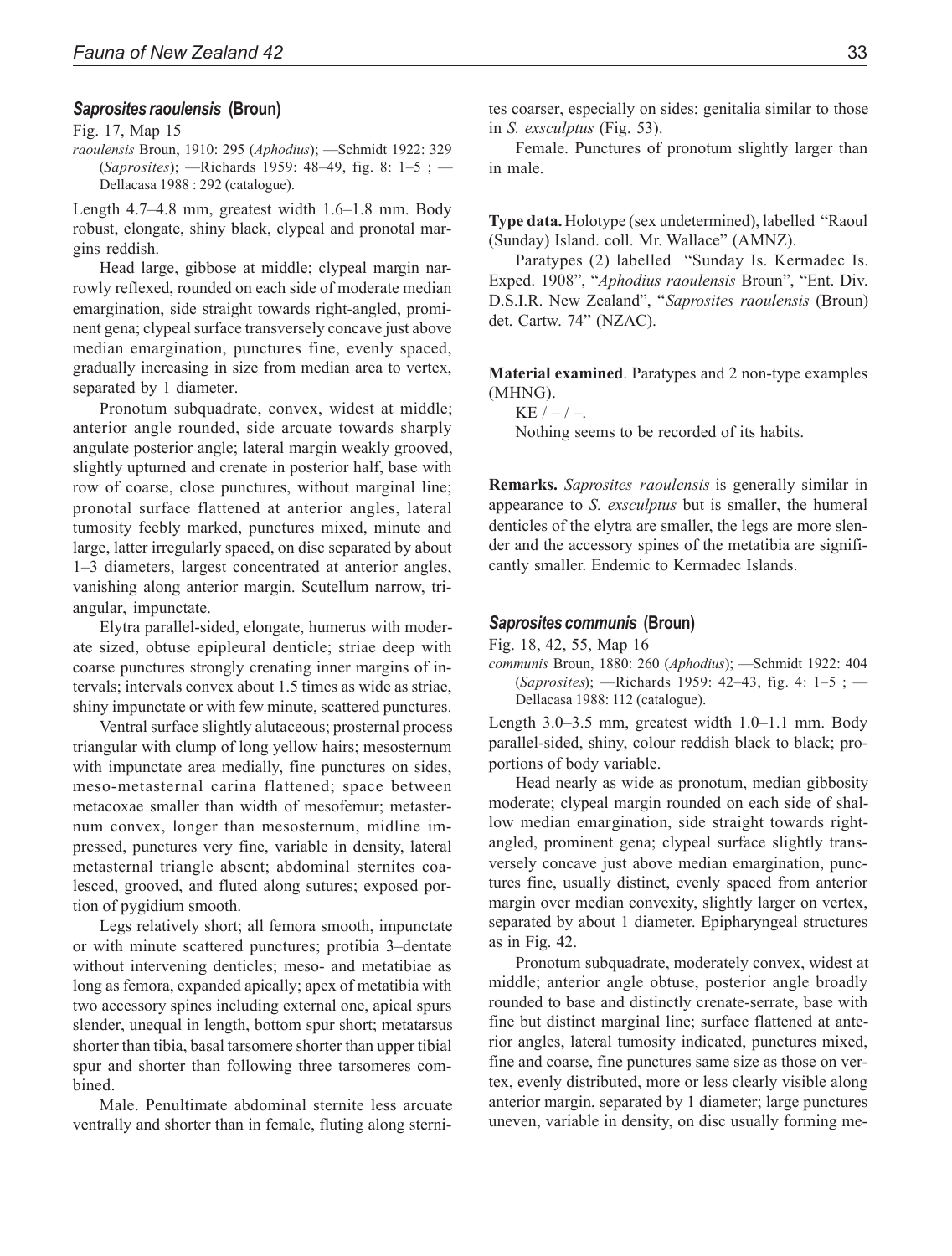### *Saprosites raoulensis* (Broun)

Fig. 17, Map 15

*raoulensis* Broun, 1910: 295 (*Aphodius*); —Schmidt 1922: 329 (*Saprosites*); —Richards 1959: 48–49, fig. 8: 1–5 ; — Dellacasa 1988 : 292 (catalogue).

Length 4.7–4.8 mm, greatest width 1.6–1.8 mm. Body robust, elongate, shiny black, clypeal and pronotal margins reddish.

Head large, gibbose at middle; clypeal margin narrowly reflexed, rounded on each side of moderate median emargination, side straight towards right-angled, prominent gena; clypeal surface transversely concave just above median emargination, punctures fine, evenly spaced, gradually increasing in size from median area to vertex, separated by 1 diameter.

Pronotum subquadrate, convex, widest at middle; anterior angle rounded, side arcuate towards sharply angulate posterior angle; lateral margin weakly grooved, slightly upturned and crenate in posterior half, base with row of coarse, close punctures, without marginal line; pronotal surface flattened at anterior angles, lateral tumosity feebly marked, punctures mixed, minute and large, latter irregularly spaced, on disc separated by about 1–3 diameters, largest concentrated at anterior angles, vanishing along anterior margin. Scutellum narrow, triangular, impunctate.

Elytra parallel-sided, elongate, humerus with moderate sized, obtuse epipleural denticle; striae deep with coarse punctures strongly crenating inner margins of intervals; intervals convex about 1.5 times as wide as striae, shiny impunctate or with few minute, scattered punctures.

Ventral surface slightly alutaceous; prosternal process triangular with clump of long yellow hairs; mesosternum with impunctate area medially, fine punctures on sides, meso-metasternal carina flattened; space between metacoxae smaller than width of mesofemur; metasternum convex, longer than mesosternum, midline impressed, punctures very fine, variable in density, lateral metasternal triangle absent; abdominal sternites coalesced, grooved, and fluted along sutures; exposed portion of pygidium smooth.

Legs relatively short; all femora smooth, impunctate or with minute scattered punctures; protibia 3–dentate without intervening denticles; meso- and metatibiae as long as femora, expanded apically; apex of metatibia with two accessory spines including external one, apical spurs slender, unequal in length, bottom spur short; metatarsus shorter than tibia, basal tarsomere shorter than upper tibial spur and shorter than following three tarsomeres combined.

Male. Penultimate abdominal sternite less arcuate ventrally and shorter than in female, fluting along sternites coarser, especially on sides; genitalia similar to those in *S. exsculptus* (Fig. 53).

Female. Punctures of pronotum slightly larger than in male.

**Type data.** Holotype (sex undetermined), labelled "Raoul (Sunday) Island. coll. Mr. Wallace" (AMNZ).

Paratypes (2) labelled "Sunday Is. Kermadec Is. Exped. 1908", "*Aphodius raoulensis* Broun", "Ent. Div. D.S.I.R. New Zealand", "*Saprosites raoulensis* (Broun) det. Cartw. 74" (NZAC).

**Material examined**. Paratypes and 2 non-type examples (MHNG).

KE / – / –.

Nothing seems to be recorded of its habits.

**Remarks.** *Saprosites raoulensis* is generally similar in appearance to *S. exsculptus* but is smaller, the humeral denticles of the elytra are smaller, the legs are more slender and the accessory spines of the metatibia are significantly smaller. Endemic to Kermadec Islands.

### *Saprosites communis* (Broun)

Fig. 18, 42, 55, Map 16

*communis* Broun, 1880: 260 (*Aphodius*); —Schmidt 1922: 404 (*Saprosites*); —Richards 1959: 42–43, fig. 4: 1–5 ; — Dellacasa 1988: 112 (catalogue).

Length 3.0–3.5 mm, greatest width 1.0–1.1 mm. Body parallel-sided, shiny, colour reddish black to black; proportions of body variable.

Head nearly as wide as pronotum, median gibbosity moderate; clypeal margin rounded on each side of shallow median emargination, side straight towards right-angled, prominent gena; clypeal surface slightly transversely concave just above median emargination, punctures fine, usually distinct, evenly spaced from anterior margin over median convexity, slightly larger on vertex, separated by about 1 diameter. Epipharyngeal structures as in Fig. 42.

Pronotum subquadrate, moderately convex, widest at middle; anterior angle obtuse, posterior angle broadly rounded to base and distinctly crenate-serrate, base with fine but distinct marginal line; surface flattened at anterior angles, lateral tumosity indicated, punctures mixed, fine and coarse, fine punctures same size as those on vertex, evenly distributed, more or less clearly visible along anterior margin, separated by 1 diameter; large punctures uneven, variable in density, on disc usually forming me-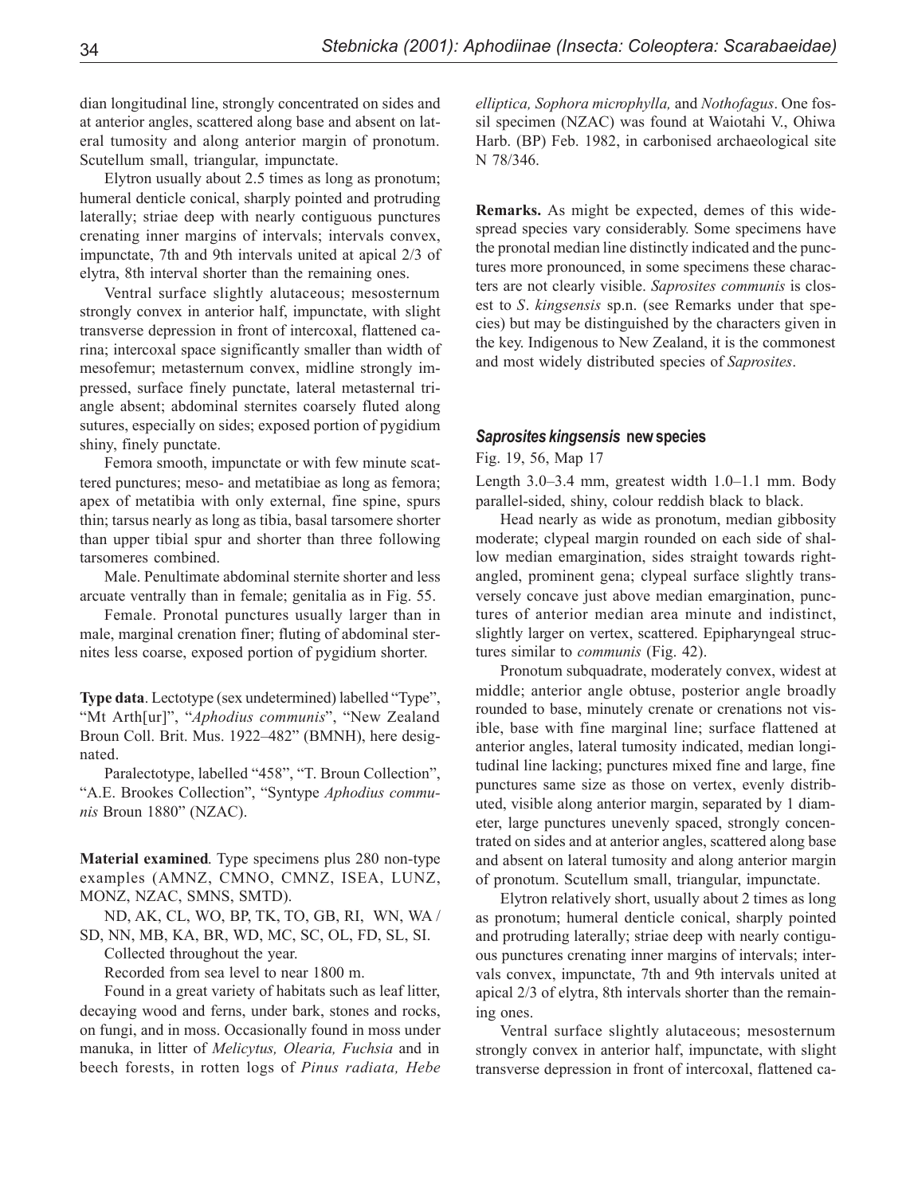dian longitudinal line, strongly concentrated on sides and at anterior angles, scattered along base and absent on lateral tumosity and along anterior margin of pronotum. Scutellum small, triangular, impunctate.

Elytron usually about 2.5 times as long as pronotum; humeral denticle conical, sharply pointed and protruding laterally; striae deep with nearly contiguous punctures crenating inner margins of intervals; intervals convex, impunctate, 7th and 9th intervals united at apical 2/3 of elytra, 8th interval shorter than the remaining ones.

Ventral surface slightly alutaceous; mesosternum strongly convex in anterior half, impunctate, with slight transverse depression in front of intercoxal, flattened carina; intercoxal space significantly smaller than width of mesofemur; metasternum convex, midline strongly impressed, surface finely punctate, lateral metasternal triangle absent; abdominal sternites coarsely fluted along sutures, especially on sides; exposed portion of pygidium shiny, finely punctate.

Femora smooth, impunctate or with few minute scattered punctures; meso- and metatibiae as long as femora; apex of metatibia with only external, fine spine, spurs thin; tarsus nearly as long as tibia, basal tarsomere shorter than upper tibial spur and shorter than three following tarsomeres combined.

Male. Penultimate abdominal sternite shorter and less arcuate ventrally than in female; genitalia as in Fig. 55.

Female. Pronotal punctures usually larger than in male, marginal crenation finer; fluting of abdominal sternites less coarse, exposed portion of pygidium shorter.

**Type data**. Lectotype (sex undetermined) labelled "Type", "Mt Arth[ur]", "*Aphodius communis*", "New Zealand Broun Coll. Brit. Mus. 1922–482" (BMNH), here designated.

Paralectotype, labelled "458", "T. Broun Collection", "A.E. Brookes Collection", "Syntype *Aphodius communis* Broun 1880" (NZAC).

**Material examined**. Type specimens plus 280 non-type examples (AMNZ, CMNO, CMNZ, ISEA, LUNZ, MONZ, NZAC, SMNS, SMTD).

ND, AK, CL, WO, BP, TK, TO, GB, RI, WN, WA / SD, NN, MB, KA, BR, WD, MC, SC, OL, FD, SL, SI.

Collected throughout the year.

Recorded from sea level to near 1800 m.

Found in a great variety of habitats such as leaf litter, decaying wood and ferns, under bark, stones and rocks, on fungi, and in moss. Occasionally found in moss under manuka, in litter of *Melicytus, Olearia, Fuchsia* and in beech forests, in rotten logs of *Pinus radiata, Hebe elliptica, Sophora microphylla,* and *Nothofagus*. One fossil specimen (NZAC) was found at Waiotahi V., Ohiwa Harb. (BP) Feb. 1982, in carbonised archaeological site N 78/346.

**Remarks.** As might be expected, demes of this widespread species vary considerably. Some specimens have the pronotal median line distinctly indicated and the punctures more pronounced, in some specimens these characters are not clearly visible. *Saprosites communis* is closest to *S*. *kingsensis* sp.n. (see Remarks under that species) but may be distinguished by the characters given in the key. Indigenous to New Zealand, it is the commonest and most widely distributed species of *Saprosites*.

### *Saprosites kingsensis* new species

Fig. 19, 56, Map 17

Length 3.0–3.4 mm, greatest width 1.0–1.1 mm. Body parallel-sided, shiny, colour reddish black to black.

Head nearly as wide as pronotum, median gibbosity moderate; clypeal margin rounded on each side of shallow median emargination, sides straight towards right-angled, prominent gena; clypeal surface slightly transversely concave just above median emargination, punctures of anterior median area minute and indistinct, slightly larger on vertex, scattered. Epipharyngeal structures similar to *communis* (Fig. 42).

Pronotum subquadrate, moderately convex, widest at middle; anterior angle obtuse, posterior angle broadly rounded to base, minutely crenate or crenations not visible, base with fine marginal line; surface flattened at anterior angles, lateral tumosity indicated, median longitudinal line lacking; punctures mixed fine and large, fine punctures same size as those on vertex, evenly distributed, visible along anterior margin, separated by 1 diameter, large punctures unevenly spaced, strongly concentrated on sides and at anterior angles, scattered along base and absent on lateral tumosity and along anterior margin of pronotum. Scutellum small, triangular, impunctate.

Elytron relatively short, usually about 2 times as long as pronotum; humeral denticle conical, sharply pointed and protruding laterally; striae deep with nearly contiguous punctures crenating inner margins of intervals; intervals convex, impunctate, 7th and 9th intervals united at apical 2/3 of elytra, 8th intervals shorter than the remaining ones.

Ventral surface slightly alutaceous; mesosternum strongly convex in anterior half, impunctate, with slight transverse depression in front of intercoxal, flattened ca-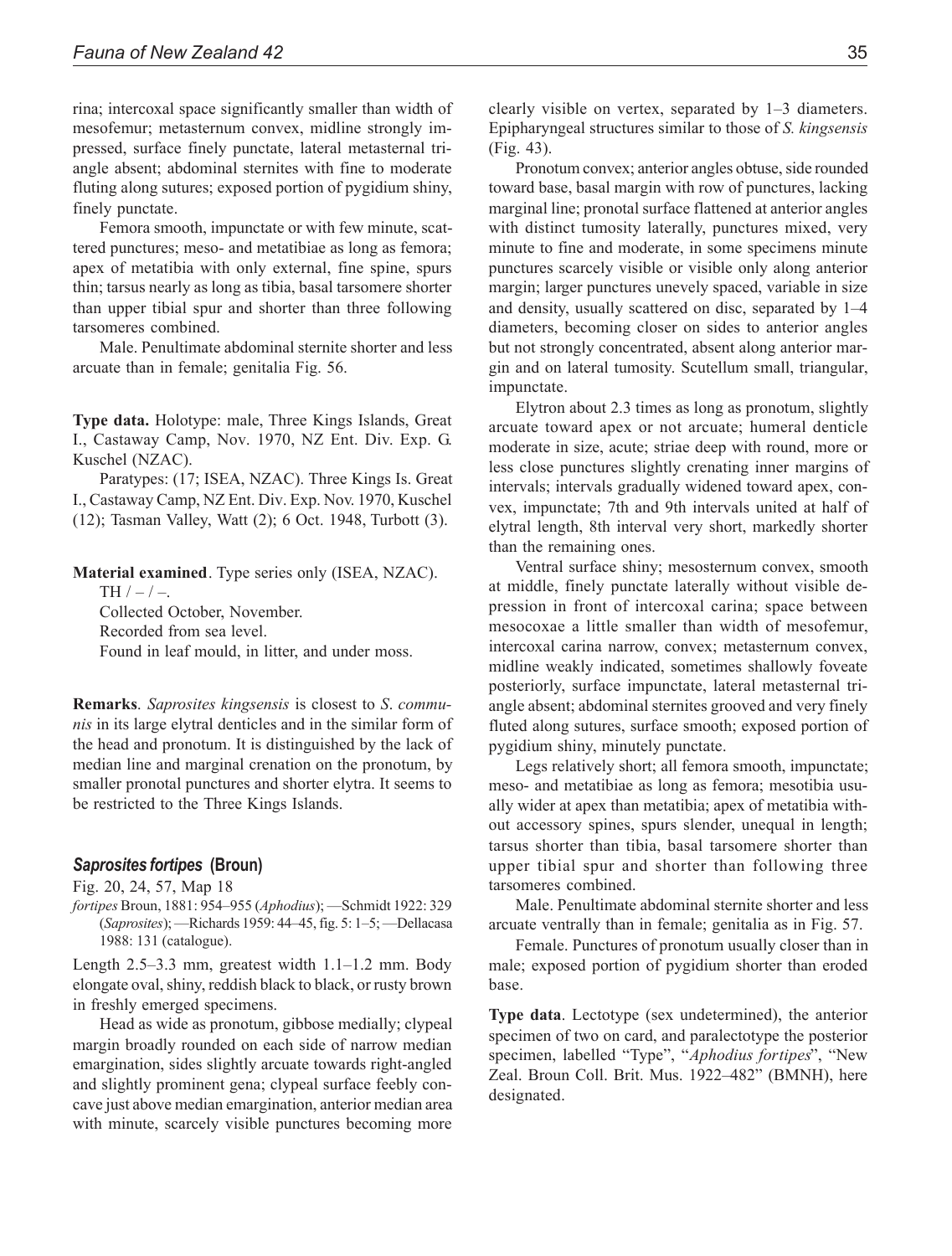rina; intercoxal space significantly smaller than width of mesofemur; metasternum convex, midline strongly impressed, surface finely punctate, lateral metasternal triangle absent; abdominal sternites with fine to moderate fluting along sutures; exposed portion of pygidium shiny, finely punctate.

Femora smooth, impunctate or with few minute, scattered punctures; meso- and metatibiae as long as femora; apex of metatibia with only external, fine spine, spurs thin; tarsus nearly as long as tibia, basal tarsomere shorter than upper tibial spur and shorter than three following tarsomeres combined.

Male. Penultimate abdominal sternite shorter and less arcuate than in female; genitalia Fig. 56.

**Type data.** Holotype: male, Three Kings Islands, Great I., Castaway Camp, Nov. 1970, NZ Ent. Div. Exp. G. Kuschel (NZAC).

Paratypes: (17; ISEA, NZAC). Three Kings Is. Great I., Castaway Camp, NZ Ent. Div. Exp. Nov. 1970, Kuschel (12); Tasman Valley, Watt (2); 6 Oct. 1948, Turbott (3).

**Material examined**. Type series only (ISEA, NZAC).

TH / – / –.

Collected October, November.

Recorded from sea level.

Found in leaf mould, in litter, and under moss.

**Remarks**. *Saprosites kingsensis* is closest to *S. communis* in its large elytral denticles and in the similar form of the head and pronotum. It is distinguished by the lack of median line and marginal crenation on the pronotum, by smaller pronotal punctures and shorter elytra. It seems to be restricted to the Three Kings Islands.

### *Saprosites fortipes* (Broun)

Fig. 20, 24, 57, Map 18

*fortipes* Broun, 1881: 954–955 (*Aphodius*); —Schmidt 1922: 329 (*Saprosites*); —Richards 1959: 44–45, fig. 5: 1–5; —Dellacasa 1988: 131 (catalogue).

Length 2.5–3.3 mm, greatest width 1.1–1.2 mm. Body elongate oval, shiny, reddish black to black, or rusty brown in freshly emerged specimens.

Head as wide as pronotum, gibbose medially; clypeal margin broadly rounded on each side of narrow median emargination, sides slightly arcuate towards right-angled and slightly prominent gena; clypeal surface feebly concave just above median emargination, anterior median area with minute, scarcely visible punctures becoming more clearly visible on vertex, separated by 1–3 diameters. Epipharyngeal structures similar to those of *S. kingsensis* (Fig. 43).

Pronotum convex; anterior angles obtuse, side rounded toward base, basal margin with row of punctures, lacking marginal line; pronotal surface flattened at anterior angles with distinct tumosity laterally, punctures mixed, very minute to fine and moderate, in some specimens minute punctures scarcely visible or visible only along anterior margin; larger punctures unevely spaced, variable in size and density, usually scattered on disc, separated by 1–4 diameters, becoming closer on sides to anterior angles but not strongly concentrated, absent along anterior margin and on lateral tumosity. Scutellum small, triangular, impunctate.

Elytron about 2.3 times as long as pronotum, slightly arcuate toward apex or not arcuate; humeral denticle moderate in size, acute; striae deep with round, more or less close punctures slightly crenating inner margins of intervals; intervals gradually widened toward apex, convex, impunctate; 7th and 9th intervals united at half of elytral length, 8th interval very short, markedly shorter than the remaining ones.

Ventral surface shiny; mesosternum convex, smooth at middle, finely punctate laterally without visible depression in front of intercoxal carina; space between mesocoxae a little smaller than width of mesofemur, intercoxal carina narrow, convex; metasternum convex, midline weakly indicated, sometimes shallowly foveate posteriorly, surface impunctate, lateral metasternal triangle absent; abdominal sternites grooved and very finely fluted along sutures, surface smooth; exposed portion of pygidium shiny, minutely punctate.

Legs relatively short; all femora smooth, impunctate; meso- and metatibiae as long as femora; mesotibia usually wider at apex than metatibia; apex of metatibia without accessory spines, spurs slender, unequal in length; tarsus shorter than tibia, basal tarsomere shorter than upper tibial spur and shorter than following three tarsomeres combined.

Male. Penultimate abdominal sternite shorter and less arcuate ventrally than in female; genitalia as in Fig. 57.

Female. Punctures of pronotum usually closer than in male; exposed portion of pygidium shorter than eroded base.

**Type data**. Lectotype (sex undetermined), the anterior specimen of two on card, and paralectotype the posterior specimen, labelled "Type", "*Aphodius fortipes*", "New Zeal. Broun Coll. Brit. Mus. 1922–482" (BMNH), here designated.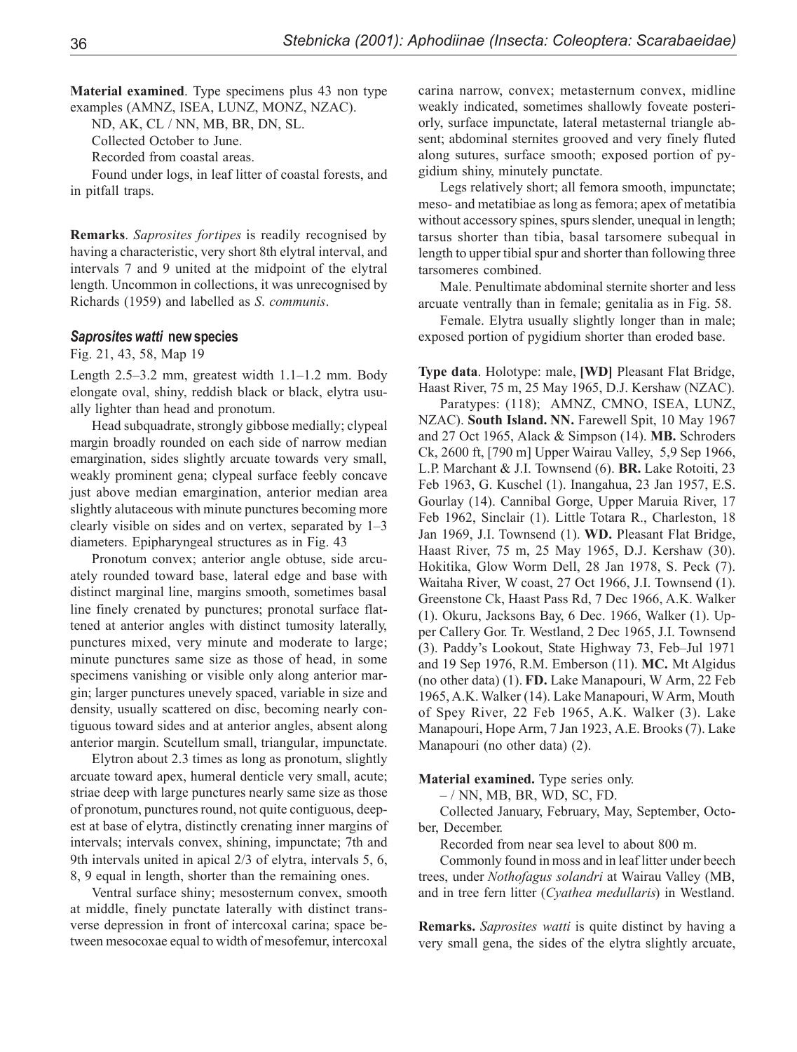**Material examined**. Type specimens plus 43 non type examples (AMNZ, ISEA, LUNZ, MONZ, NZAC).

ND, AK, CL / NN, MB, BR, DN, SL.

Collected October to June.

Recorded from coastal areas.

Found under logs, in leaf litter of coastal forests, and in pitfall traps.

**Remarks**. *Saprosites fortipes* is readily recognised by having a characteristic, very short 8th elytral interval, and intervals 7 and 9 united at the midpoint of the elytral length. Uncommon in collections, it was unrecognised by Richards (1959) and labelled as *S. communis*.

### *Saprosites watti* new species

Fig. 21, 43, 58, Map 19

Length 2.5–3.2 mm, greatest width 1.1–1.2 mm. Body elongate oval, shiny, reddish black or black, elytra usually lighter than head and pronotum.

Head subquadrate, strongly gibbose medially; clypeal margin broadly rounded on each side of narrow median emargination, sides slightly arcuate towards very small, weakly prominent gena; clypeal surface feebly concave just above median emargination, anterior median area slightly alutaceous with minute punctures becoming more clearly visible on sides and on vertex, separated by 1–3 diameters. Epipharyngeal structures as in Fig. 43

Pronotum convex; anterior angle obtuse, side arcuately rounded toward base, lateral edge and base with distinct marginal line, margins smooth, sometimes basal line finely crenated by punctures; pronotal surface flattened at anterior angles with distinct tumosity laterally, punctures mixed, very minute and moderate to large; minute punctures same size as those of head, in some specimens vanishing or visible only along anterior margin; larger punctures unevely spaced, variable in size and density, usually scattered on disc, becoming nearly contiguous toward sides and at anterior angles, absent along anterior margin. Scutellum small, triangular, impunctate.

Elytron about 2.3 times as long as pronotum, slightly arcuate toward apex, humeral denticle very small, acute; striae deep with large punctures nearly same size as those of pronotum, punctures round, not quite contiguous, deepest at base of elytra, distinctly crenating inner margins of intervals; intervals convex, shining, impunctate; 7th and 9th intervals united in apical 2/3 of elytra, intervals 5, 6, 8, 9 equal in length, shorter than the remaining ones.

Ventral surface shiny; mesosternum convex, smooth at middle, finely punctate laterally with distinct transverse depression in front of intercoxal carina; space between mesocoxae equal to width of mesofemur, intercoxal carina narrow, convex; metasternum convex, midline weakly indicated, sometimes shallowly foveate posteriorly, surface impunctate, lateral metasternal triangle absent; abdominal sternites grooved and very finely fluted along sutures, surface smooth; exposed portion of pygidium shiny, minutely punctate.

Legs relatively short; all femora smooth, impunctate; meso- and metatibiae as long as femora; apex of metatibia without accessory spines, spurs slender, unequal in length; tarsus shorter than tibia, basal tarsomere subequal in length to upper tibial spur and shorter than following three tarsomeres combined.

Male. Penultimate abdominal sternite shorter and less arcuate ventrally than in female; genitalia as in Fig. 58.

Female. Elytra usually slightly longer than in male; exposed portion of pygidium shorter than eroded base.

**Type data**. Holotype: male, **[WD]** Pleasant Flat Bridge, Haast River, 75 m, 25 May 1965, D.J. Kershaw (NZAC).

Paratypes: (118); AMNZ, CMNO, ISEA, LUNZ, NZAC). **South Island. NN.** Farewell Spit, 10 May 1967 and 27 Oct 1965, Alack & Simpson (14). **MB.** Schroders Ck, 2600 ft, [790 m] Upper Wairau Valley, 5,9 Sep 1966, L.P. Marchant & J.I. Townsend (6). **BR.** Lake Rotoiti, 23 Feb 1963, G. Kuschel (1). Inangahua, 23 Jan 1957, E.S. Gourlay (14). Cannibal Gorge, Upper Maruia River, 17 Feb 1962, Sinclair (1). Little Totara R., Charleston, 18 Jan 1969, J.I. Townsend (1). **WD.** Pleasant Flat Bridge, Haast River, 75 m, 25 May 1965, D.J. Kershaw (30). Hokitika, Glow Worm Dell, 28 Jan 1978, S. Peck (7). Waitaha River, W coast, 27 Oct 1966, J.I. Townsend (1). Greenstone Ck, Haast Pass Rd, 7 Dec 1966, A.K. Walker (1). Okuru, Jacksons Bay, 6 Dec. 1966, Walker (1). Upper Callery Gor. Tr. Westland, 2 Dec 1965, J.I. Townsend (3). Paddy's Lookout, State Highway 73, Feb–Jul 1971 and 19 Sep 1976, R.M. Emberson (11). **MC.** Mt Algidus (no other data) (1). **FD.** Lake Manapouri, W Arm, 22 Feb 1965, A.K. Walker (14). Lake Manapouri, W Arm, Mouth of Spey River, 22 Feb 1965, A.K. Walker (3). Lake Manapouri, Hope Arm, 7 Jan 1923, A.E. Brooks (7). Lake Manapouri (no other data) (2).

**Material examined.** Type series only.

– / NN, MB, BR, WD, SC, FD.

Collected January, February, May, September, October, December.

Recorded from near sea level to about 800 m.

Commonly found in moss and in leaf litter under beech trees, under *Nothofagus solandri* at Wairau Valley (MB, and in tree fern litter (*Cyathea medullaris*) in Westland.

**Remarks.** *Saprosites watti* is quite distinct by having a very small gena, the sides of the elytra slightly arcuate,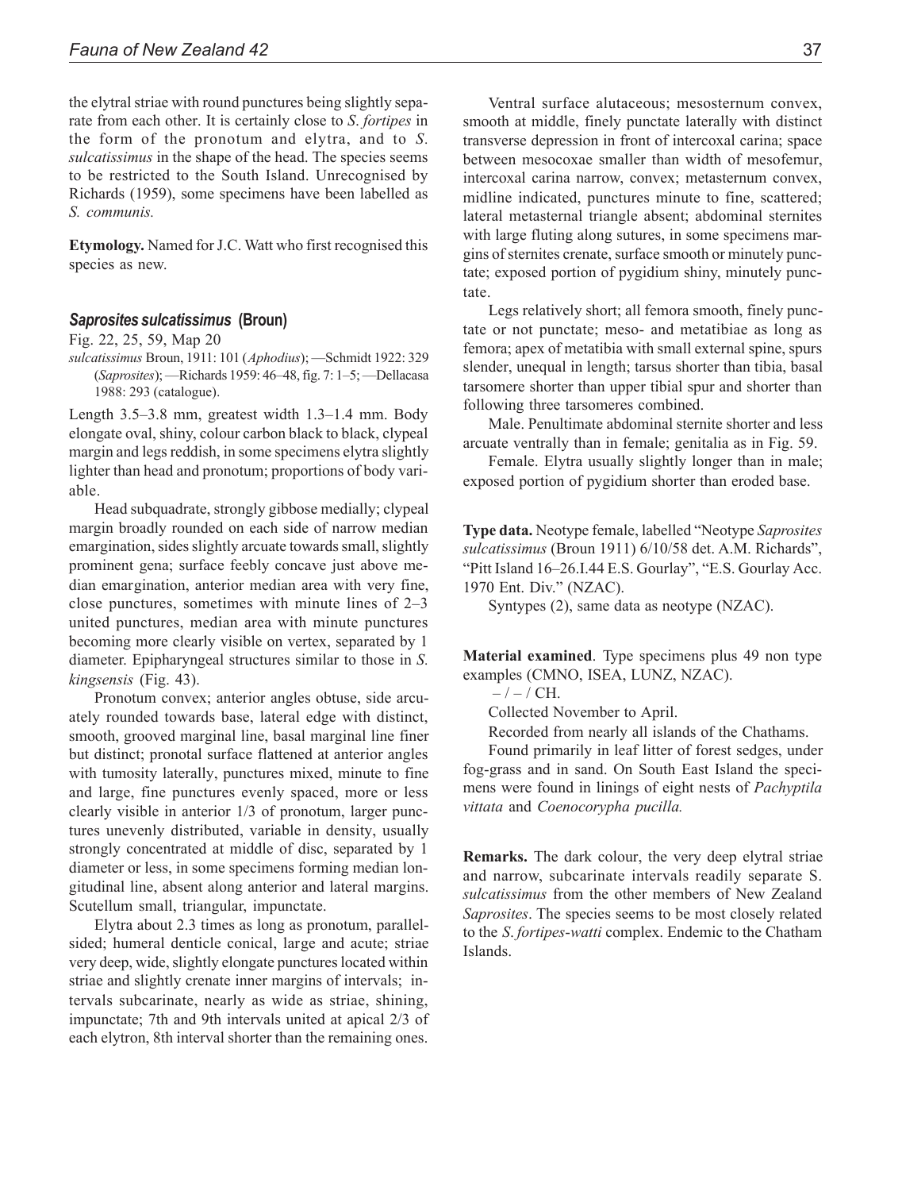the elytral striae with round punctures being slightly separate from each other. It is certainly close to *S. fortipes* in the form of the pronotum and elytra, and to *S. sulcatissimus* in the shape of the head. The species seems to be restricted to the South Island. Unrecognised by Richards (1959), some specimens have been labelled as *S. communis.*

**Etymology.** Named for J.C. Watt who first recognised this species as new.

### *Saprosites sulcatissimus* (Broun)

Fig. 22, 25, 59, Map 20

*sulcatissimus* Broun, 1911: 101 (*Aphodius*); —Schmidt 1922: 329 (*Saprosites*); —Richards 1959: 46–48, fig. 7: 1–5; —Dellacasa 1988: 293 (catalogue).

Length 3.5–3.8 mm, greatest width 1.3–1.4 mm. Body elongate oval, shiny, colour carbon black to black, clypeal margin and legs reddish, in some specimens elytra slightly lighter than head and pronotum; proportions of body variable.

Head subquadrate, strongly gibbose medially; clypeal margin broadly rounded on each side of narrow median emargination, sides slightly arcuate towards small, slightly prominent gena; surface feebly concave just above median emargination, anterior median area with very fine, close punctures, sometimes with minute lines of 2–3 united punctures, median area with minute punctures becoming more clearly visible on vertex, separated by 1 diameter. Epipharyngeal structures similar to those in *S. kingsensis* (Fig. 43).

Pronotum convex; anterior angles obtuse, side arcuately rounded towards base, lateral edge with distinct, smooth, grooved marginal line, basal marginal line finer but distinct; pronotal surface flattened at anterior angles with tumosity laterally, punctures mixed, minute to fine and large, fine punctures evenly spaced, more or less clearly visible in anterior 1/3 of pronotum, larger punctures unevenly distributed, variable in density, usually strongly concentrated at middle of disc, separated by 1 diameter or less, in some specimens forming median longitudinal line, absent along anterior and lateral margins. Scutellum small, triangular, impunctate.

Elytra about 2.3 times as long as pronotum, parallel-sided; humeral denticle conical, large and acute; striae very deep, wide, slightly elongate punctures located within striae and slightly crenate inner margins of intervals; intervals subcarinate, nearly as wide as striae, shining, impunctate; 7th and 9th intervals united at apical 2/3 of each elytron, 8th interval shorter than the remaining ones.

Ventral surface alutaceous; mesosternum convex, smooth at middle, finely punctate laterally with distinct transverse depression in front of intercoxal carina; space between mesocoxae smaller than width of mesofemur, intercoxal carina narrow, convex; metasternum convex, midline indicated, punctures minute to fine, scattered; lateral metasternal triangle absent; abdominal sternites with large fluting along sutures, in some specimens margins of sternites crenate, surface smooth or minutely punctate; exposed portion of pygidium shiny, minutely punctate.

Legs relatively short; all femora smooth, finely punctate or not punctate; meso- and metatibiae as long as femora; apex of metatibia with small external spine, spurs slender, unequal in length; tarsus shorter than tibia, basal tarsomere shorter than upper tibial spur and shorter than following three tarsomeres combined.

Male. Penultimate abdominal sternite shorter and less arcuate ventrally than in female; genitalia as in Fig. 59.

Female. Elytra usually slightly longer than in male; exposed portion of pygidium shorter than eroded base.

**Type data.** Neotype female, labelled "Neotype *Saprosites sulcatissimus* (Broun 1911) 6/10/58 det. A.M. Richards", "Pitt Island 16–26.I.44 E.S. Gourlay", "E.S. Gourlay Acc. 1970 Ent. Div." (NZAC).

Syntypes (2), same data as neotype (NZAC).

**Material examined**. Type specimens plus 49 non type examples (CMNO, ISEA, LUNZ, NZAC).

– / – / CH.

Collected November to April.

Recorded from nearly all islands of the Chathams.

Found primarily in leaf litter of forest sedges, under fog-grass and in sand. On South East Island the specimens were found in linings of eight nests of *Pachyptila vittata* and *Coenocorypha pucilla.*

**Remarks.** The dark colour, the very deep elytral striae and narrow, subcarinate intervals readily separate S. *sulcatissimus* from the other members of New Zealand *Saprosites*. The species seems to be most closely related to the *S. fortipes*-*watti* complex. Endemic to the Chatham Islands.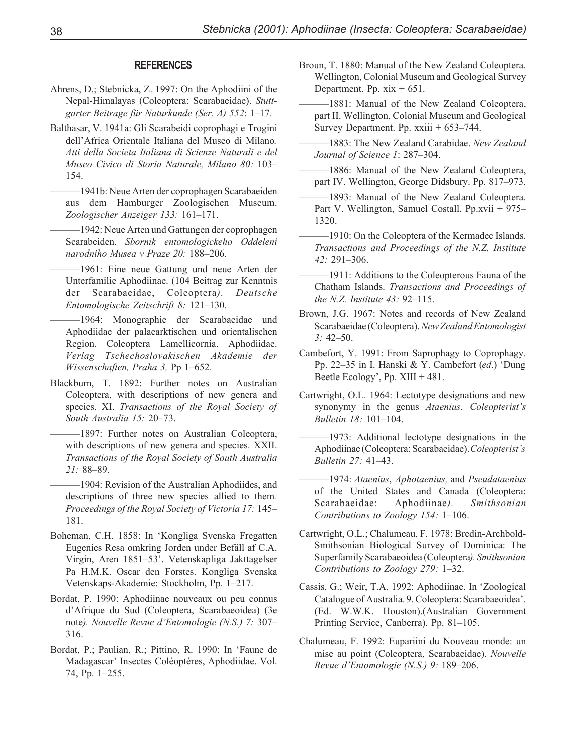## REFERENCES

Ahrens, D.; Stebnicka, Z. 1997: On the Aphodiini of the Nepal-Himalayas (Coleoptera: Scarabaeidae). *Stuttgarter Beitrage für Naturkunde (Ser. A) 552*: 1–17.

Balthasar, V. 1941a: Gli Scarabeidi coprophagi e Trogini dell'Africa Orientale Italiana del Museo di Milano. *Atti della Societa Italiana di Scienze Naturali e del Museo Civico di Storia Naturale, Milano 80:* 103–154.

———1941b: Neue Arten der coprophagen Scarabaeiden aus dem Hamburger Zoologischen Museum. *Zoologischer Anzeiger 133:* 161–171.

———1942: Neue Arten und Gattungen der coprophagen Scarabeiden. *Sbornik entomologickeho Oddeleni narodniho Musea v Praze 20:* 188–206.

———1961: Eine neue Gattung und neue Arten der Unterfamilie Aphodiinae. (104 Beitrag zur Kenntnis der Scarabaeidae, Coleoptera*). Deutsche Entomologische Zeitschrift 8:* 121–130.

———1964: Monographie der Scarabaeidae und Aphodiidae der palaearktischen und orientalischen Region. Coleoptera Lamellicornia. Aphodiidae. *Verlag Tschechoslovakischen Akademie der Wissenschaften, Praha 3,* Pp 1–652.

Blackburn, T. 1892: Further notes on Australian Coleoptera, with descriptions of new genera and species. XI. *Transactions of the Royal Society of South Australia 15:* 20–73.

———1897: Further notes on Australian Coleoptera, with descriptions of new genera and species. XXII. *Transactions of the Royal Society of South Australia 21:* 88–89.

———1904: Revision of the Australian Aphodiides, and descriptions of three new species allied to them. *Proceedings of the Royal Society of Victoria 17:* 145–181.

Boheman, C.H. 1858: In 'Kongliga Svenska Fregatten Eugenies Resa omkring Jorden under Befäll af C.A. Virgin, Aren 1851–53'. Vetenskapliga Jakttagelser Pa H.M.K. Oscar den Forstes. Kongliga Svenska Vetenskaps-Akademie: Stockholm, Pp. 1–217.

Bordat, P. 1990: Aphodiinae nouveaux ou peu connus d'Afrique du Sud (Coleoptera, Scarabaeoidea) (3e note*). Nouvelle Revue d'Entomologie (N.S.) 7:* 307–316.

Bordat, P.; Paulian, R.; Pittino, R. 1990: In 'Faune de Madagascar' Insectes Coléoptéres, Aphodiidae. Vol. 74, Pp. 1–255.

Broun, T. 1880: Manual of the New Zealand Coleoptera. Wellington, Colonial Museum and Geological Survey Department. Pp. xix + 651.

———1881: Manual of the New Zealand Coleoptera, part II. Wellington, Colonial Museum and Geological Survey Department. Pp. xxiii + 653–744.

———1883: The New Zealand Carabidae. *New Zealand Journal of Science 1*: 287–304.

———1886: Manual of the New Zealand Coleoptera, part IV. Wellington, George Didsbury. Pp. 817–973.

———1893: Manual of the New Zealand Coleoptera. Part V. Wellington, Samuel Costall. Pp.xvii + 975–1320.

———1910: On the Coleoptera of the Kermadec Islands. *Transactions and Proceedings of the N.Z. Institute 42:* 291–306.

———1911: Additions to the Coleopterous Fauna of the Chatham Islands. *Transactions and Proceedings of the N.Z. Institute 43:* 92–115.

Brown, J.G. 1967: Notes and records of New Zealand Scarabaeidae (Coleoptera). *New Zealand Entomologist 3:* 42–50.

Cambefort, Y. 1991: From Saprophagy to Coprophagy. Pp. 22–35 in I. Hanski & Y. Cambefort (*ed*.) 'Dung Beetle Ecology', Pp. XIII + 481.

Cartwright, O.L. 1964: Lectotype designations and new synonymy in the genus *Ataenius*. *Coleopterist's Bulletin 18:* 101–104.

———1973: Additional lectotype designations in the Aphodiinae (Coleoptera: Scarabaeidae). *Coleopterist's Bulletin 27:* 41–43.

———1974: *Ataenius*, *Aphotaenius,* and *Pseudataenius* of the United States and Canada (Coleoptera: Scarabaeidae: Aphodiinae*). Smithsonian Contributions to Zoology 154:* 1–106.

Cartwright, O.L.; Chalumeau, F. 1978: Bredin-Archbold-Smithsonian Biological Survey of Dominica: The Superfamily Scarabaeoidea (Coleoptera*). Smithsonian Contributions to Zoology 279:* 1–32.

Cassis, G.; Weir, T.A. 1992: Aphodiinae. In 'Zoological Catalogue of Australia. 9. Coleoptera: Scarabaeoidea'. (Ed. W.W.K. Houston).(Australian Government Printing Service, Canberra). Pp. 81–105.

Chalumeau, F. 1992: Eupariini du Nouveau monde: un mise au point (Coleoptera, Scarabaeidae). *Nouvelle Revue d'Entomologie (N.S.) 9:* 189–206.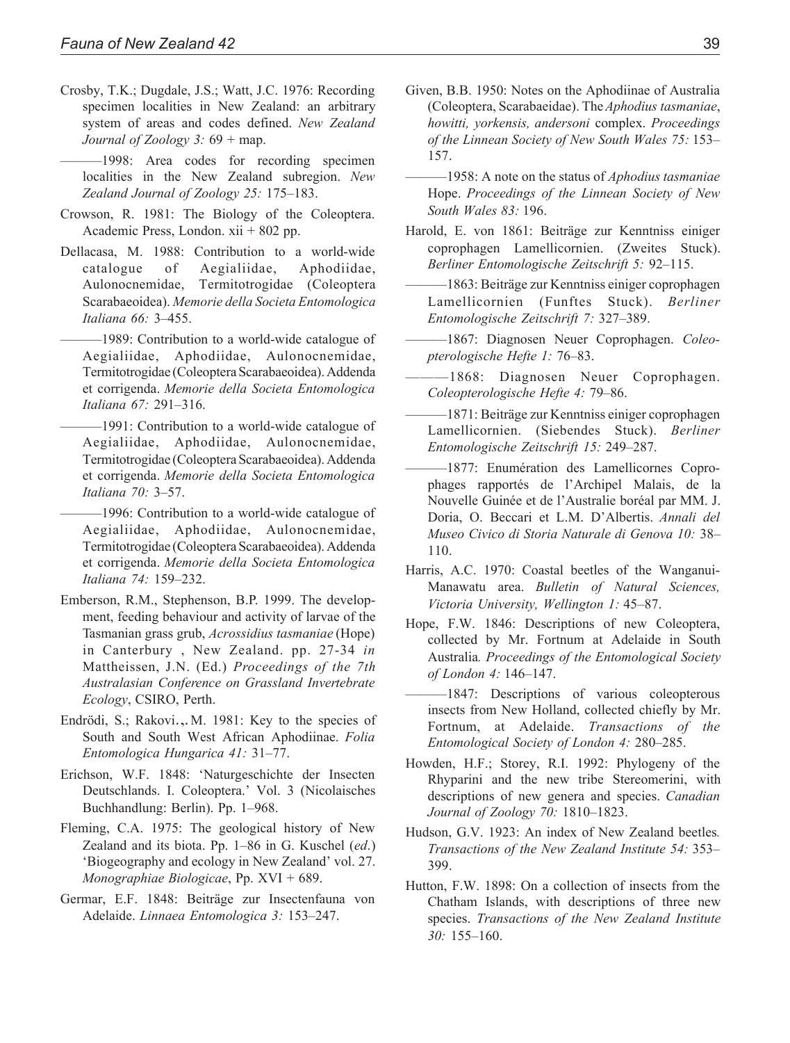Crosby, T.K.; Dugdale, J.S.; Watt, J.C. 1976: Recording specimen localities in New Zealand: an arbitrary system of areas and codes defined. *New Zealand Journal of Zoology 3:* 69 + map.

———1998: Area codes for recording specimen localities in the New Zealand subregion. *New Zealand Journal of Zoology 25:* 175–183.

Crowson, R. 1981: The Biology of the Coleoptera. Academic Press, London. xii + 802 pp.

Dellacasa, M. 1988: Contribution to a world-wide catalogue of Aegialiidae, Aphodiidae, Aulonocnemidae, Termitotrogidae (Coleoptera Scarabaeoidea). *Memorie della Societa Entomologica Italiana 66:* 3–455.

———1989: Contribution to a world-wide catalogue of Aegialiidae, Aphodiidae, Aulonocnemidae, Termitotrogidae (Coleoptera Scarabaeoidea). Addenda et corrigenda. *Memorie della Societa Entomologica Italiana 67:* 291–316.

———1991: Contribution to a world-wide catalogue of Aegialiidae, Aphodiidae, Aulonocnemidae, Termitotrogidae (Coleoptera Scarabaeoidea). Addenda et corrigenda. *Memorie della Societa Entomologica Italiana 70:* 3–57.

———1996: Contribution to a world-wide catalogue of Aegialiidae, Aphodiidae, Aulonocnemidae, Termitotrogidae (Coleoptera Scarabaeoidea). Addenda et corrigenda. *Memorie della Societa Entomologica Italiana 74:* 159–232.

Emberson, R.M., Stephenson, B.P. 1999. The development, feeding behaviour and activity of larvae of the Tasmanian grass grub, *Acrossidius tasmaniae* (Hope) in Canterbury , New Zealand. pp. 27-34 *in* Mattheissen, J.N. (Ed.) *Proceedings of the 7th Australasian Conference on Grassland Invertebrate Ecology*, CSIRO, Perth.

Endrödi, S.; Rakovi,, M. 1981: Key to the species of South and South West African Aphodiinae. *Folia Entomologica Hungarica 41:* 31–77.

Erichson, W.F. 1848: 'Naturgeschichte der Insecten Deutschlands. I. Coleoptera.' Vol. 3 (Nicolaisches Buchhandlung: Berlin). Pp. 1–968.

Fleming, C.A. 1975: The geological history of New Zealand and its biota. Pp. 1–86 in G. Kuschel (*ed*.) 'Biogeography and ecology in New Zealand' vol. 27. *Monographiae Biologicae*, Pp. XVI + 689.

Germar, E.F. 1848: Beiträge zur Insectenfauna von Adelaide. *Linnaea Entomologica 3:* 153–247.

Given, B.B. 1950: Notes on the Aphodiinae of Australia (Coleoptera, Scarabaeidae). The *Aphodius tasmaniae*, *howitti, yorkensis, andersoni* complex. *Proceedings of the Linnean Society of New South Wales 75:* 153–157.

———1958: A note on the status of *Aphodius tasmaniae* Hope. *Proceedings of the Linnean Society of New South Wales 83:* 196.

Harold, E. von 1861: Beiträge zur Kenntniss einiger coprophagen Lamellicornien. (Zweites Stuck). *Berliner Entomologische Zeitschrift 5:* 92–115.

———1863: Beiträge zur Kenntniss einiger coprophagen Lamellicornien (Funftes Stuck). *Berliner Entomologische Zeitschrift 7:* 327–389.

———1867: Diagnosen Neuer Coprophagen. *Coleopterologische Hefte 1:* 76–83.

———1868: Diagnosen Neuer Coprophagen. *Coleopterologische Hefte 4:* 79–86.

———1871: Beiträge zur Kenntniss einiger coprophagen Lamellicornien. (Siebendes Stuck). *Berliner Entomologische Zeitschrift 15:* 249–287.

———1877: Enumération des Lamellicornes Coprophages rapportés de l'Archipel Malais, de la Nouvelle Guinée et de l'Australie boréal par MM. J. Doria, O. Beccari et L.M. D'Albertis. *Annali del Museo Civico di Storia Naturale di Genova 10:* 38–110.

Harris, A.C. 1970: Coastal beetles of the Wanganui-Manawatu area. *Bulletin of Natural Sciences, Victoria University, Wellington 1:* 45–87.

Hope, F.W. 1846: Descriptions of new Coleoptera, collected by Mr. Fortnum at Adelaide in South Australia*. Proceedings of the Entomological Society of London 4:* 146–147.

———1847: Descriptions of various coleopterous insects from New Holland, collected chiefly by Mr. Fortnum, at Adelaide. *Transactions of the Entomological Society of London 4:* 280–285.

Howden, H.F.; Storey, R.I. 1992: Phylogeny of the Rhyparini and the new tribe Stereomerini, with descriptions of new genera and species. *Canadian Journal of Zoology 70:* 1810–1823.

Hudson, G.V. 1923: An index of New Zealand beetles*. Transactions of the New Zealand Institute 54:* 353–399.

Hutton, F.W. 1898: On a collection of insects from the Chatham Islands, with descriptions of three new species. *Transactions of the New Zealand Institute 30:* 155–160.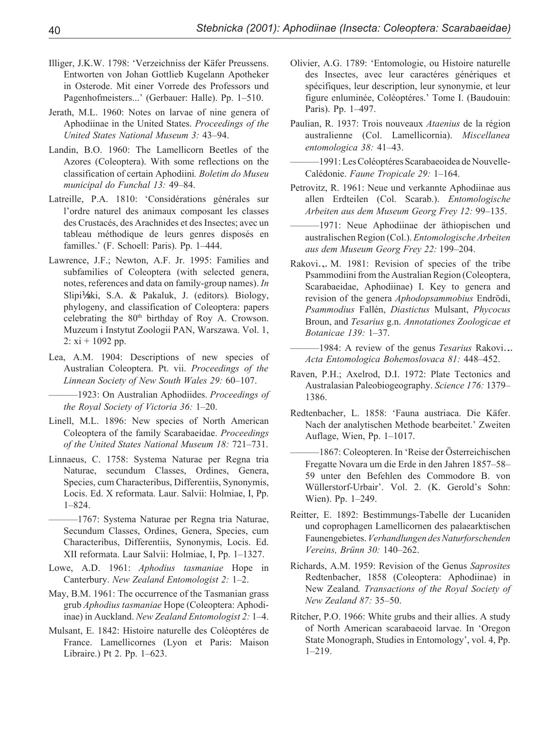Illiger, J.K.W. 1798: 'Verzeichniss der Käfer Preussens. Entworten von Johan Gottlieb Kugelann Apotheker in Osterode. Mit einer Vorrede des Professors und Pagenhofmeisters...' (Gerbauer: Halle). Pp. 1–510.

Jerath, M.L. 1960: Notes on larvae of nine genera of Aphodiinae in the United States. *Proceedings of the United States National Museum 3:* 43–94.

Landin, B.O. 1960: The Lamellicorn Beetles of the Azores (Coleoptera). With some reflections on the classification of certain Aphodiini*. Boletim do Museu municipal do Funchal 13:* 49–84.

Latreille, P.A. 1810: 'Considérations générales sur l'ordre naturel des animaux composant les classes des Crustacés, des Arachnides et des Insectes; avec un tableau méthodique de leurs genres disposés en familles.' (F. Schoell: Paris). Pp. 1–444.

Lawrence, J.F.; Newton, A.F. Jr. 1995: Families and subfamilies of Coleoptera (with selected genera, notes, references and data on family-group names). *In* Slipi½ski, S.A. & Pakaluk, J. (editors)*.* Biology, phylogeny, and classification of Coleoptera: papers celebrating the 80th birthday of Roy A. Crowson. Muzeum i Instytut Zoologii PAN, Warszawa. Vol. 1, 2: xi + 1092 pp.

Lea, A.M. 1904: Descriptions of new species of Australian Coleoptera. Pt. vii. *Proceedings of the Linnean Society of New South Wales 29:* 60–107.

———1923: On Australian Aphodiides. *Proceedings of the Royal Society of Victoria 36:* 1–20.

Linell, M.L. 1896: New species of North American Coleoptera of the family Scarabaeidae. *Proceedings of the United States National Museum 18:* 721–731.

Linnaeus, C. 1758: Systema Naturae per Regna tria Naturae, secundum Classes, Ordines, Genera, Species, cum Characteribus, Differentiis, Synonymis, Locis. Ed. X reformata. Laur. Salvii: Holmiae, I, Pp. 1–824.

———1767: Systema Naturae per Regna tria Naturae, Secundum Classes, Ordines, Genera, Species, cum Characteribus, Differentiis, Synonymis, Locis. Ed. XII reformata. Laur Salvii: Holmiae, I, Pp. 1–1327.

Lowe, A.D. 1961: *Aphodius tasmaniae* Hope in Canterbury. *New Zealand Entomologist 2:* 1–2.

May, B.M. 1961: The occurrence of the Tasmanian grass grub *Aphodius tasmaniae* Hope (Coleoptera: Aphodiinae) in Auckland. *New Zealand Entomologist 2:* 1–4.

Mulsant, E. 1842: Histoire naturelle des Coléoptéres de France. Lamellicornes (Lyon et Paris: Maison Libraire.) Pt 2. Pp. 1–623.

Olivier, A.G. 1789: 'Entomologie, ou Histoire naturelle des Insectes, avec leur caractéres génériques et spécifiques, leur description, leur synonymie, et leur figure enluminée, Coléoptéres.' Tome I. (Baudouin: Paris). Pp. 1–497.

Paulian, R. 1937: Trois nouveaux *Ataenius* de la région australienne (Col. Lamellicornia). *Miscellanea entomologica 38:* 41–43.

———1991: Les Coléoptéres Scarabaeoidea de Nouvelle-Calédonie. *Faune Tropicale 29:* 1–164.

Petrovitz, R. 1961: Neue und verkannte Aphodiinae aus allen Erdteilen (Col. Scarab.). *Entomologische Arbeiten aus dem Museum Georg Frey 12:* 99–135.

———1971: Neue Aphodiinae der äthiopischen und australischen Region (Col.). *Entomologische Arbeiten aus dem Museum Georg Frey 22:* 199–204.

Rakovi¸, M. 1981: Revision of species of the tribe Psammodiini from the Australian Region (Coleoptera, Scarabaeidae, Aphodiinae) I. Key to genera and revision of the genera *Aphodopsammobius* Endrödi, *Psammodius* Fallén, *Diastictus* Mulsant, *Phycocus* Broun, and *Tesarius* g.n. *Annotationes Zoologicae et Botanicae 139:* 1–37.

———1984: A review of the genus *Tesarius* Rakovi… *Acta Entomologica Bohemoslovaca 81:* 448–452.

Raven, P.H.; Axelrod, D.I. 1972: Plate Tectonics and Australasian Paleobiogeography. *Science 176:* 1379–1386.

Redtenbacher, L. 1858: 'Fauna austriaca. Die Käfer. Nach der analytischen Methode bearbeitet.' Zweiten Auflage, Wien, Pp. 1–1017.

———1867: Coleopteren. In 'Reise der Österreichischen Fregatte Novara um die Erde in den Jahren 1857–58–59 unter den Befehlen des Commodore B. von Wüllerstorf-Urbair'. Vol. 2. (K. Gerold's Sohn: Wien). Pp. 1–249.

Reitter, E. 1892: Bestimmungs-Tabelle der Lucaniden und coprophagen Lamellicornen des palaearktischen Faunengebietes. *Verhandlungen des Naturforschenden Vereins, Brünn 30:* 140–262.

Richards, A.M. 1959: Revision of the Genus *Saprosites* Redtenbacher, 1858 (Coleoptera: Aphodiinae) in New Zealand*. Transactions of the Royal Society of New Zealand 87:* 35–50.

Ritcher, P.O. 1966: White grubs and their allies. A study of North American scarabaeoid larvae. In 'Oregon State Monograph, Studies in Entomology', vol. 4, Pp. 1–219.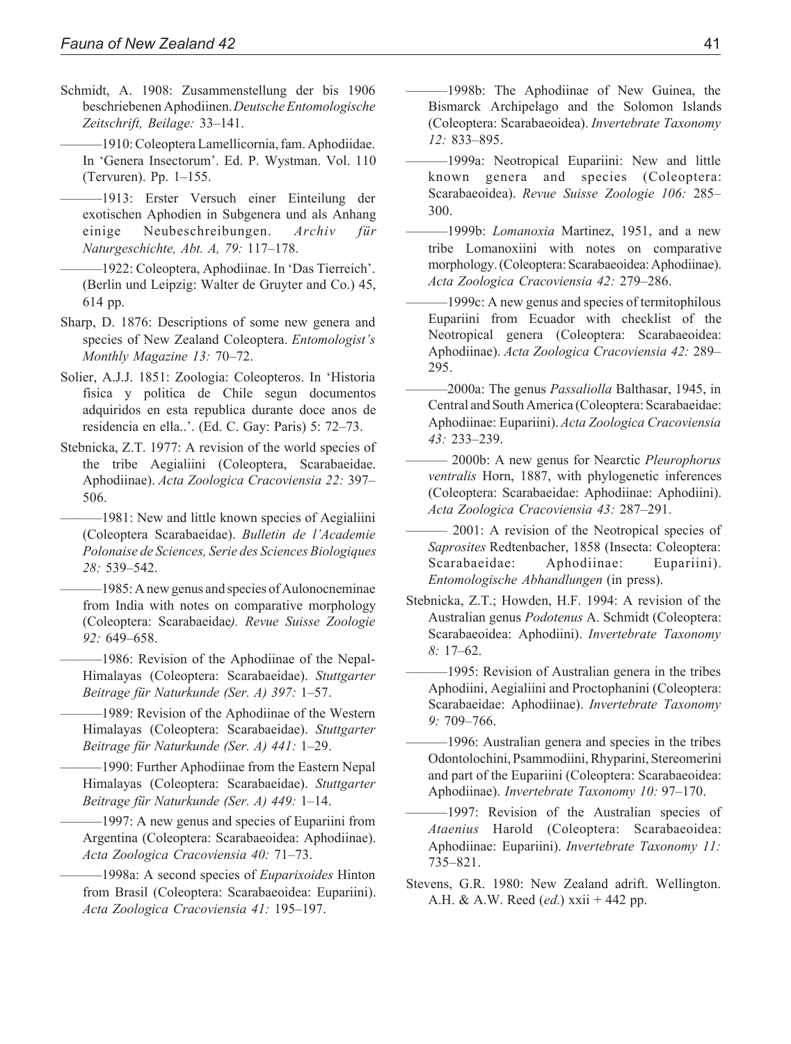Schmidt, A. 1908: Zusammenstellung der bis 1906 beschriebenen Aphodiinen. *Deutsche Entomologische Zeitschrift, Beilage:* 33–141.

———1910: Coleoptera Lamellicornia, fam. Aphodiidae. In 'Genera Insectorum'. Ed. P. Wystman. Vol. 110 (Tervuren). Pp. 1–155.

———1913: Erster Versuch einer Einteilung der exotischen Aphodien in Subgenera und als Anhang einige Neubeschreibungen. *Archiv für Naturgeschichte, Abt. A, 79:* 117–178.

———1922: Coleoptera, Aphodiinae. In 'Das Tierreich'. (Berlin und Leipzig: Walter de Gruyter and Co.) 45, 614 pp.

Sharp, D. 1876: Descriptions of some new genera and species of New Zealand Coleoptera. *Entomologist's Monthly Magazine 13:* 70–72.

Solier, A.J.J. 1851: Zoologia: Coleopteros. In 'Historia fisica y politica de Chile segun documentos adquiridos en esta republica durante doce anos de residencia en ella..'. (Ed. C. Gay: Paris) 5: 72–73.

Stebnicka, Z.T. 1977: A revision of the world species of the tribe Aegialiini (Coleoptera, Scarabaeidae. Aphodiinae). *Acta Zoologica Cracoviensia 22:* 397–506.

———1981: New and little known species of Aegialiini (Coleoptera Scarabaeidae). *Bulletin de l'Academie Polonaise de Sciences, Serie des Sciences Biologiques 28:* 539–542.

———1985: A new genus and species of Aulonocneminae from India with notes on comparative morphology (Coleoptera: Scarabaeidae*). Revue Suisse Zoologie 92:* 649–658.

———1986: Revision of the Aphodiinae of the Nepal-Himalayas (Coleoptera: Scarabaeidae). *Stuttgarter Beitrage für Naturkunde (Ser. A) 397:* 1–57.

———1989: Revision of the Aphodiinae of the Western Himalayas (Coleoptera: Scarabaeidae). *Stuttgarter Beitrage für Naturkunde (Ser. A) 441:* 1–29.

———1990: Further Aphodiinae from the Eastern Nepal Himalayas (Coleoptera: Scarabaeidae). *Stuttgarter Beitrage für Naturkunde (Ser. A) 449:* 1–14.

———1997: A new genus and species of Eupariini from Argentina (Coleoptera: Scarabaeoidea: Aphodiinae). *Acta Zoologica Cracoviensia 40:* 71–73.

———1998a: A second species of *Euparixoides* Hinton from Brasil (Coleoptera: Scarabaeoidea: Eupariini). *Acta Zoologica Cracoviensia 41:* 195–197.

———1998b: The Aphodiinae of New Guinea, the Bismarck Archipelago and the Solomon Islands (Coleoptera: Scarabaeoidea). *Invertebrate Taxonomy 12:* 833–895.

———1999a: Neotropical Eupariini: New and little known genera and species (Coleoptera: Scarabaeoidea). *Revue Suisse Zoologie 106:* 285–300.

———1999b: *Lomanoxia* Martinez, 1951, and a new tribe Lomanoxiini with notes on comparative morphology. (Coleoptera: Scarabaeoidea: Aphodiinae). *Acta Zoologica Cracoviensia 42:* 279–286.

———1999c: A new genus and species of termitophilous Eupariini from Ecuador with checklist of the Neotropical genera (Coleoptera: Scarabaeoidea: Aphodiinae). *Acta Zoologica Cracoviensia 42:* 289–295.

———2000a: The genus *Passaliolla* Balthasar, 1945, in Central and South America (Coleoptera: Scarabaeidae: Aphodiinae: Eupariini). *Acta Zoologica Cracoviensia 43:* 233–239.

——— 2000b: A new genus for Nearctic *Pleurophorus ventralis* Horn, 1887, with phylogenetic inferences (Coleoptera: Scarabaeidae: Aphodiinae: Aphodiini). *Acta Zoologica Cracoviensia 43:* 287–291.

——— 2001: A revision of the Neotropical species of *Saprosites* Redtenbacher, 1858 (Insecta: Coleoptera: Scarabaeidae: Aphodiinae: Eupariini). *Entomologische Abhandlungen* (in press).

Stebnicka, Z.T.; Howden, H.F. 1994: A revision of the Australian genus *Podotenus* A. Schmidt (Coleoptera: Scarabaeoidea: Aphodiini). *Invertebrate Taxonomy 8:* 17–62.

———1995: Revision of Australian genera in the tribes Aphodiini, Aegialiini and Proctophanini (Coleoptera: Scarabaeidae: Aphodiinae). *Invertebrate Taxonomy 9:* 709–766.

———1996: Australian genera and species in the tribes Odontolochini, Psammodiini, Rhyparini, Stereomerini and part of the Eupariini (Coleoptera: Scarabaeoidea: Aphodiinae). *Invertebrate Taxonomy 10:* 97–170.

———1997: Revision of the Australian species of *Ataenius* Harold (Coleoptera: Scarabaeoidea: Aphodiinae: Eupariini). *Invertebrate Taxonomy 11:* 735–821.

Stevens, G.R. 1980: New Zealand adrift. Wellington. A.H. & A.W. Reed (*ed.*) xxii + 442 pp.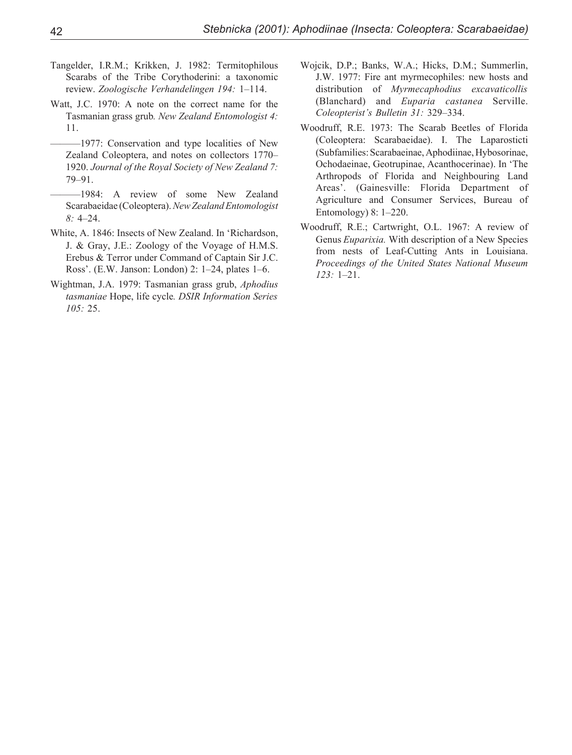Tangelder, I.R.M.; Krikken, J. 1982: Termitophilous Scarabs of the Tribe Corythoderini: a taxonomic review. *Zoologische Verhandelingen 194:* 1–114.

Watt, J.C. 1970: A note on the correct name for the Tasmanian grass grub. *New Zealand Entomologist 4:* 11.

———1977: Conservation and type localities of New Zealand Coleoptera, and notes on collectors 1770–1920. *Journal of the Royal Society of New Zealand 7:* 79–91.

———1984: A review of some New Zealand Scarabaeidae (Coleoptera). *New Zealand Entomologist 8:* 4–24.

White, A. 1846: Insects of New Zealand. In 'Richardson, J. & Gray, J.E.: Zoology of the Voyage of H.M.S. Erebus & Terror under Command of Captain Sir J.C. Ross'. (E.W. Janson: London) 2: 1–24, plates 1–6.

Wightman, J.A. 1979: Tasmanian grass grub, *Aphodius tasmaniae* Hope, life cycle. *DSIR Information Series 105:* 25.

Wojcik, D.P.; Banks, W.A.; Hicks, D.M.; Summerlin, J.W. 1977: Fire ant myrmecophiles: new hosts and distribution of *Myrmecaphodius excavaticollis* (Blanchard) and *Euparia castanea* Serville. *Coleopterist's Bulletin 31:* 329–334.

Woodruff, R.E. 1973: The Scarab Beetles of Florida (Coleoptera: Scarabaeidae). I. The Laparosticti (Subfamilies: Scarabaeinae, Aphodiinae, Hybosorinae, Ochodaeinae, Geotrupinae, Acanthocerinae). In 'The Arthropods of Florida and Neighbouring Land Areas'. (Gainesville: Florida Department of Agriculture and Consumer Services, Bureau of Entomology) 8: 1–220.

Woodruff, R.E.; Cartwright, O.L. 1967: A review of Genus *Euparixia.* With description of a New Species from nests of Leaf-Cutting Ants in Louisiana. *Proceedings of the United States National Museum 123:* 1–21.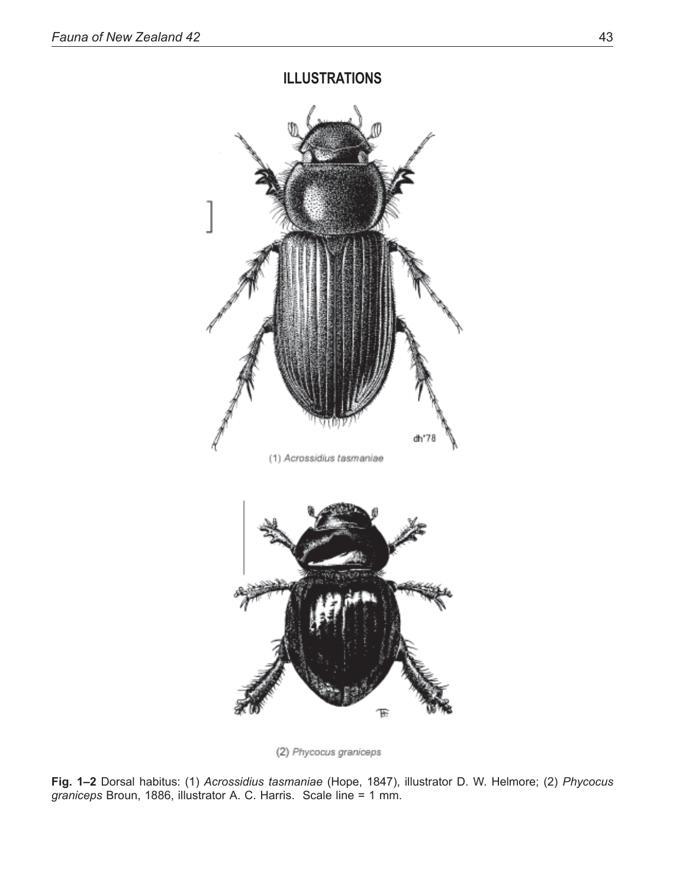## ILLUSTRATIONS

(1) *Acrossidius tasmaniae*

(2) *Phycocus graniceps*

**Fig. 1–2** Dorsal habitus: (1) *Acrossidius tasmaniae* (Hope, 1847), illustrator D. W. Helmore; (2) *Phycocus graniceps* Broun, 1886, illustrator A. C. Harris. Scale line = 1 mm.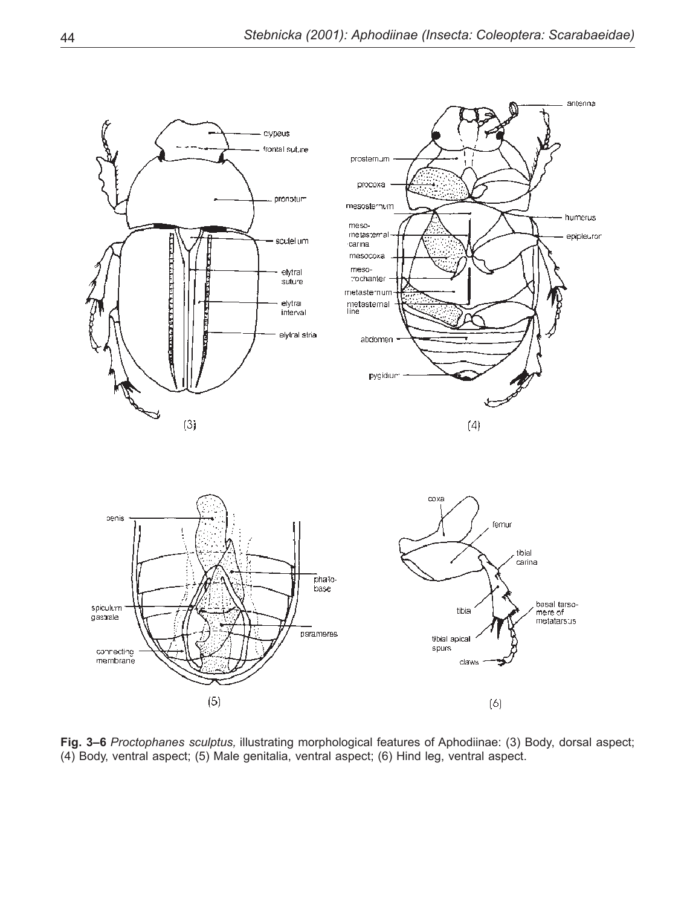clypeus

frontal suture

pronotum

scutellum

elytral suture

elytral interval

elytral stria

(3)

antenna

prosternum

procoxa

mesosternum

humerus

meso-metasternal carina

epipleuron

mesocoxa

meso-trochanter

metasternum

metasternal line

abdomen

pygidium

(4)

penis

phallo-base

spiculum gastrale

parameres

connecting membrane

(5)

coxa

femur

tibial carina

tibia

basal tarso-mere of metatarsus

tibial apical spurs

claws

(6)

**Fig. 3–6** *Proctophanes sculptus,* illustrating morphological features of Aphodiinae: (3) Body, dorsal aspect; (4) Body, ventral aspect; (5) Male genitalia, ventral aspect; (6) Hind leg, ventral aspect.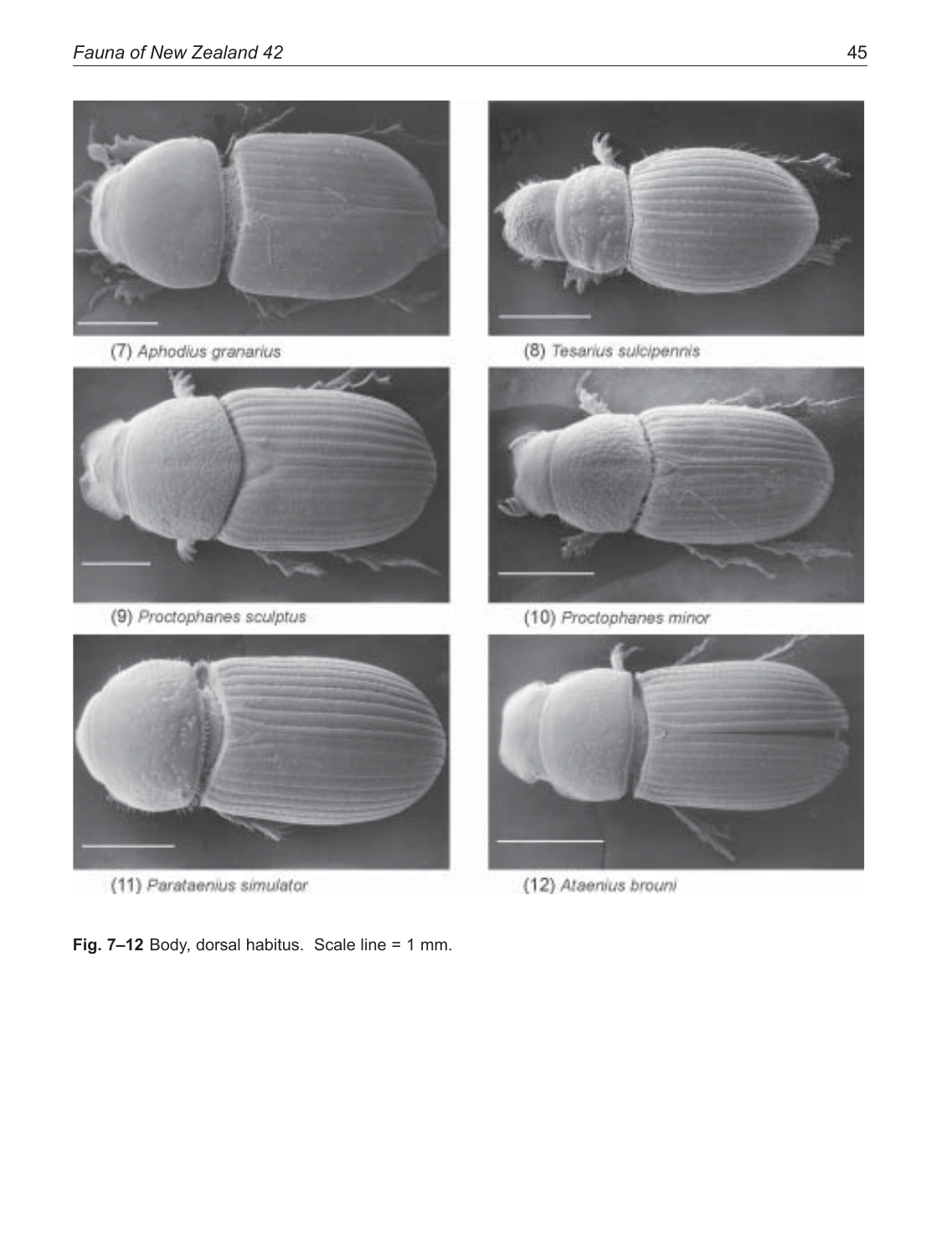(7) *Aphodius granarius*

(8) *Tesarius sulcipennis*

(9) *Proctophanes sculptus*

(10) *Proctophanes minor*

(11) *Parataenius simulator*

(12) *Ataenius brouni*

**Fig. 7–12** Body, dorsal habitus. Scale line = 1 mm.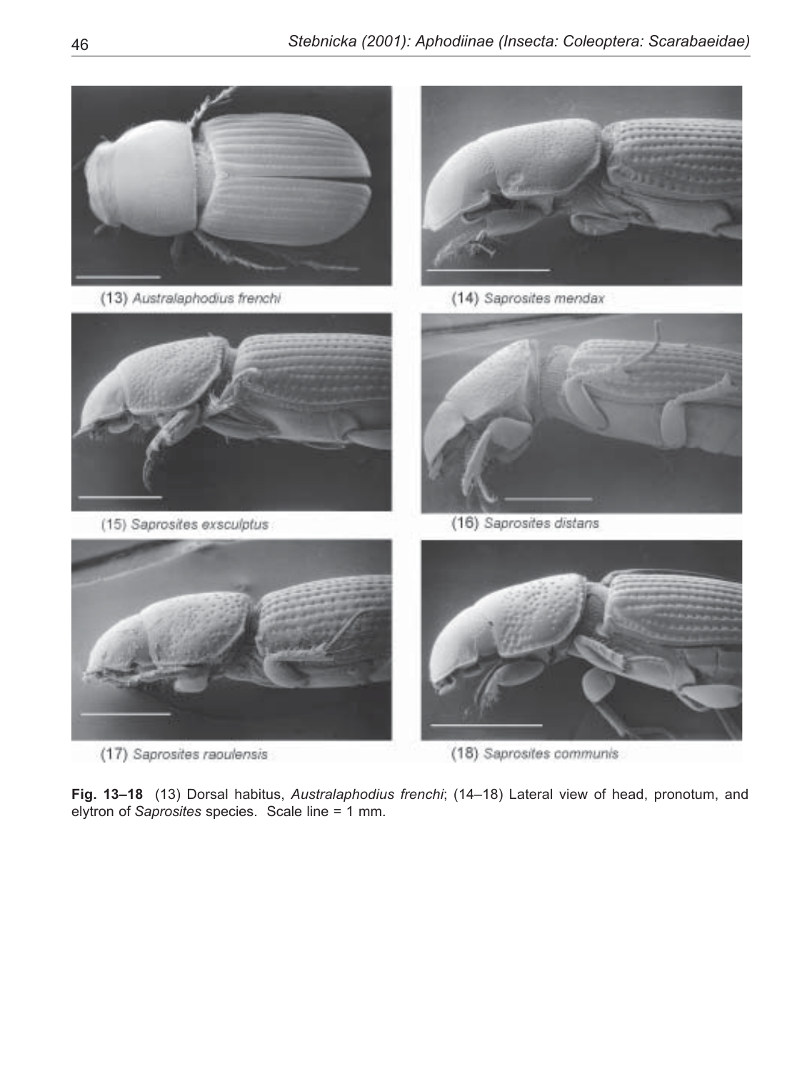(13) *Australaphodius frenchi*

(14) *Saprosites mendax*

(15) *Saprosites exsculptus*

(16) *Saprosites distans*

(17) *Saprosites raoulensis*

(18) *Saprosites communis*

**Fig. 13–18** (13) Dorsal habitus, *Australaphodius frenchi*; (14–18) Lateral view of head, pronotum, and elytron of *Saprosites* species. Scale line = 1 mm.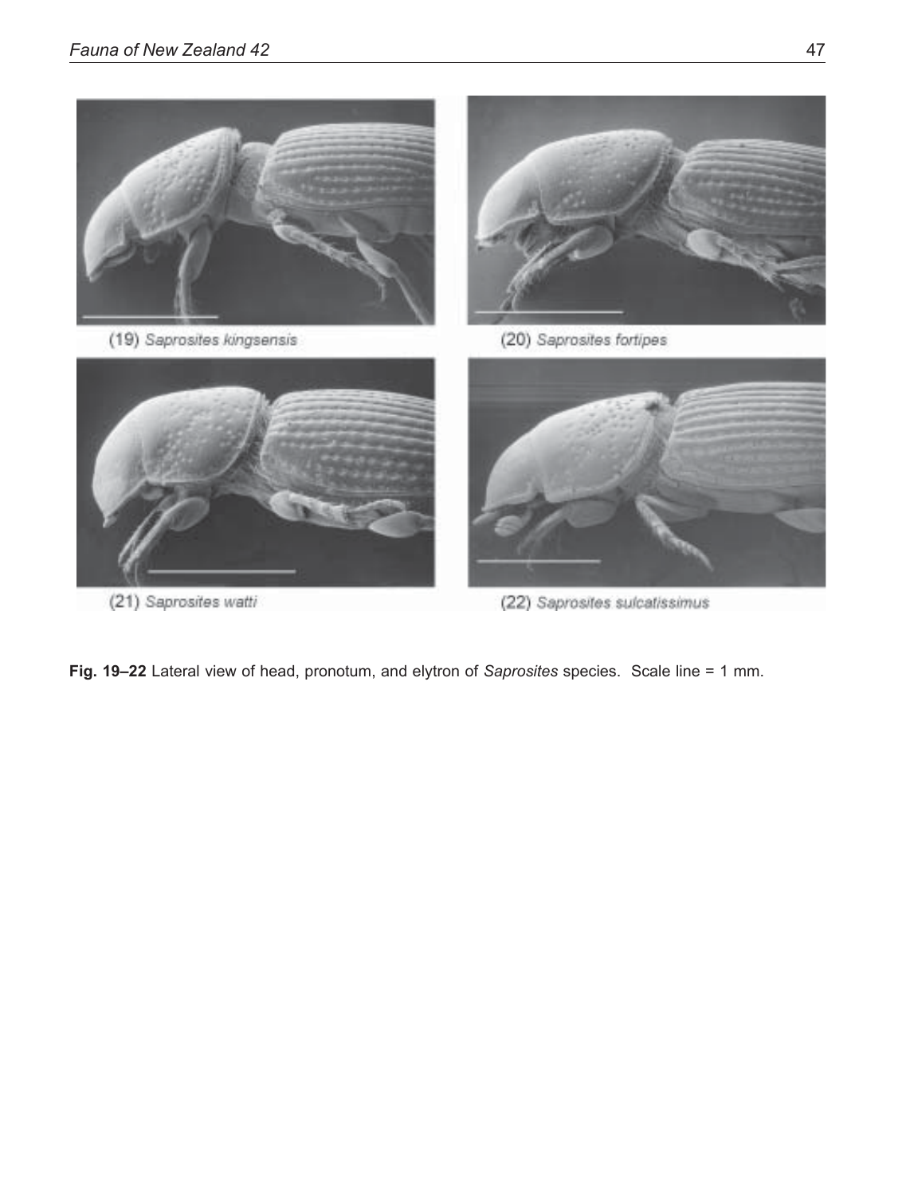(19) *Saprosites kingsensis*

(20) *Saprosites fortipes*

(21) *Saprosites watti*

(22) *Saprosites sulcatissimus*

**Fig. 19–22** Lateral view of head, pronotum, and elytron of *Saprosites* species. Scale line = 1 mm.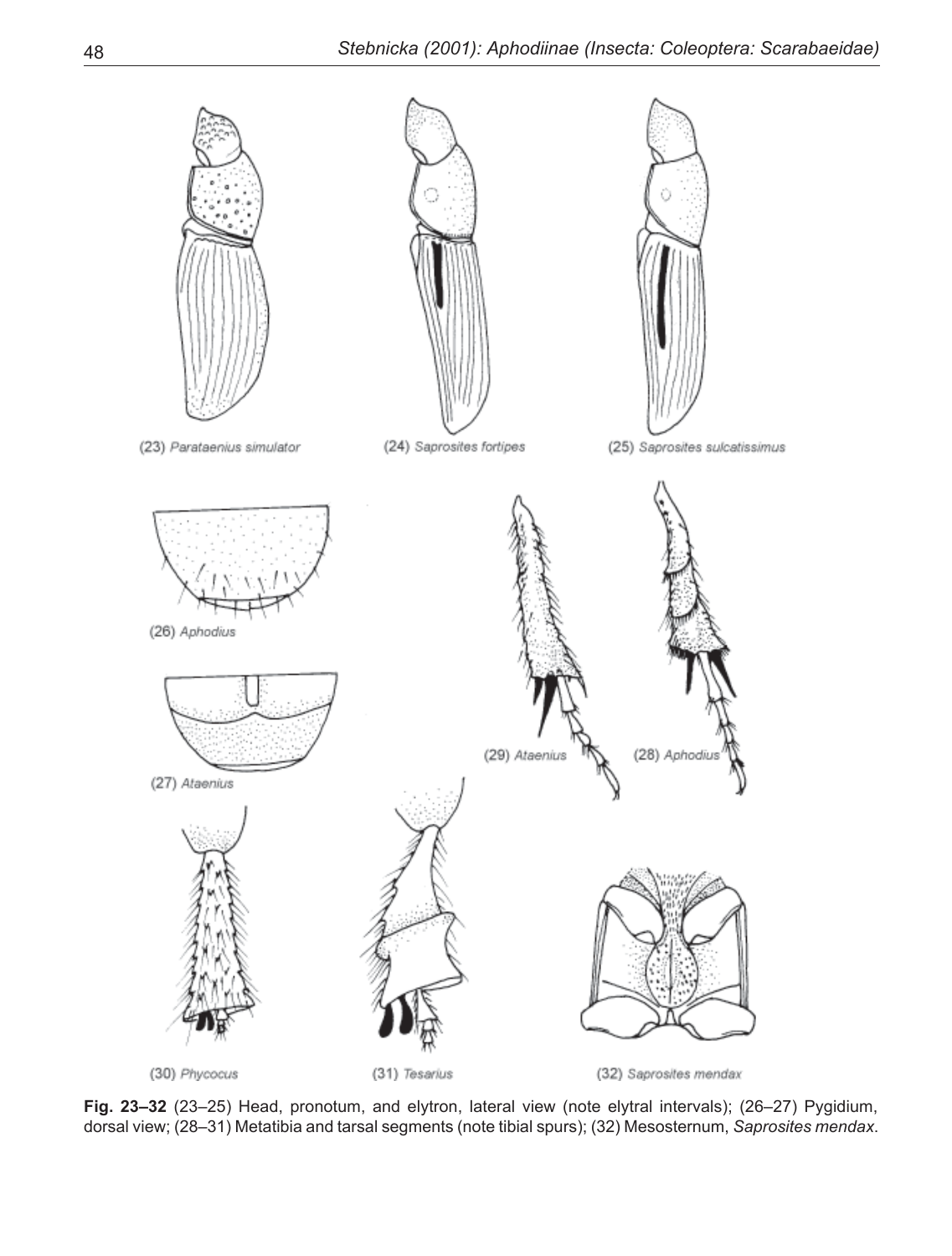(23) *Parataenius simulator*

(24) *Saprosites fortipes*

(25) *Saprosites sulcatissimus*

(26) *Aphodius*

(27) *Ataenius*

(29) *Ataenius*

(28) *Aphodius*

(30) *Phycocus*

(31) *Tesarius*

(32) *Saprosites mendax*

**Fig. 23–32** (23–25) Head, pronotum, and elytron, lateral view (note elytral intervals); (26–27) Pygidium, dorsal view; (28–31) Metatibia and tarsal segments (note tibial spurs); (32) Mesosternum, *Saprosites mendax*.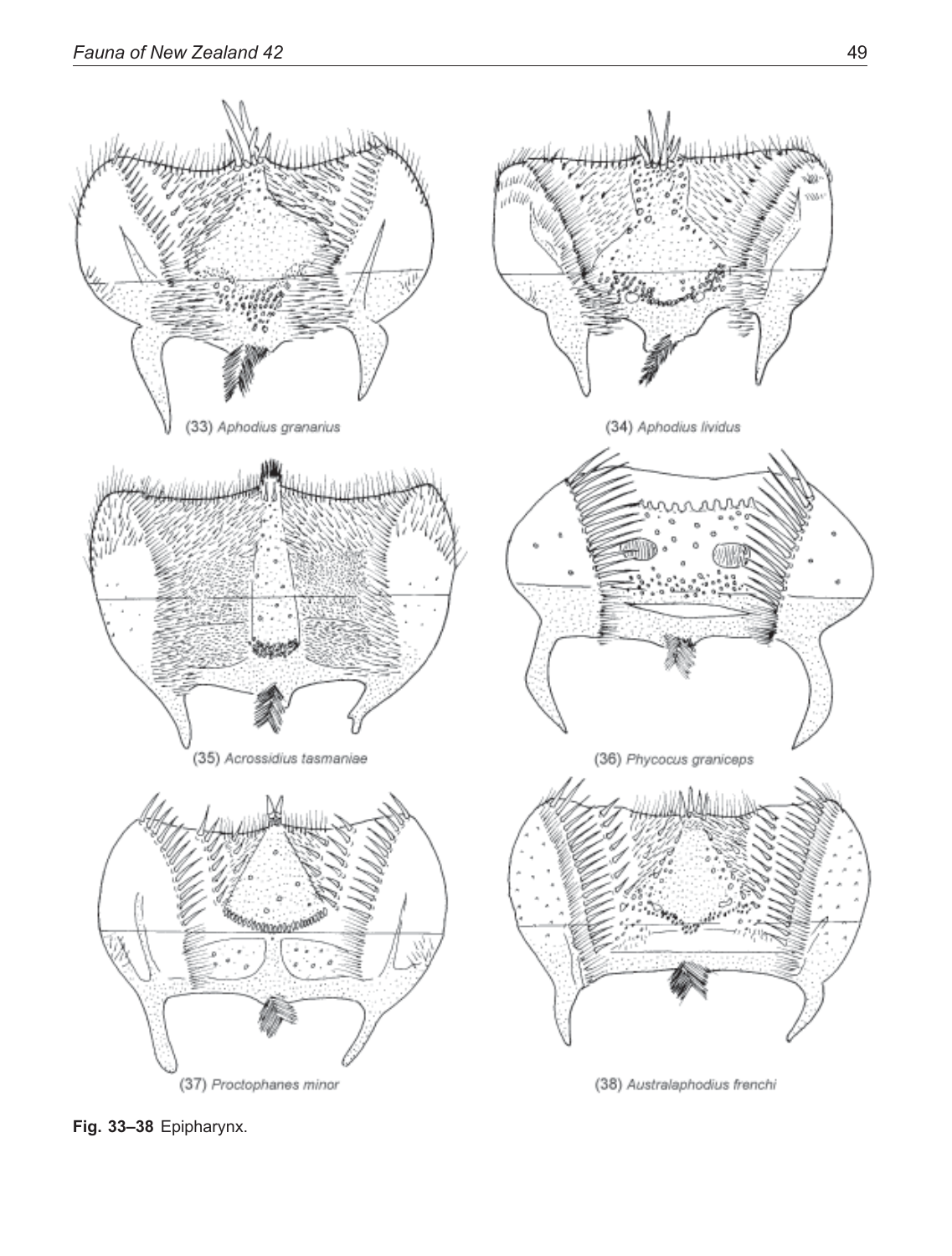(33) *Aphodius granarius*

(34) *Aphodius lividus*

(35) *Acrossidius tasmaniae*

(36) *Phycocus graniceps*

(37) *Proctophanes minor*

(38) *Australaphodius frenchi*

**Fig. 33–38** Epipharynx.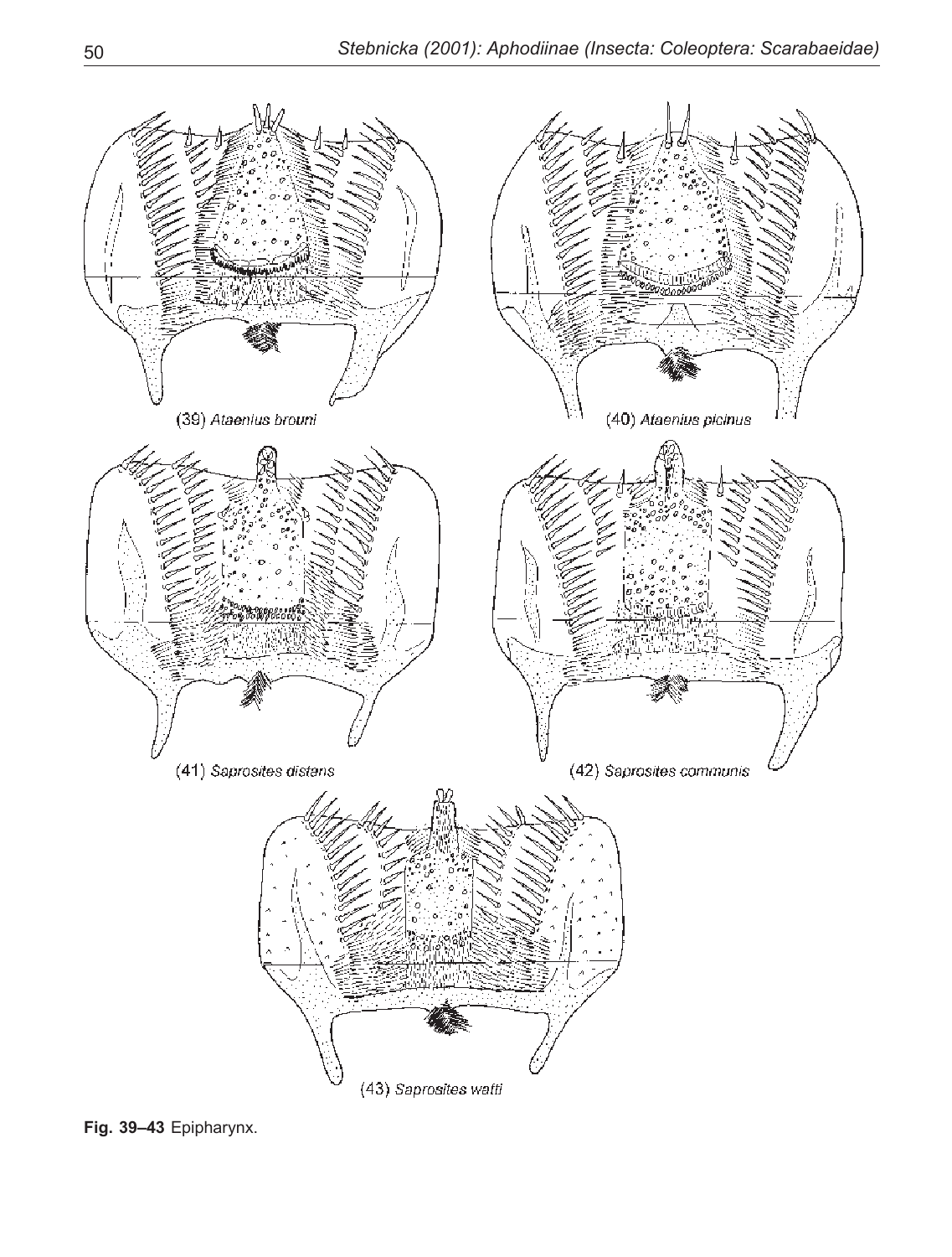(39) *Ataenius brouni*

(40) *Ataenius picinus*

(41) *Saprosites distans*

(42) *Saprosites communis*

(43) *Saprosites watti*

**Fig. 39–43** Epipharynx.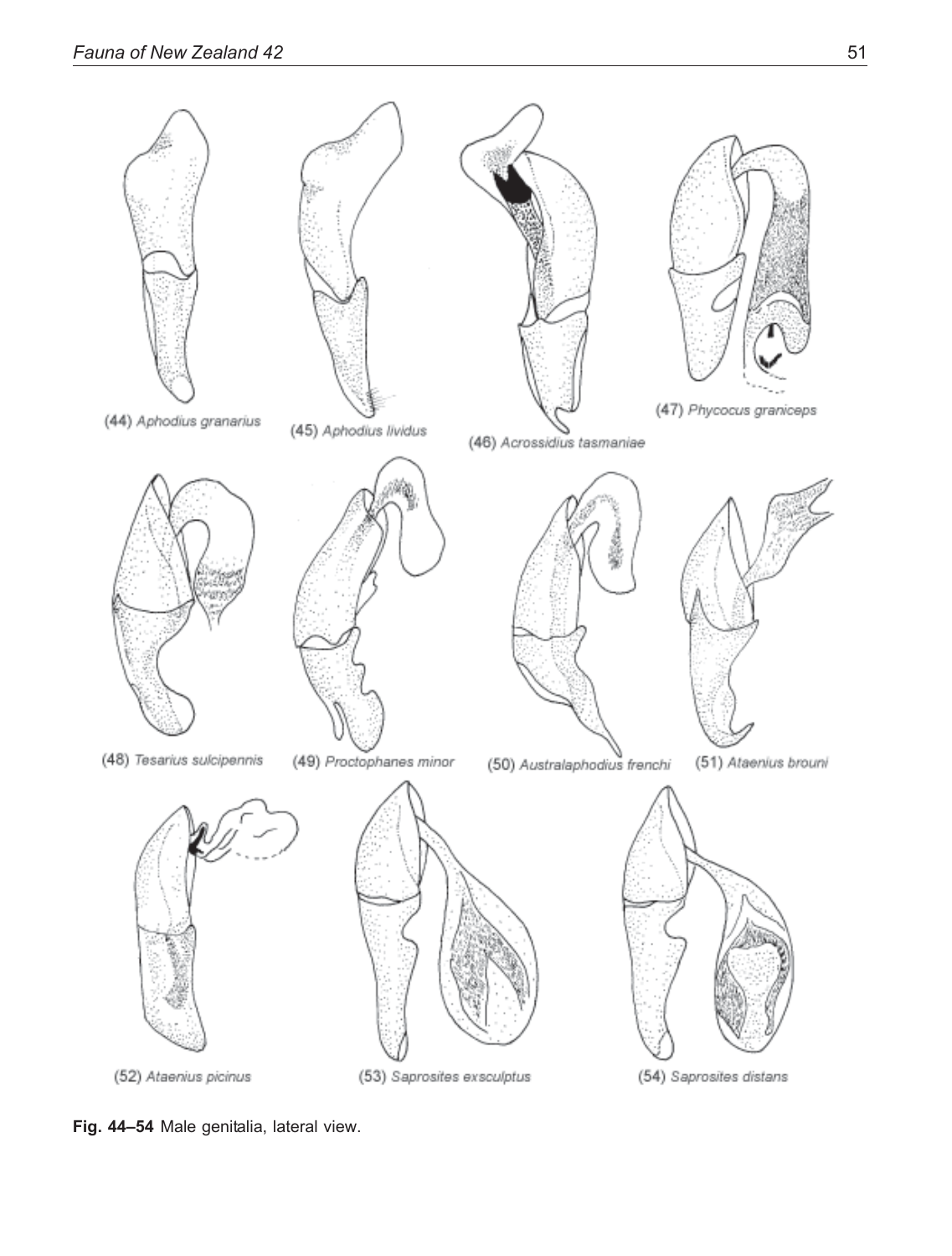(44) *Aphodius granarius*

(45) *Aphodius lividus*

(46) *Acrossidius tasmaniae*

(47) *Phycocus graniceps*

(48) *Tesarius sulcipennis*

(49) *Proctophanes minor*

(50) *Australaphodius frenchi*

(51) *Ataenius brouni*

(52) *Ataenius picinus*

(53) *Saprosites exsculptus*

(54) *Saprosites distans*

**Fig. 44–54** Male genitalia, lateral view.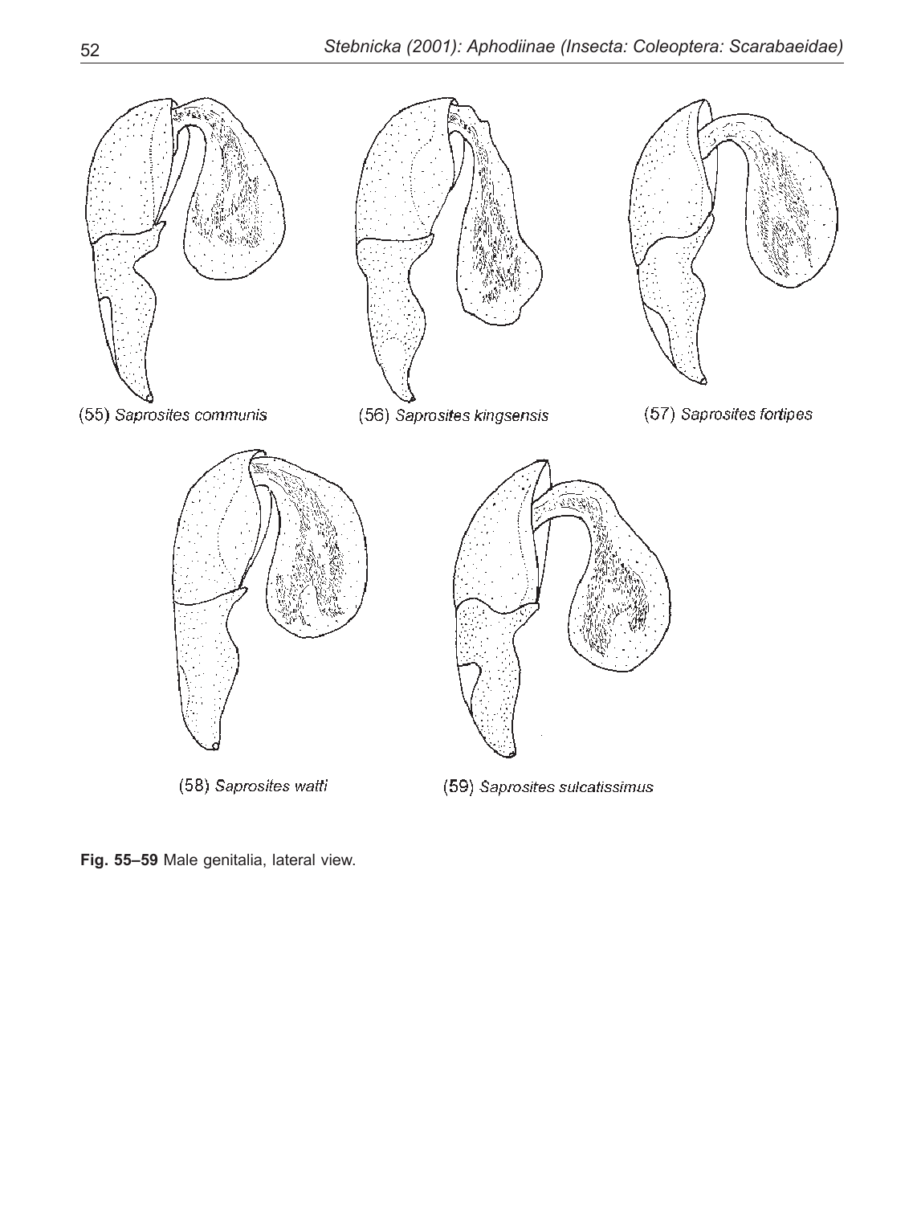(55) *Saprosites communis*

(56) *Saprosites kingsensis*

(57) *Saprosites fortipes*

(58) *Saprosites watti*

(59) *Saprosites sulcatissimus*

**Fig. 55–59** Male genitalia, lateral view.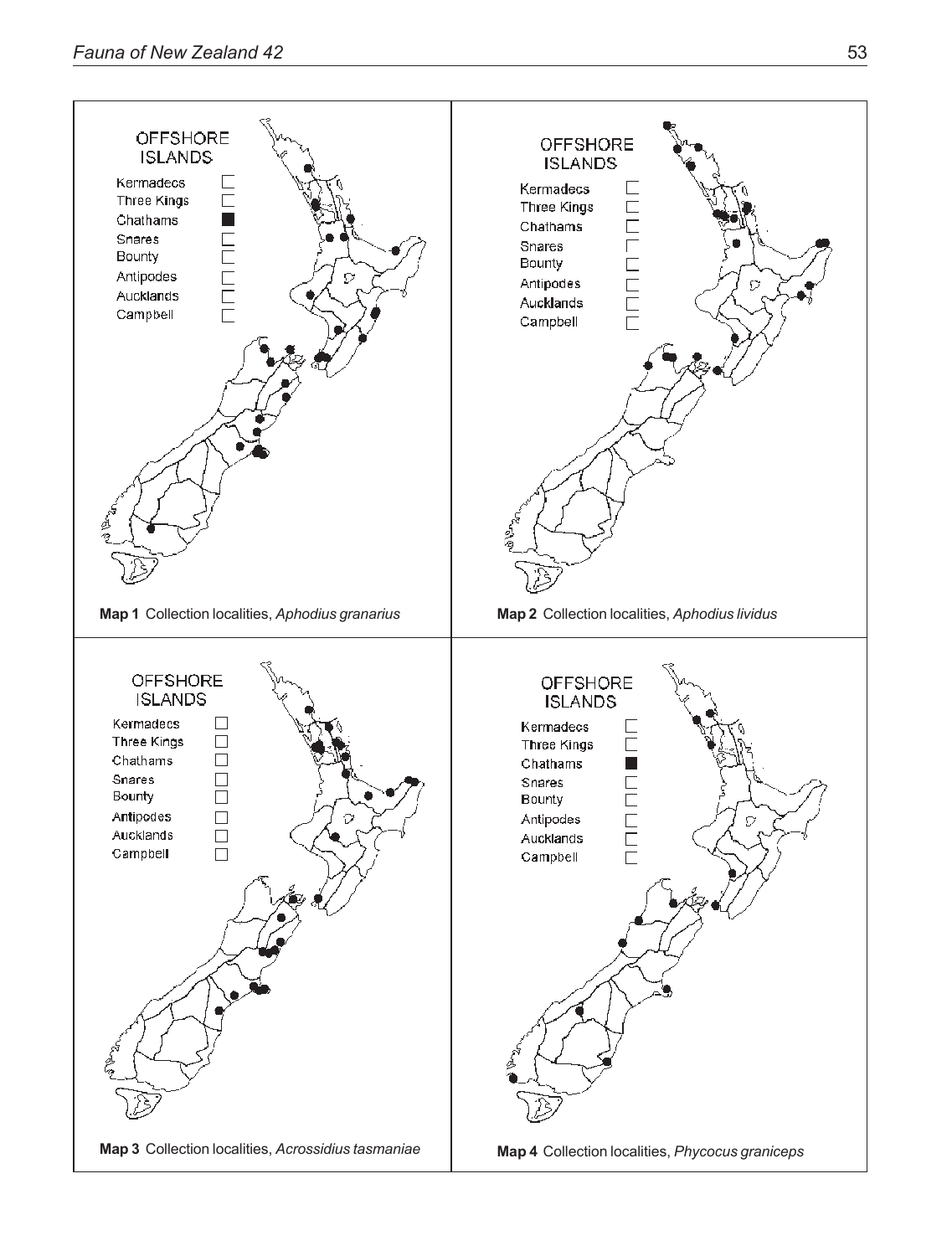OFFSHORE ISLANDS

Kermadecs
Three Kings
Chathams
Snares
Bounty
Antipodes
Aucklands
Campbell

**Map 1** Collection localities, *Aphodius granarius*

OFFSHORE ISLANDS

Kermadecs
Three Kings
Chathams
Snares
Bounty
Antipodes
Aucklands
Campbell

**Map 2** Collection localities, *Aphodius lividus*

OFFSHORE ISLANDS

Kermadecs
Three Kings
Chathams
Snares
Bounty
Antipodes
Aucklands
Campbell

**Map 3** Collection localities, *Acrossidius tasmaniae*

OFFSHORE ISLANDS

Kermadecs
Three Kings
Chathams
Snares
Bounty
Antipodes
Aucklands
Campbell

**Map 4** Collection localities, *Phycocus graniceps*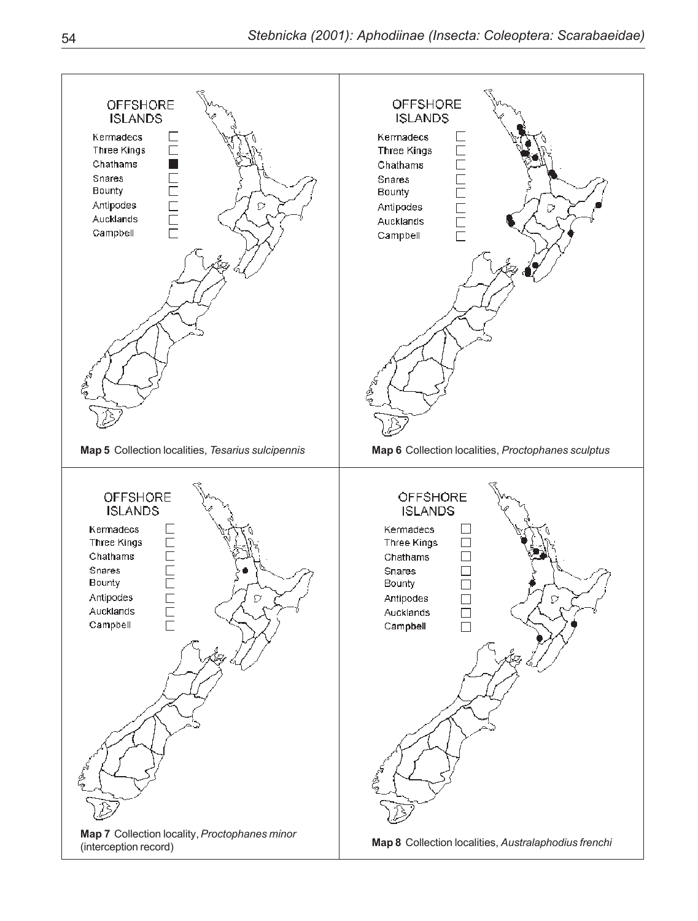OFFSHORE ISLANDS

Kermadecs
Three Kings
Chathams
Snares
Bounty
Antipodes
Aucklands
Campbell

**Map 5** Collection localities, *Tesarius sulcipennis*

OFFSHORE ISLANDS

Kermadecs
Three Kings
Chathams
Snares
Bounty
Antipodes
Aucklands
Campbell

**Map 6** Collection localities, *Proctophanes sculptus*

OFFSHORE ISLANDS

Kermadecs
Three Kings
Chathams
Snares
Bounty
Antipodes
Aucklands
Campbell

**Map 7** Collection locality, *Proctophanes minor* (interception record)

OFFSHORE ISLANDS

Kermadecs
Three Kings
Chathams
Snares
Bounty
Antipodes
Aucklands
Campbell

**Map 8** Collection localities, *Australaphodius frenchi*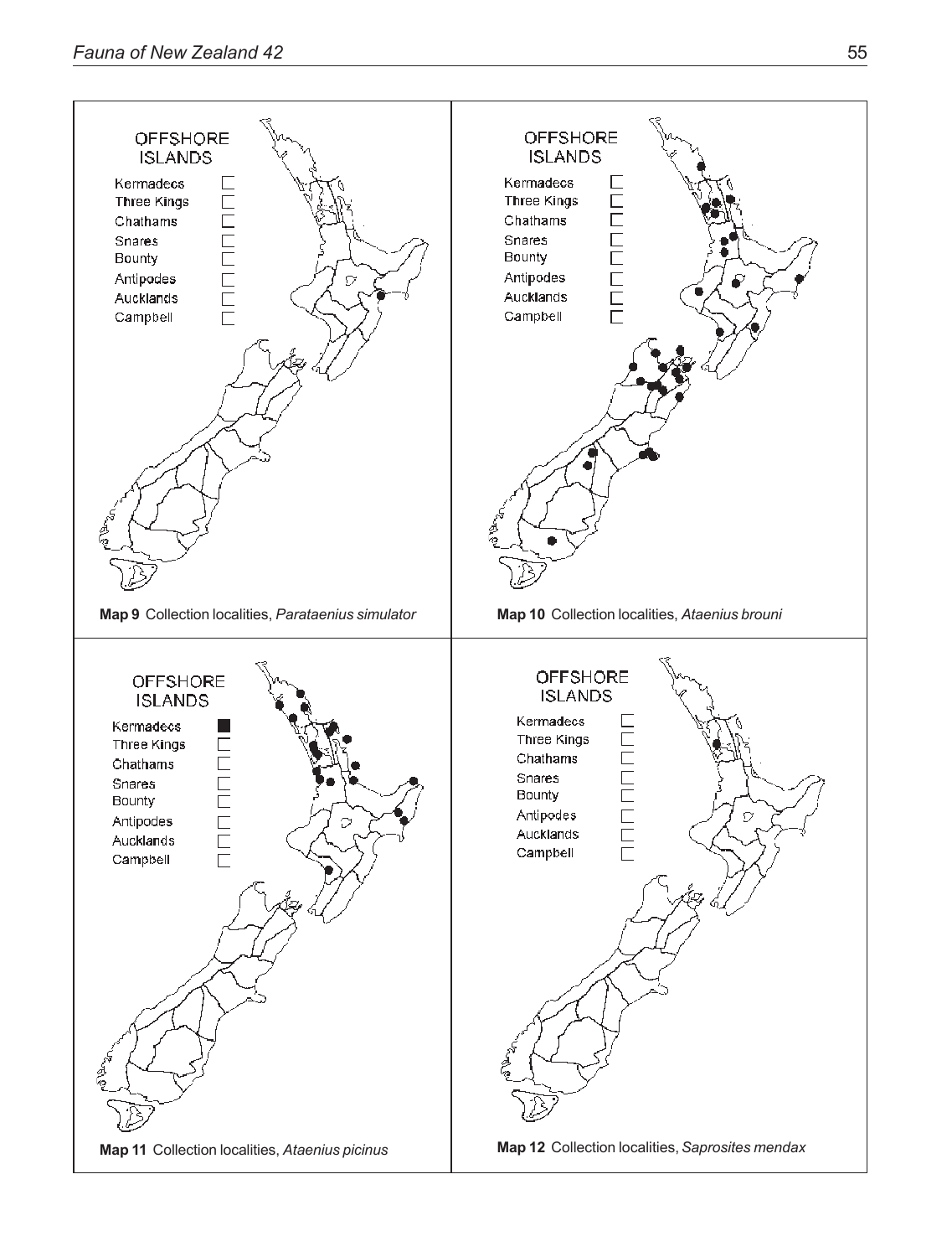OFFSHORE ISLANDS

Kermadecs
Three Kings
Chathams
Snares
Bounty
Antipodes
Aucklands
Campbell

**Map 9** Collection localities, *Parataenius simulator*

OFFSHORE ISLANDS

Kermadecs
Three Kings
Chathams
Snares
Bounty
Antipodes
Aucklands
Campbell

**Map 10** Collection localities, *Ataenius brouni*

OFFSHORE ISLANDS

Kermadecs
Three Kings
Chathams
Snares
Bounty
Antipodes
Aucklands
Campbell

**Map 11** Collection localities, *Ataenius picinus*

OFFSHORE ISLANDS

Kermadecs
Three Kings
Chathams
Snares
Bounty
Antipodes
Aucklands
Campbell

**Map 12** Collection localities, *Saprosites mendax*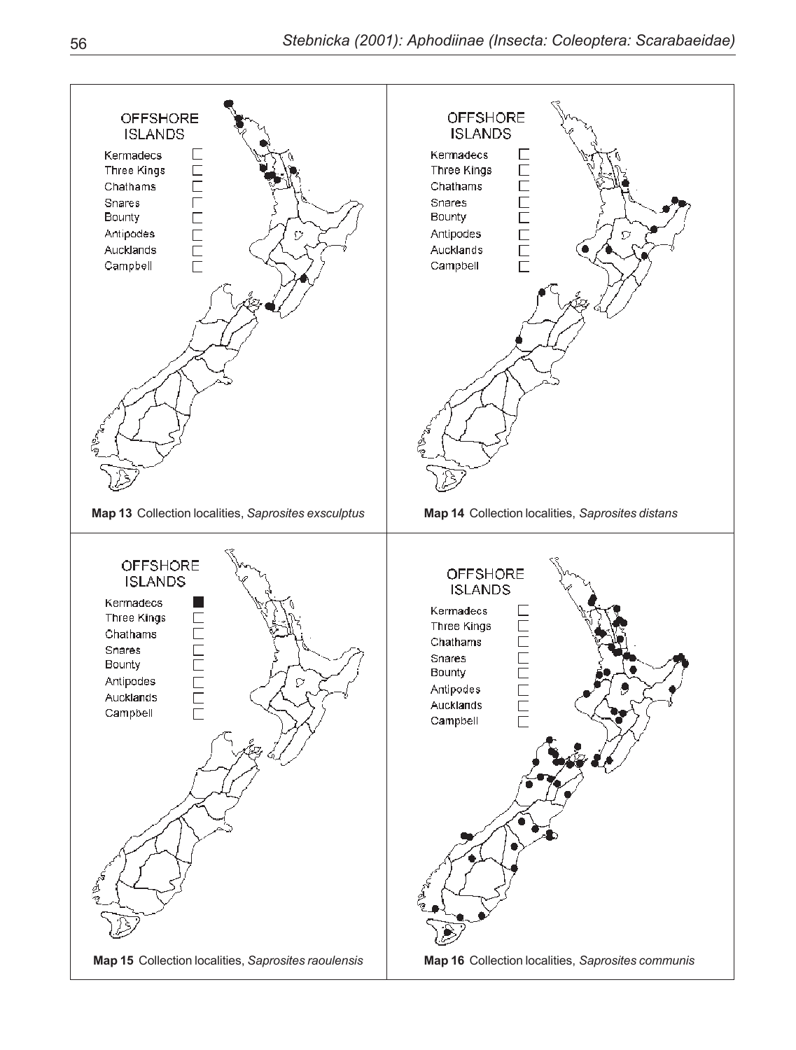OFFSHORE ISLANDS

Kermadecs

Three Kings

Chathams

Snares

Bounty

Antipodes

Aucklands

Campbell

**Map 13** Collection localities, *Saprosites exsculptus*

OFFSHORE ISLANDS

Kermadecs

Three Kings

Chathams

Snares

Bounty

Antipodes

Aucklands

Campbell

**Map 14** Collection localities, *Saprosites distans*

OFFSHORE ISLANDS

Kermadecs

Three Kings

Chathams

Snares

Bounty

Antipodes

Aucklands

Campbell

**Map 15** Collection localities, *Saprosites raoulensis*

OFFSHORE ISLANDS

Kermadecs

Three Kings

Chathams

Snares

Bounty

Antipodes

Aucklands

Campbell

**Map 16** Collection localities, *Saprosites communis*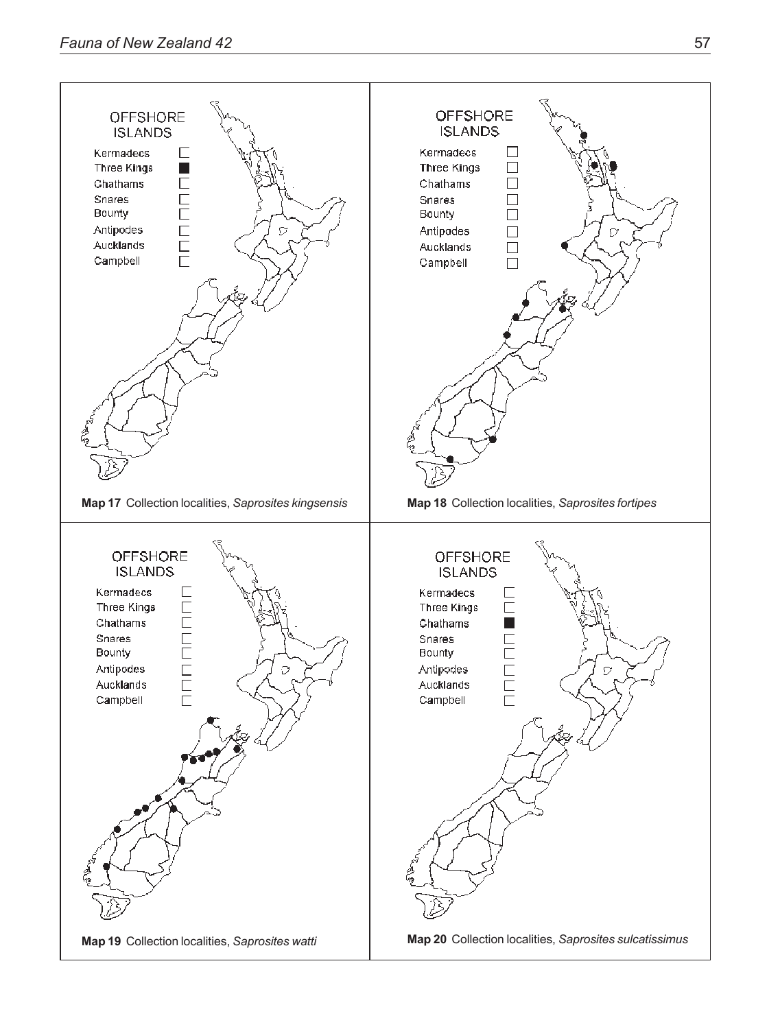OFFSHORE
ISLANDS

Kermadecs
Three Kings
Chathams
Snares
Bounty
Antipodes
Aucklands
Campbell

**Map 17** Collection localities, *Saprosites kingsensis*

OFFSHORE
ISLANDS

Kermadecs
Three Kings
Chathams
Snares
Bounty
Antipodes
Aucklands
Campbell

**Map 18** Collection localities, *Saprosites fortipes*

OFFSHORE
ISLANDS

Kermadecs
Three Kings
Chathams
Snares
Bounty
Antipodes
Aucklands
Campbell

**Map 19** Collection localities, *Saprosites watti*

OFFSHORE
ISLANDS

Kermadecs
Three Kings
Chathams
Snares
Bounty
Antipodes
Aucklands
Campbell

**Map 20** Collection localities, *Saprosites sulcatissimus*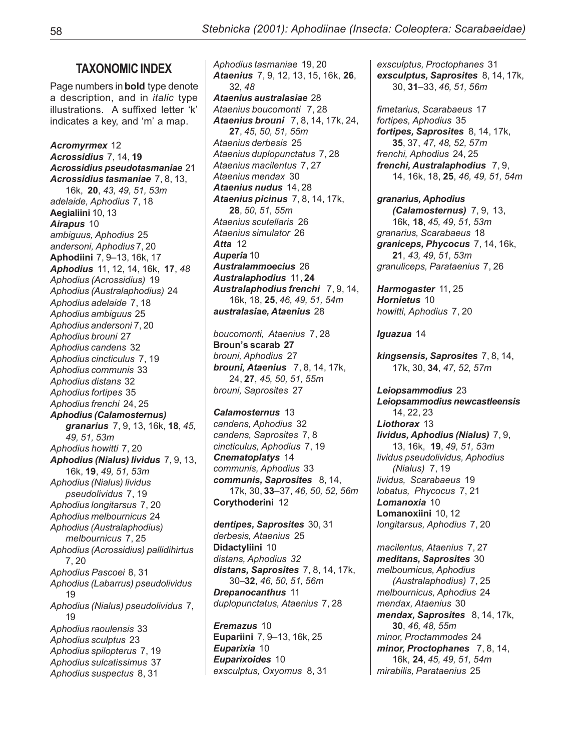## TAXONOMIC INDEX

Page numbers in **bold** type denote a description, and in *italic* type illustrations. A suffixed letter 'k' indicates a key, and 'm' a map.

***Acromyrmex*** 12
***Acrossidius*** 7, 14, **19**
***Acrossidius pseudotasmaniae*** 21
***Acrossidius tasmaniae*** 7, 8, 13, 16k, **20**, *43, 49, 51, 53m*
*adelaide, Aphodius* 7, 18
**Aegialiini** 10, 13
***Airapus*** 10
*ambiguus, Aphodius* 25
*andersoni, Aphodius* 7, 20
**Aphodiini** 7, 9–13, 16k, 17
***Aphodius*** 11, 12, 14, 16k, **17**, *48*
*Aphodius (Acrossidius)* 19
*Aphodius (Australaphodius)* 24
*Aphodius adelaide* 7, 18
*Aphodius ambiguus* 25
*Aphodius andersoni* 7, 20
*Aphodius brouni* 27
*Aphodius candens* 32
*Aphodius cincticulus* 7, 19
*Aphodius communis* 33
*Aphodius distans* 32
*Aphodius fortipes* 35
*Aphodius frenchi* 24, 25
***Aphodius (Calamosternus) granarius*** 7, 9, 13, 16k, **18**, *45, 49, 51, 53m*
*Aphodius howitti* 7, 20
***Aphodius (Nialus) lividus*** 7, 9, 13, 16k, **19**, *49, 51, 53m*
*Aphodius (Nialus) lividus pseudolividus* 7, 19
*Aphodius longitarsus* 7, 20
*Aphodius melbournicus* 24
*Aphodius (Australaphodius) melbournicus* 7, 25
*Aphodius (Acrossidius) pallidihirtus* 7, 20
*Aphodius Pascoei* 8, 31
*Aphodius (Labarrus) pseudolividus* 19
*Aphodius (Nialus) pseudolividus* 7, 19
*Aphodius raoulensis* 33
*Aphodius sculptus* 23
*Aphodius spilopterus* 7, 19
*Aphodius sulcatissimus* 37
*Aphodius suspectus* 8, 31
*Aphodius tasmaniae* 19, 20
***Ataenius*** 7, 9, 12, 13, 15, 16k, **26**, 32, *48*
***Ataenius australasiae*** 28
*Ataenius boucomonti* 7, 28
***Ataenius brouni*** 7, 8, 14, 17k, 24, **27**, *45, 50, 51, 55m*
*Ataenius derbesis* 25
*Ataenius duplopunctatus* 7, 28
*Ataenius macilentus* 7, 27
*Ataenius mendax* 30
***Ataenius nudus*** 14, 28
***Ataenius picinus*** 7, 8, 14, 17k, **28**, *50, 51, 55m*
*Ataenius scutellaris* 26
*Ataenius simulator* 26
***Atta*** 12
***Auperia*** 10
***Australammoecius*** 26
***Australaphodius*** 11, **24**
***Australaphodius frenchi*** 7, 9, 14, 16k, 18, **25**, *46, 49, 51, 54m*
***australasiae, Ataenius*** 28

*boucomonti, Ataenius* 7, 28
**Broun's scarab 27**
*brouni, Aphodius* 27
***brouni, Ataenius*** 7, 8, 14, 17k, 24, **27**, *45, 50, 51, 55m*
*brouni, Saprosites* 27

***Calamosternus*** 13
*candens, Aphodius* 32
*candens, Saprosites* 7, 8
*cincticulus, Aphodius* 7, 19
***Cnematoplatys*** 14
*communis, Aphodius* 33
***communis, Saprosites*** 8, 14, 17k, 30, **33**–37, *46, 50, 52, 56m*
**Corythoderini** 12

***dentipes, Saprosites*** 30, 31
*derbesis, Ataenius* 25
**Didactyliini** 10
*distans, Aphodius 32*
***distans, Saprosites*** 7, 8, 14, 17k, 30–**32**, *46, 50, 51, 56m*
***Drepanocanthus*** 11
*duplopunctatus, Ataenius* 7, 28

***Eremazus*** 10
**Eupariini** 7, 9–13, 16k, 25
***Euparixia*** 10
***Euparixoides*** 10
*exsculptus, Oxyomus* 8, 31
*exsculptus, Proctophanes* 31
***exsculptus, Saprosites*** 8, 14, 17k, 30, **31**–33, *46, 51, 56m*

*fimetarius, Scarabaeus* 17
*fortipes, Aphodius* 35
***fortipes, Saprosites*** 8, 14, 17k, **35**, 37, *47, 48, 52, 57m*
*frenchi, Aphodius* 24, 25
***frenchi, Australaphodius*** 7, 9, 14, 16k, 18, **25**, *46, 49, 51, 54m*

***granarius, Aphodius (Calamosternus)*** 7, 9, 13, 16k, **18**, *45, 49, 51, 53m*
*granarius, Scarabaeus* 18
***graniceps, Phycocus*** 7, 14, 16k, **21**, *43, 49, 51, 53m*
*granuliceps, Parataenius* 7, 26

***Harmogaster*** 11, 25
***Hornietus*** 10
*howitti, Aphodius* 7, 20

***Iguazua*** 14

***kingsensis, Saprosites*** 7, 8, 14, 17k, 30, **34**, *47, 52, 57m*

***Leiopsammodius*** 23
***Leiopsammodius newcastleensis*** 14, 22, 23
***Liothorax*** 13
***lividus, Aphodius (Nialus)*** 7, 9, 13, 16k, **19**, *49, 51, 53m*
*lividus pseudolividus, Aphodius (Nialus)* 7, 19
*lividus, Scarabaeus* 19
*lobatus, Phycocus* 7, 21
***Lomanoxia*** 10
**Lomanoxiini** 10, 12
*longitarsus, Aphodius* 7, 20

*macilentus, Ataenius* 7, 27
***meditans, Saprosites*** 30
*melbournicus, Aphodius (Australaphodius)* 7, 25
*melbournicus, Aphodius* 24
*mendax, Ataenius* 30
***mendax, Saprosites*** 8, 14, 17k, **30**, *46, 48, 55m*
*minor, Proctammodes* 24
***minor, Proctophanes*** 7, 8, 14, 16k, **24**, *45, 49, 51, 54m*
*mirabilis, Parataenius* 25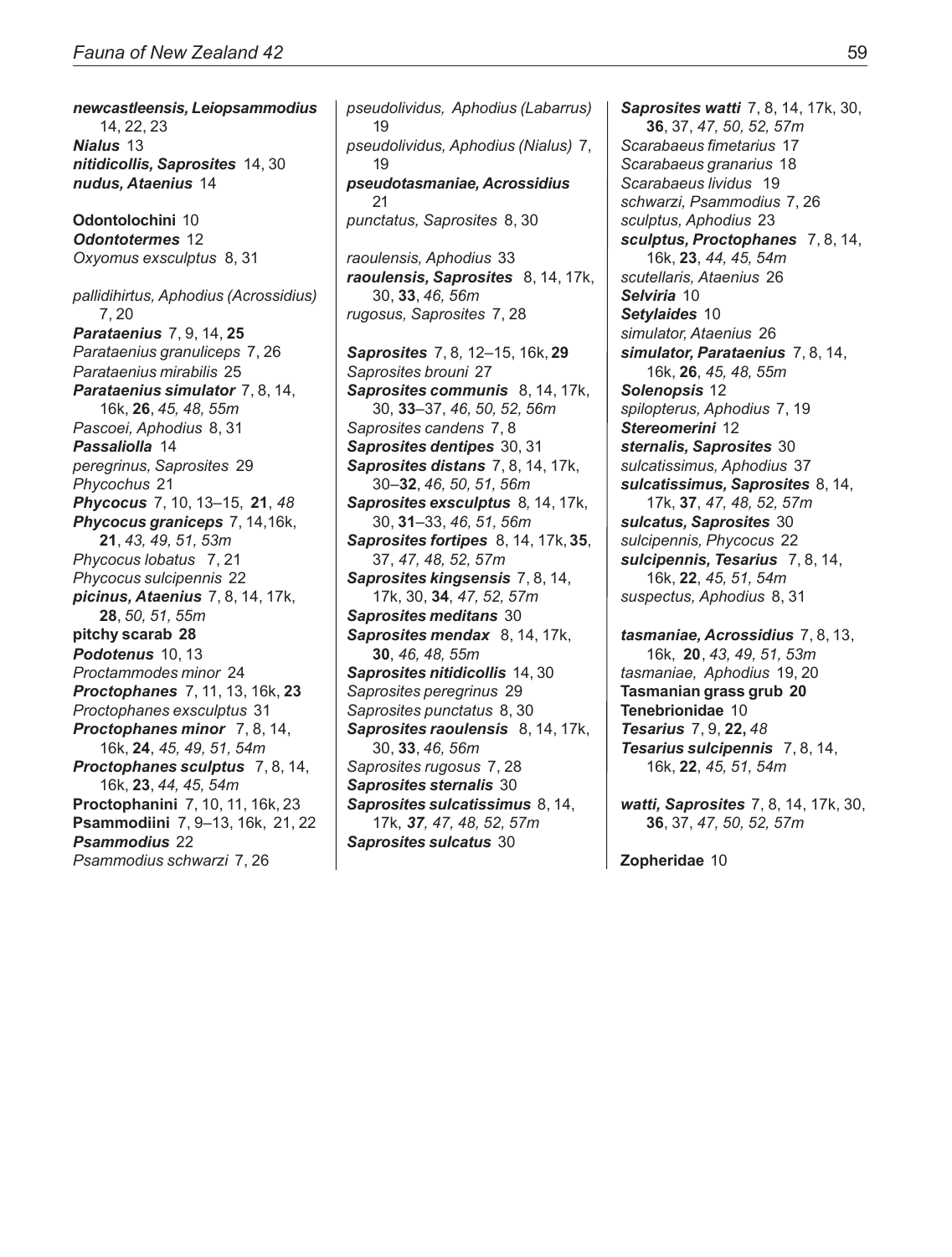***newcastleensis, Leiopsammodius*** 14, 22, 23
***Nialus*** 13
***nitidicollis, Saprosites*** 14, 30
***nudus, Ataenius*** 14

**Odontolochini** 10
***Odontotermes*** 12
*Oxyomus exsculptus* 8, 31

*pallidihirtus, Aphodius (Acrossidius)* 7, 20
***Parataenius*** 7, 9, 14, **25**
*Parataenius granuliceps* 7, 26
*Parataenius mirabilis* 25
***Parataenius simulator*** 7, 8, 14, 16k, **26**, *45, 48, 55m*
*Pascoei, Aphodius* 8, 31
***Passaliolla*** 14
*peregrinus, Saprosites* 29
*Phycochus* 21
***Phycocus*** 7, 10, 13–15, **21**, *48*
***Phycocus graniceps*** 7, 14,16k, **21**, *43, 49, 51, 53m*
*Phycocus lobatus* 7, 21
*Phycocus sulcipennis* 22
***picinus, Ataenius*** 7, 8, 14, 17k, **28**, *50, 51, 55m*
**pitchy scarab** **28**
***Podotenus*** 10, 13
*Proctammodes minor* 24
***Proctophanes*** 7, 11, 13, 16k, **23**
*Proctophanes exsculptus* 31
***Proctophanes minor*** 7, 8, 14, 16k, **24**, *45, 49, 51, 54m*
***Proctophanes sculptus*** 7, 8, 14, 16k, **23**, *44, 45, 54m*
**Proctophanini** 7, 10, 11, 16k, 23
**Psammodiini** 7, 9–13, 16k, 21, 22
***Psammodius*** 22
*Psammodius schwarzi* 7, 26

*pseudolividus, Aphodius (Labarrus)* 19
*pseudolividus, Aphodius (Nialus)* 7, 19
***pseudotasmaniae, Acrossidius*** 21
*punctatus, Saprosites* 8, 30

*raoulensis, Aphodius* 33
***raoulensis, Saprosites*** 8, 14, 17k, 30, **33**, *46, 56m*
*rugosus, Saprosites* 7, 28

***Saprosites*** 7, 8, 12–15, 16k, **29**
*Saprosites brouni* 27
***Saprosites communis*** 8, 14, 17k, 30, **33**–37, *46, 50, 52, 56m*
*Saprosites candens* 7, 8
***Saprosites dentipes*** 30, 31
***Saprosites distans*** 7, 8, 14, 17k, 30–**32**, *46, 50, 51, 56m*
***Saprosites exsculptus*** 8, 14, 17k, 30, **31**–33, *46, 51, 56m*
***Saprosites fortipes*** 8, 14, 17k, **35**, 37, *47, 48, 52, 57m*
***Saprosites kingsensis*** 7, 8, 14, 17k, 30, **34**, *47, 52, 57m*
***Saprosites meditans*** 30
***Saprosites mendax*** 8, 14, 17k, **30**, *46, 48, 55m*
***Saprosites nitidicollis*** 14, 30
*Saprosites peregrinus* 29
*Saprosites punctatus* 8, 30
***Saprosites raoulensis*** 8, 14, 17k, 30, **33**, *46, 56m*
*Saprosites rugosus* 7, 28
***Saprosites sternalis*** 30
***Saprosites sulcatissimus*** 8, 14, 17k, ***37***, *47, 48, 52, 57m*
***Saprosites sulcatus*** 30

***Saprosites watti*** 7, 8, 14, 17k, 30, **36**, 37, *47, 50, 52, 57m*
*Scarabaeus fimetarius* 17
*Scarabaeus granarius* 18
*Scarabaeus lividus* 19
*schwarzi, Psammodius* 7, 26
*sculptus, Aphodius* 23
***sculptus, Proctophanes*** 7, 8, 14, 16k, **23**, *44, 45, 54m*
*scutellaris, Ataenius* 26
***Selviria*** 10
***Setylaides*** 10
*simulator, Ataenius* 26
***simulator, Parataenius*** 7, 8, 14, 16k, **26**, *45, 48, 55m*
***Solenopsis*** 12
*spilopterus, Aphodius* 7, 19
***Stereomerini*** 12
***sternalis, Saprosites*** 30
*sulcatissimus, Aphodius* 37
***sulcatissimus, Saprosites*** 8, 14, 17k, **37**, *47, 48, 52, 57m*
***sulcatus, Saprosites*** 30
*sulcipennis, Phycocus* 22
***sulcipennis, Tesarius*** 7, 8, 14, 16k, **22**, *45, 51, 54m*
*suspectus, Aphodius* 8, 31

***tasmaniae, Acrossidius*** 7, 8, 13, 16k, **20**, *43, 49, 51, 53m*
*tasmaniae, Aphodius* 19, 20
**Tasmanian grass grub** **20**
**Tenebrionidae** 10
***Tesarius*** 7, 9, **22,** *48*
***Tesarius sulcipennis*** 7, 8, 14, 16k, **22**, *45, 51, 54m*

***watti, Saprosites*** 7, 8, 14, 17k, 30, **36**, 37, *47, 50, 52, 57m*

**Zopheridae** 10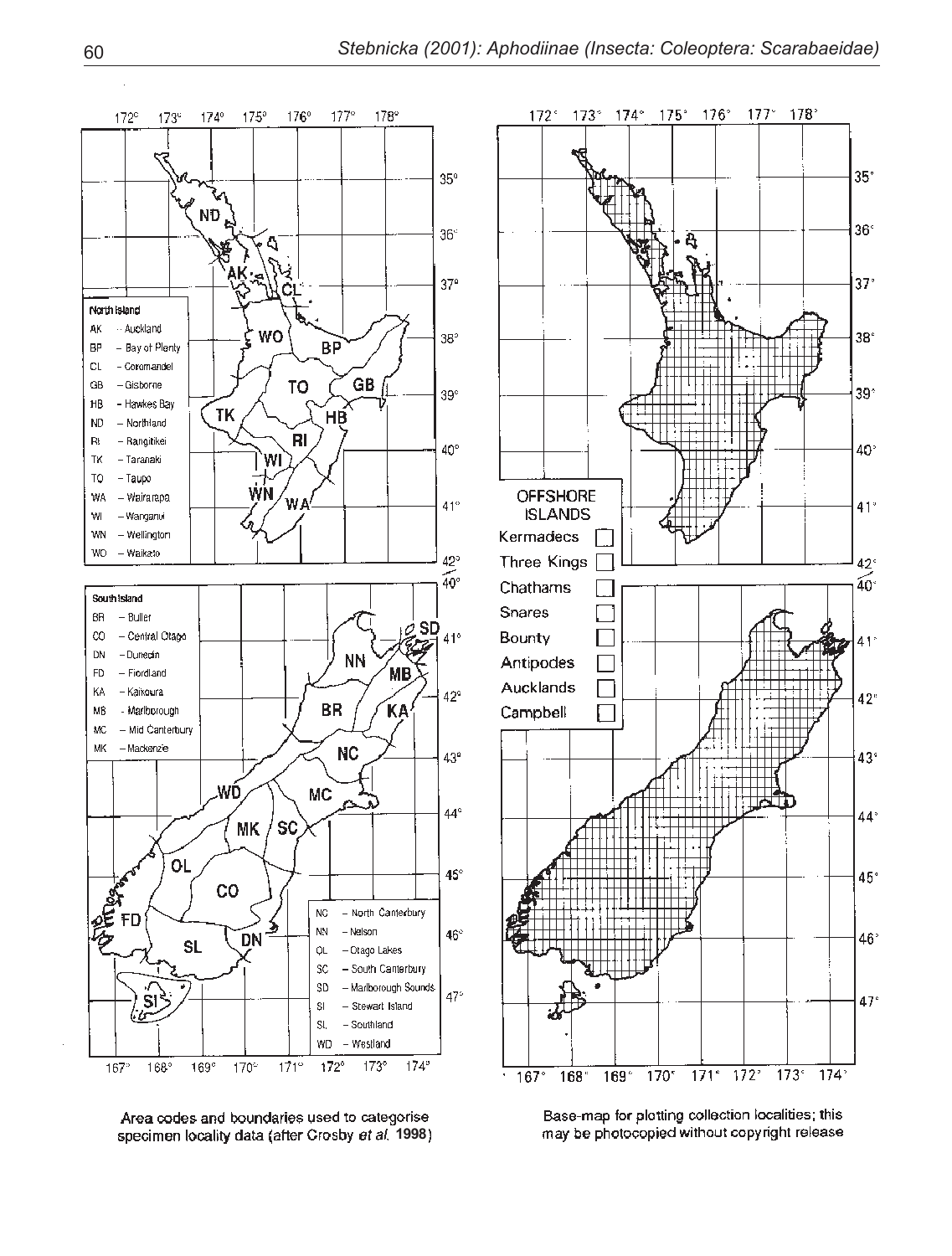172° 173° 174° 175° 176° 177° 178°

35° 36° 37° 38° 39° 40° 41° 42°

ND AK CL WO BP TO GB TK HB RI WI WN WA

North Island

AK – Auckland
BP – Bay of Plenty
CL – Coromandel
GB – Gisborne
HB – Hawkes Bay
ND – Northland
RI – Rangitikei
TK – Taranaki
TO – Taupo
WA – Wairarapa
WI – Wanganui
WN – Wellington
WO – Waikato

40° 41° 42° 43° 44° 45° 46° 47°

SD NN MB BR KA NC MC WD MK SC OL CO FD SL DN SI

South Island

BR – Buller
CO – Central Otago
DN – Dunedin
FD – Fiordland
KA – Kaikoura
MB – Marlborough
MC – Mid Canterbury
MK – Mackenzie

NC – North Canterbury
NN – Nelson
OL – Otago Lakes
SC – South Canterbury
SD – Marlborough Sounds
SI – Stewart Island
SL – Southland
WD – Westland

167° 168° 169° 170° 171° 172° 173° 174°

Area codes and boundaries used to categorise specimen locality data (after Crosby *et al.* **1998**)

172° 173° 174° 175° 176° 177° 178°

35° 36° 37° 38° 39° 40° 41° 42°

OFFSHORE ISLANDS

Kermadecs ☐
Three Kings ☐
Chathams ☐
Snares ☐
Bounty ☐
Antipodes ☐
Aucklands ☐
Campbell ☐

40° 41° 42° 43° 44° 45° 46° 47°

167° 168° 169° 170° 171° 172° 173° 174°

Base-map for plotting collection localities; this may be photocopied without copyright release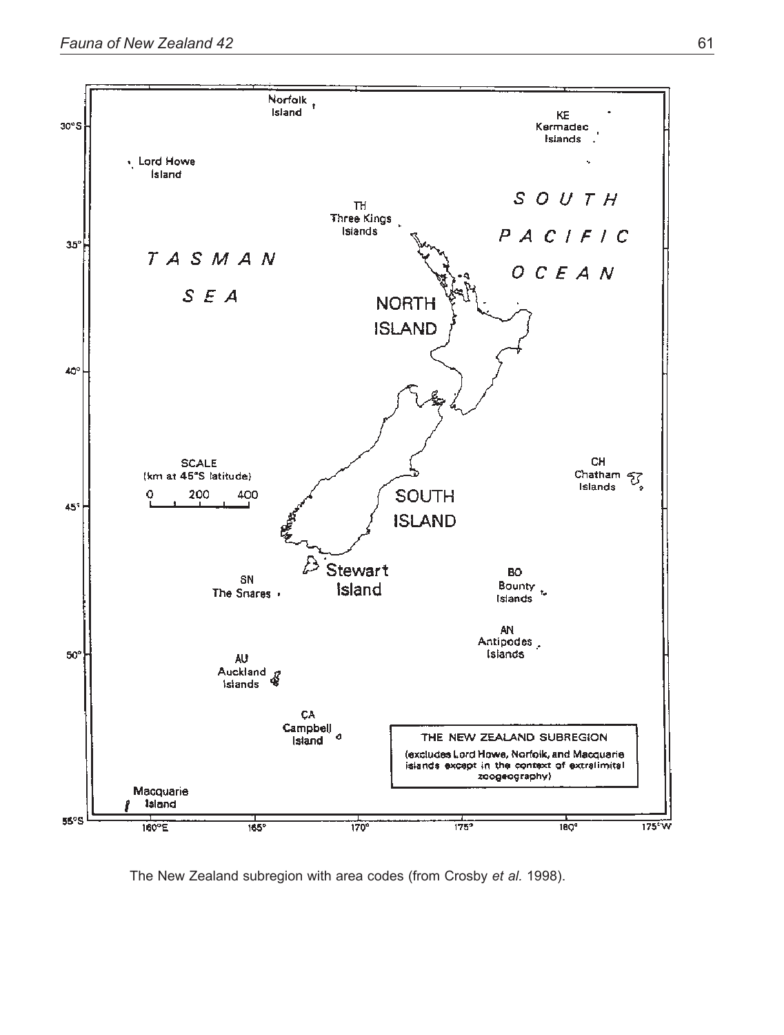Norfolk Island

KE
Kermadec Islands

Lord Howe Island

TH
Three Kings Islands

SOUTH PACIFIC OCEAN

TASMAN SEA

NORTH ISLAND

SCALE
(km at 45°S latitude)
0 200 400

CH
Chatham Islands

SOUTH ISLAND

Stewart Island

SN
The Snares

BO
Bounty Islands

AN
Antipodes Islands

AU
Auckland Islands

CA
Campbell Island

THE NEW ZEALAND SUBREGION
(excludes Lord Howe, Norfolk, and Macquarie islands except in the context of extralimital zoogeography)

Macquarie Island

30°S
35°
40°
45°
50°
55°S

160°E
165°
170°
175°
180°
175°W

The New Zealand subregion with area codes (from Crosby *et al.* 1998).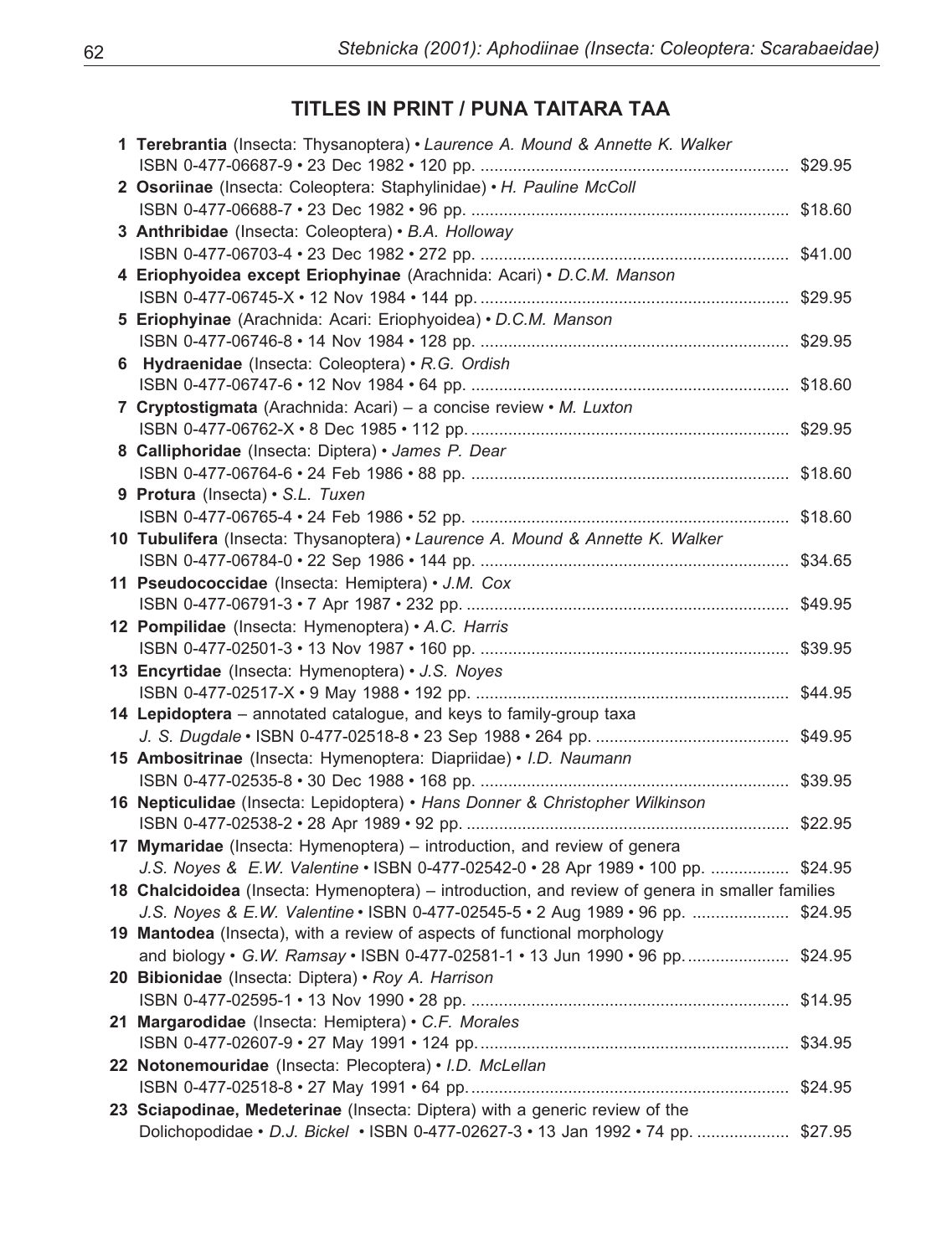## TITLES IN PRINT / PUNA TAITARA TAA

1 **Terebrantia** (Insecta: Thysanoptera) • *Laurence A. Mound & Annette K. Walker*
ISBN 0-477-06687-9 • 23 Dec 1982 • 120 pp. .................................................................. $29.95

2 **Osoriinae** (Insecta: Coleoptera: Staphylinidae) • *H. Pauline McColl*
ISBN 0-477-06688-7 • 23 Dec 1982 • 96 pp. .................................................................... $18.60

3 **Anthribidae** (Insecta: Coleoptera) • *B.A. Holloway*
ISBN 0-477-06703-4 • 23 Dec 1982 • 272 pp. .................................................................. $41.00

4 **Eriophyoidea except Eriophyinae** (Arachnida: Acari) • *D.C.M. Manson*
ISBN 0-477-06745-X • 12 Nov 1984 • 144 pp. .................................................................. $29.95

5 **Eriophyinae** (Arachnida: Acari: Eriophyoidea) • *D.C.M. Manson*
ISBN 0-477-06746-8 • 14 Nov 1984 • 128 pp. .................................................................. $29.95

6 **Hydraenidae** (Insecta: Coleoptera) • *R.G. Ordish*
ISBN 0-477-06747-6 • 12 Nov 1984 • 64 pp. .................................................................... $18.60

7 **Cryptostigmata** (Arachnida: Acari) – a concise review • *M. Luxton*
ISBN 0-477-06762-X • 8 Dec 1985 • 112 pp. .................................................................... $29.95

8 **Calliphoridae** (Insecta: Diptera) • *James P. Dear*
ISBN 0-477-06764-6 • 24 Feb 1986 • 88 pp. .................................................................... $18.60

9 **Protura** (Insecta) • *S.L. Tuxen*
ISBN 0-477-06765-4 • 24 Feb 1986 • 52 pp. .................................................................... $18.60

10 **Tubulifera** (Insecta: Thysanoptera) • *Laurence A. Mound & Annette K. Walker*
ISBN 0-477-06784-0 • 22 Sep 1986 • 144 pp. .................................................................. $34.65

11 **Pseudococcidae** (Insecta: Hemiptera) • *J.M. Cox*
ISBN 0-477-06791-3 • 7 Apr 1987 • 232 pp. .................................................................... $49.95

12 **Pompilidae** (Insecta: Hymenoptera) • *A.C. Harris*
ISBN 0-477-02501-3 • 13 Nov 1987 • 160 pp. .................................................................. $39.95

13 **Encyrtidae** (Insecta: Hymenoptera) • *J.S. Noyes*
ISBN 0-477-02517-X • 9 May 1988 • 192 pp. .................................................................... $44.95

14 **Lepidoptera** – annotated catalogue, and keys to family-group taxa
*J. S. Dugdale* • ISBN 0-477-02518-8 • 23 Sep 1988 • 264 pp. .......................................... $49.95

15 **Ambositrinae** (Insecta: Hymenoptera: Diapriidae) • *I.D. Naumann*
ISBN 0-477-02535-8 • 30 Dec 1988 • 168 pp. .................................................................. $39.95

16 **Nepticulidae** (Insecta: Lepidoptera) • *Hans Donner & Christopher Wilkinson*
ISBN 0-477-02538-2 • 28 Apr 1989 • 92 pp. .................................................................... $22.95

17 **Mymaridae** (Insecta: Hymenoptera) – introduction, and review of genera
*J.S. Noyes & E.W. Valentine* • ISBN 0-477-02542-0 • 28 Apr 1989 • 100 pp. ................. $24.95

18 **Chalcidoidea** (Insecta: Hymenoptera) – introduction, and review of genera in smaller families
*J.S. Noyes & E.W. Valentine* • ISBN 0-477-02545-5 • 2 Aug 1989 • 96 pp. ..................... $24.95

19 **Mantodea** (Insecta), with a review of aspects of functional morphology
and biology • *G.W. Ramsay* • ISBN 0-477-02581-1 • 13 Jun 1990 • 96 pp. ...................... $24.95

20 **Bibionidae** (Insecta: Diptera) • *Roy A. Harrison*
ISBN 0-477-02595-1 • 13 Nov 1990 • 28 pp. .................................................................... $14.95

21 **Margarodidae** (Insecta: Hemiptera) • *C.F. Morales*
ISBN 0-477-02607-9 • 27 May 1991 • 124 pp. .................................................................. $34.95

22 **Notonemouridae** (Insecta: Plecoptera) • *I.D. McLellan*
ISBN 0-477-02518-8 • 27 May 1991 • 64 pp. .................................................................... $24.95

23 **Sciapodinae, Medeterinae** (Insecta: Diptera) with a generic review of the
Dolichopodidae • *D.J. Bickel* • ISBN 0-477-02627-3 • 13 Jan 1992 • 74 pp. .................... $27.95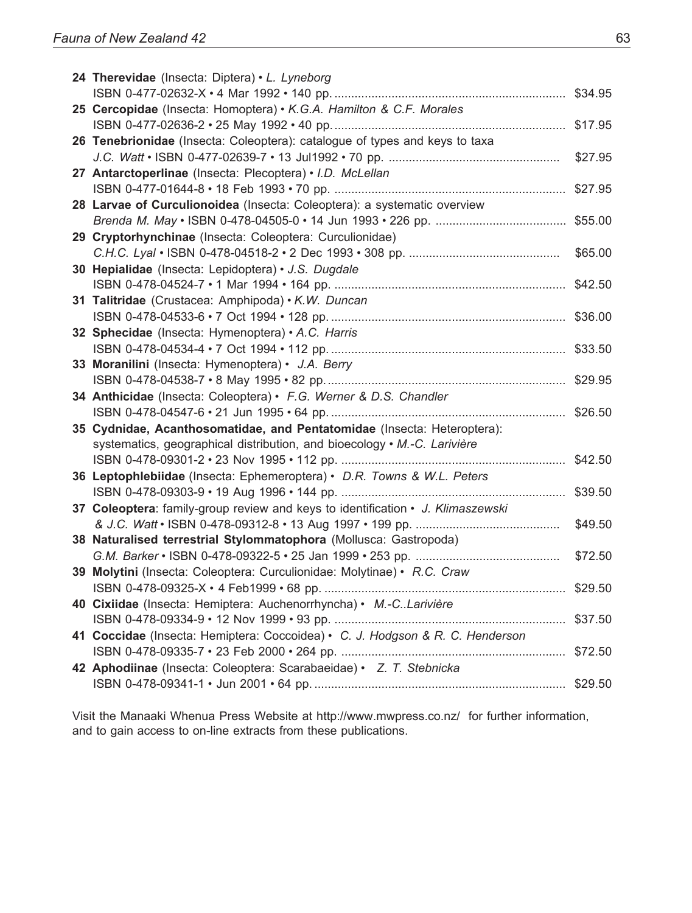**24 Therevidae** (Insecta: Diptera) • *L. Lyneborg*
ISBN 0-477-02632-X • 4 Mar 1992 • 140 pp. .................................................................... $34.95

**25 Cercopidae** (Insecta: Homoptera) • *K.G.A. Hamilton & C.F. Morales*
ISBN 0-477-02636-2 • 25 May 1992 • 40 pp. .................................................................... $17.95

**26 Tenebrionidae** (Insecta: Coleoptera): catalogue of types and keys to taxa
*J.C. Watt* • ISBN 0-477-02639-7 • 13 Jul1992 • 70 pp. .................................................. $27.95

**27 Antarctoperlinae** (Insecta: Plecoptera) • *I.D. McLellan*
ISBN 0-477-01644-8 • 18 Feb 1993 • 70 pp. .................................................................... $27.95

**28 Larvae of Curculionoidea** (Insecta: Coleoptera): a systematic overview
*Brenda M. May* • ISBN 0-478-04505-0 • 14 Jun 1993 • 226 pp. ...................................... $55.00

**29 Cryptorhynchinae** (Insecta: Coleoptera: Curculionidae)
*C.H.C. Lyal* • ISBN 0-478-04518-2 • 2 Dec 1993 • 308 pp. ............................................ $65.00

**30 Hepialidae** (Insecta: Lepidoptera) • *J.S. Dugdale*
ISBN 0-478-04524-7 • 1 Mar 1994 • 164 pp. .................................................................... $42.50

**31 Talitridae** (Crustacea: Amphipoda) • *K.W. Duncan*
ISBN 0-478-04533-6 • 7 Oct 1994 • 128 pp. .................................................................... $36.00

**32 Sphecidae** (Insecta: Hymenoptera) • *A.C. Harris*
ISBN 0-478-04534-4 • 7 Oct 1994 • 112 pp. .................................................................... $33.50

**33 Moranilini** (Insecta: Hymenoptera) • *J.A. Berry*
ISBN 0-478-04538-7 • 8 May 1995 • 82 pp. ...................................................................... $29.95

**34 Anthicidae** (Insecta: Coleoptera) • *F.G. Werner & D.S. Chandler*
ISBN 0-478-04547-6 • 21 Jun 1995 • 64 pp. .................................................................... $26.50

**35 Cydnidae, Acanthosomatidae, and Pentatomidae** (Insecta: Heteroptera): systematics, geographical distribution, and bioecology • *M.-C. Larivière*
ISBN 0-478-09301-2 • 23 Nov 1995 • 112 pp. .................................................................. $42.50

**36 Leptophlebiidae** (Insecta: Ephemeroptera) • *D.R. Towns & W.L. Peters*
ISBN 0-478-09303-9 • 19 Aug 1996 • 144 pp. .................................................................. $39.50

**37 Coleoptera**: family-group review and keys to identification • *J. Klimaszewski & J.C. Watt* • ISBN 0-478-09312-8 • 13 Aug 1997 • 199 pp. .......................................... $49.50

**38 Naturalised terrestrial Stylommatophora** (Mollusca: Gastropoda)
*G.M. Barker* • ISBN 0-478-09322-5 • 25 Jan 1999 • 253 pp. .......................................... $72.50

**39 Molytini** (Insecta: Coleoptera: Curculionidae: Molytinae) • *R.C. Craw*
ISBN 0-478-09325-X • 4 Feb1999 • 68 pp. ...................................................................... $29.50

**40 Cixiidae** (Insecta: Hemiptera: Auchenorrhyncha) • *M.-C..Larivière*
ISBN 0-478-09334-9 • 12 Nov 1999 • 93 pp. .................................................................... $37.50

**41 Coccidae** (Insecta: Hemiptera: Coccoidea) • *C. J. Hodgson & R. C. Henderson*
ISBN 0-478-09335-7 • 23 Feb 2000 • 264 pp. .................................................................. $72.50

**42 Aphodiinae** (Insecta: Coleoptera: Scarabaeidae) • *Z. T. Stebnicka*
ISBN 0-478-09341-1 • Jun 2001 • 64 pp. .......................................................................... $29.50

Visit the Manaaki Whenua Press Website at http://www.mwpress.co.nz/ for further information, and to gain access to on-line extracts from these publications.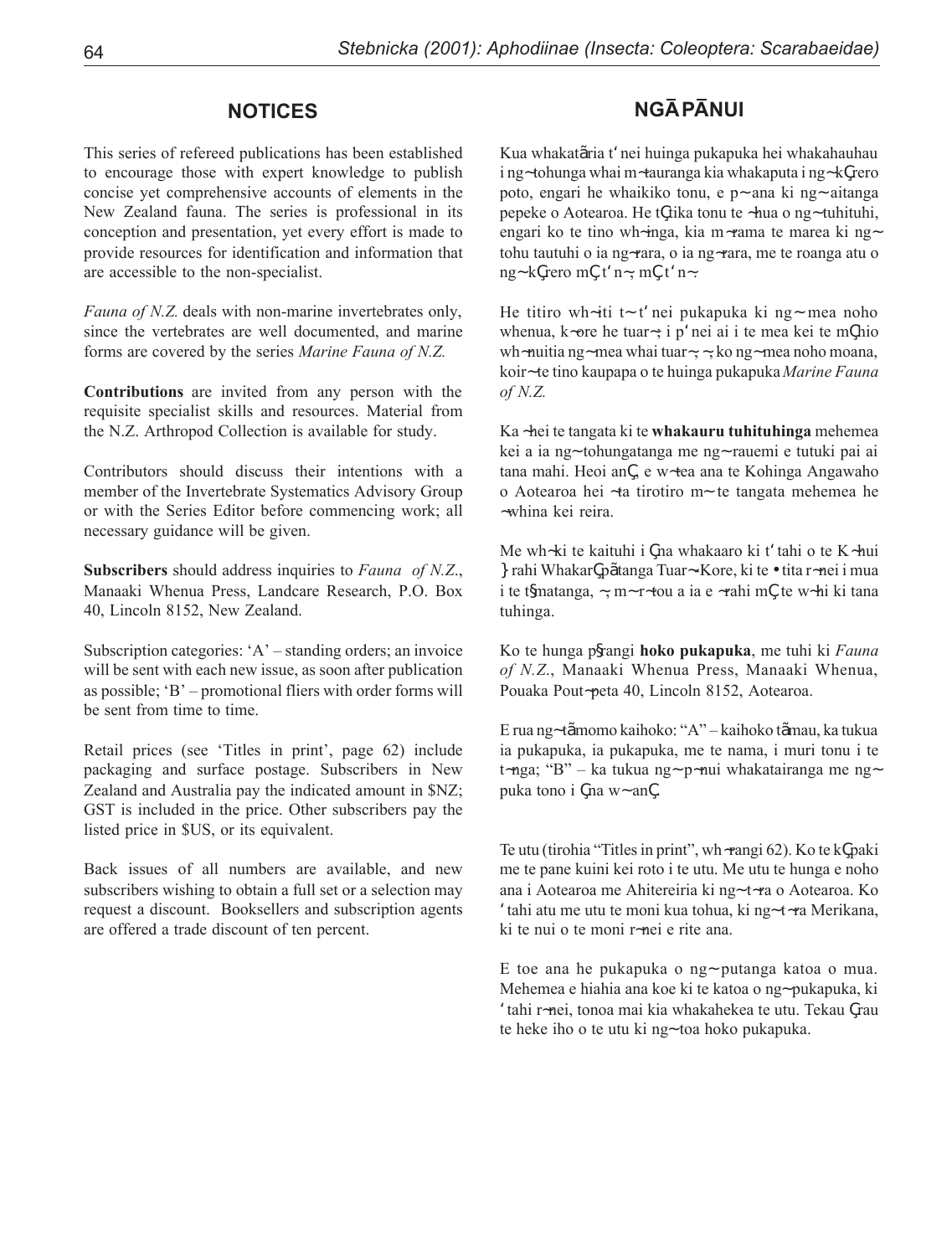## NOTICES

This series of refereed publications has been established to encourage those with expert knowledge to publish concise yet comprehensive accounts of elements in the New Zealand fauna. The series is professional in its conception and presentation, yet every effort is made to provide resources for identification and information that are accessible to the non-specialist.

*Fauna of N.Z.* deals with non-marine invertebrates only, since the vertebrates are well documented, and marine forms are covered by the series *Marine Fauna of N.Z.*

**Contributions** are invited from any person with the requisite specialist skills and resources. Material from the N.Z. Arthropod Collection is available for study.

Contributors should discuss their intentions with a member of the Invertebrate Systematics Advisory Group or with the Series Editor before commencing work; all necessary guidance will be given.

**Subscribers** should address inquiries to *Fauna of N.Z.*, Manaaki Whenua Press, Landcare Research, P.O. Box 40, Lincoln 8152, New Zealand.

Subscription categories: 'A' – standing orders; an invoice will be sent with each new issue, as soon after publication as possible; 'B' – promotional fliers with order forms will be sent from time to time.

Retail prices (see 'Titles in print', page 62) include packaging and surface postage. Subscribers in New Zealand and Australia pay the indicated amount in $NZ; GST is included in the price. Other subscribers pay the listed price in $US, or its equivalent.

Back issues of all numbers are available, and new subscribers wishing to obtain a full set or a selection may request a discount. Booksellers and subscription agents are offered a trade discount of ten percent.

## NGĀ PĀNUI

Kua whakatãria tʻnei huinga pukapuka hei whakahauhau i ng¬tohunga whai m¬tauranga kia whakaputa i ng¬kǬrero poto, engari he whaikiko tonu, e p~ana ki ng~aitanga pepeke o Aotearoa. He tǬtika tonu te ¬hua o ng~tuhituhi, engari ko te tino wh¬inga, kia m¬rama te marea ki ng~ tohu tautuhi o ia ng¬rara, o ia ng¬rara, me te roanga atu o ng~kǬrero mǬ tʻn~, mǬ tʻn~.

He titiro wh¬iti t~ tʻnei pukapuka ki ng~ mea noho whenua, k¬ore he tuar¬; i pʻnei ai i te mea kei te mǬhio wh¬nuitia ng~mea whai tuar~, ~, ko ng~mea noho moana, koir~te tino kaupapa o te huinga pukapuka *Marine Fauna of N.Z.*

Ka ¬hei te tangata ki te **whakauru tuhituhinga** mehemea kei a ia ng~tohungatanga me ng~rauemi e tutuki pai ai tana mahi. Heoi anǬ, e w¬tea ana te Kohinga Angawaho o Aotearoa hei ¬ta tirotiro m~ te tangata mehemea he ¬whina kei reira.

Me wh¬ki te kaituhi i Ǭna whakaaro ki tʻtahi o te K¬hui } rahi WhakarǬpãtanga Tuar~-Kore, ki te • tita r¬nei i mua i te t§matanga, ~, m~r¬tou a ia e ¬rahi mǬ te w¬hi ki tana tuhinga.

Ko te hunga p§rangi **hoko pukapuka**, me tuhi ki *Fauna of N.Z.*, Manaaki Whenua Press, Manaaki Whenua, Pouaka Pout¬peta 40, Lincoln 8152, Aotearoa.

E rua ng¬tãmomo kaihoko: "A" – kaihoko tǬmau, ka tukua ia pukapuka, ia pukapuka, me te nama, i muri tonu i te t¬nga; "B" – ka tukua ng~p¬nui whakatairanga me ng~ puka tono i Ǭna w~anǬ.

Te utu (tirohia "Titles in print", wh¬rangi 62). Ko te kǬpaki me te pane kuini kei roto i te utu. Me utu te hunga e noho ana i Aotearoa me Ahitereiria ki ng~t¬ra o Aotearoa. Ko ʻtahi atu me utu te moni kua tohua, ki ng~t¬ra Merikana, ki te nui o te moni r¬nei e rite ana.

E toe ana he pukapuka o ng~ putanga katoa o mua. Mehemea e hiahia ana koe ki te katoa o ng~pukapuka, ki ʻtahi r¬nei, tonoa mai kia whakahekea te utu. Tekau Ǭrau te heke iho o te utu ki ng~toa hoko pukapuka.